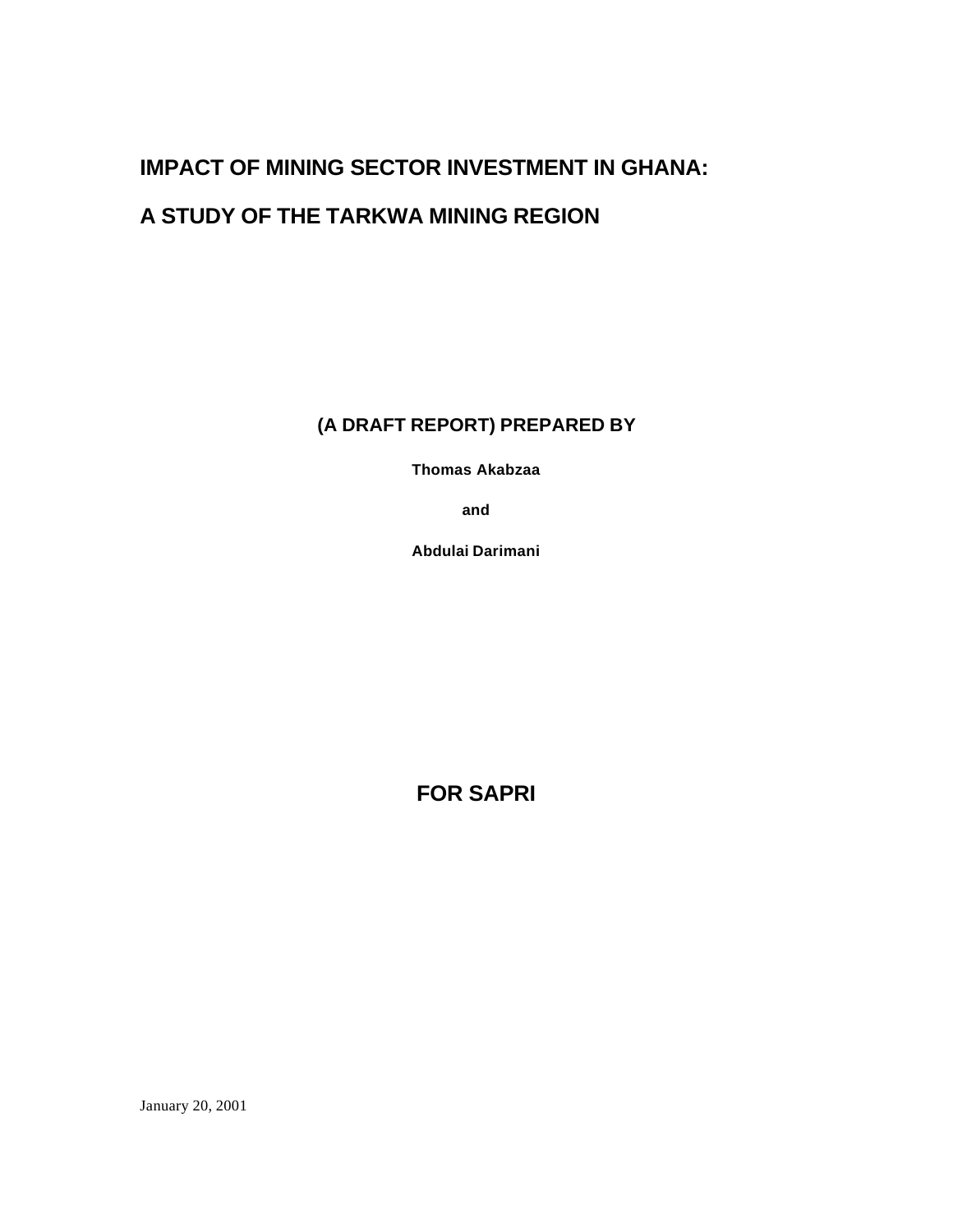# IMPACT OF MINING SECTOR INVESTMENT IN GHANA:

# A STUDY OF THE TARKWA MINING REGION

**(A DRAFT REPORT) PREPARED BY**

**Thomas Akabzaa**

**and**

**Abdulai Darimani**

**FOR SAPRI**

January 20, 2001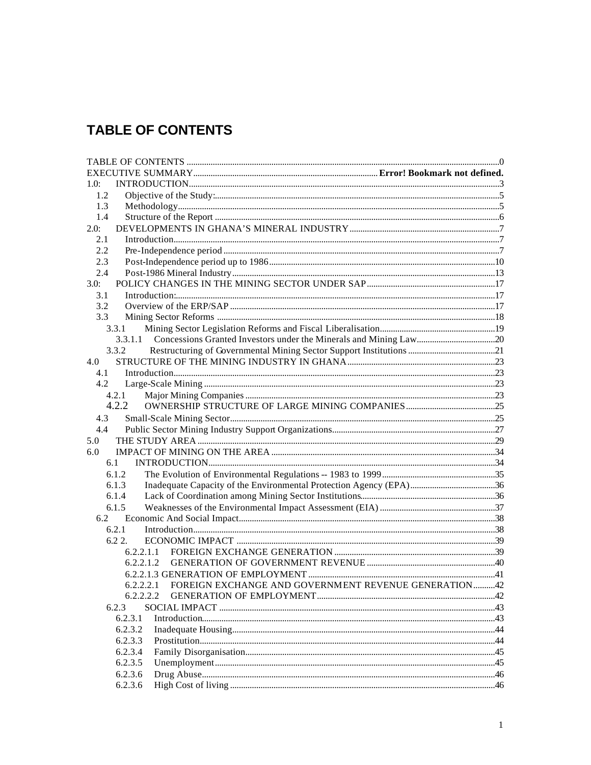# TABLE OF CONTENTS

TABLE OF CONTENTS ....................................................................................................................................0
EXECUTIVE SUMMARY.................................................................................. Error! Bookmark not defined.
1.0: INTRODUCTION............................................................................................................................3
1.2 Objective of the Study:..................................................................................................................5
1.3 Methodology..................................................................................................................................5
1.4 Structure of the Report .................................................................................................................6
2.0: DEVELOPMENTS IN GHANA'S MINERAL INDUSTRY .....................................................................7
2.1 Introduction....................................................................................................................................7
2.2 Pre-Independence period ..............................................................................................................7
2.3 Post-Independence period up to 1986.........................................................................................10
2.4 Post-1986 Mineral Industry .........................................................................................................13
3.0: POLICY CHANGES IN THE MINING SECTOR UNDER SAP ...........................................................17
3.1 Introduction:.................................................................................................................................17
3.2 Overview of the ERP/SAP ...........................................................................................................17
3.3 Mining Sector Reforms ...............................................................................................................18
3.3.1 Mining Sector Legislation Reforms and Fiscal Liberalisation....................................................19
3.3.1.1 Concessions Granted Investors under the Minerals and Mining Law....................................20
3.3.2 Restructuring of Governmental Mining Sector Support Institutions .........................................21
4.0 STRUCTURE OF THE MINING INDUSTRY IN GHANA ....................................................................23
4.1 Introduction..................................................................................................................................23
4.2 Large-Scale Mining .....................................................................................................................23
4.2.1 Major Mining Companies ..........................................................................................................23
4.2.2 OWNERSHIP STRUCTURE OF LARGE MINING COMPANIES .........................................25
4.3 Small-Scale Mining Sector..........................................................................................................25
4.4 Public Sector Mining Industry Support Organizations..................................................................27
5.0 THE STUDY AREA .........................................................................................................................29
6.0 IMPACT OF MINING ON THE AREA ..............................................................................................34
6.1 INTRODUCTION.........................................................................................................................34
6.1.2 The Evolution of Environmental Regulations -- 1983 to 1999....................................................35
6.1.3 Inadequate Capacity of the Environmental Protection Agency (EPA).......................................36
6.1.4 Lack of Coordination among Mining Sector Institutions.............................................................36
6.1.5 Weaknesses of the Environmental Impact Assessment (EIA) ....................................................37
6.2 Economic And Social Impact.......................................................................................................38
6.2.1 Introduction.................................................................................................................................38
6.2 2. ECONOMIC IMPACT .................................................................................................................39
6.2.2.1.1 FOREIGN EXCHANGE GENERATION .................................................................................39
6.2.2.1.2 GENERATION OF GOVERNMENT REVENUE ...................................................................40
6.2.2.1.3 GENERATION OF EMPLOYMENT ......................................................................................41
6.2.2.2.1 FOREIGN EXCHANGE AND GOVERNMENT REVENUE GENERATION..........................42
6.2.2.2.2 GENERATION OF EMPLOYMENT.......................................................................................42
6.2.3 SOCIAL IMPACT ..........................................................................................................................43
6.2.3.1 Introduction.................................................................................................................................43
6.2.3.2 Inadequate Housing....................................................................................................................44
6.2.3.3 Prostitution..................................................................................................................................44
6.2.3.4 Family Disorganisation................................................................................................................45
6.2.3.5 Unemployment............................................................................................................................45
6.2.3.6 Drug Abuse..................................................................................................................................46
6.2.3.6 High Cost of living ......................................................................................................................46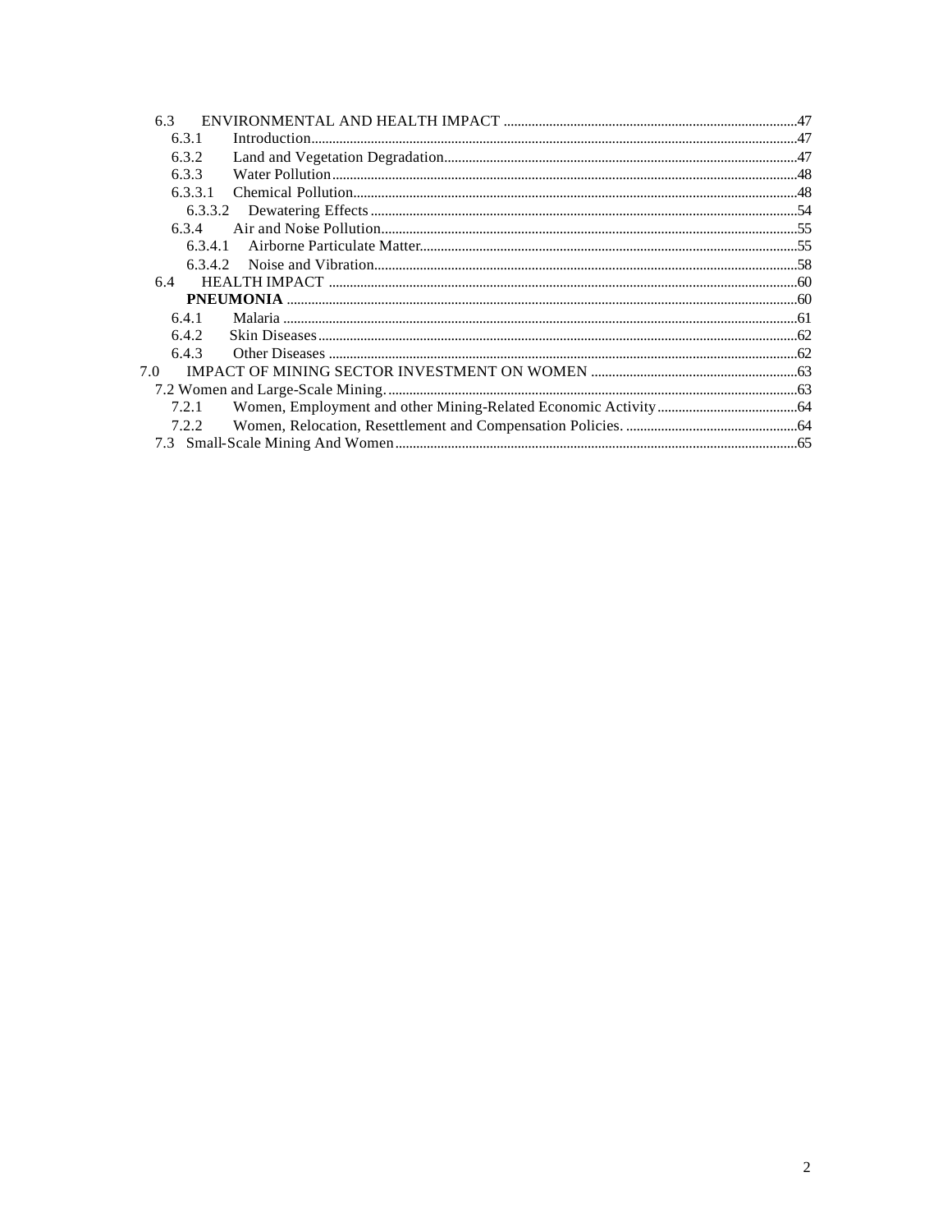6.3 ENVIRONMENTAL AND HEALTH IMPACT ....................................................................................47
6.3.1 Introduction....................................................................................................................................47
6.3.2 Land and Vegetation Degradation....................................................................................................47
6.3.3 Water Pollution...............................................................................................................................48
6.3.3.1 Chemical Pollution.....................................................................................................................48
6.3.3.2 Dewatering Effects.................................................................................................................54
6.3.4 Air and Noise Pollution....................................................................................................................55
6.3.4.1 Airborne Particulate Matter......................................................................................................55
6.3.4.2 Noise and Vibration...................................................................................................................58
6.4 HEALTH IMPACT ............................................................................................................................60
**PNEUMONIA** ..................................................................................................................................60
6.4.1 Malaria ...........................................................................................................................................61
6.4.2 Skin Diseases..................................................................................................................................62
6.4.3 Other Diseases ...............................................................................................................................62
7.0 IMPACT OF MINING SECTOR INVESTMENT ON WOMEN ...........................................................63
7.2 Women and Large-Scale Mining. ..........................................................................................................63
7.2.1 Women, Employment and other Mining-Related Economic Activity........................................64
7.2.2 Women, Relocation, Resettlement and Compensation Policies. .................................................64
7.3 Small-Scale Mining And Women.......................................................................................................65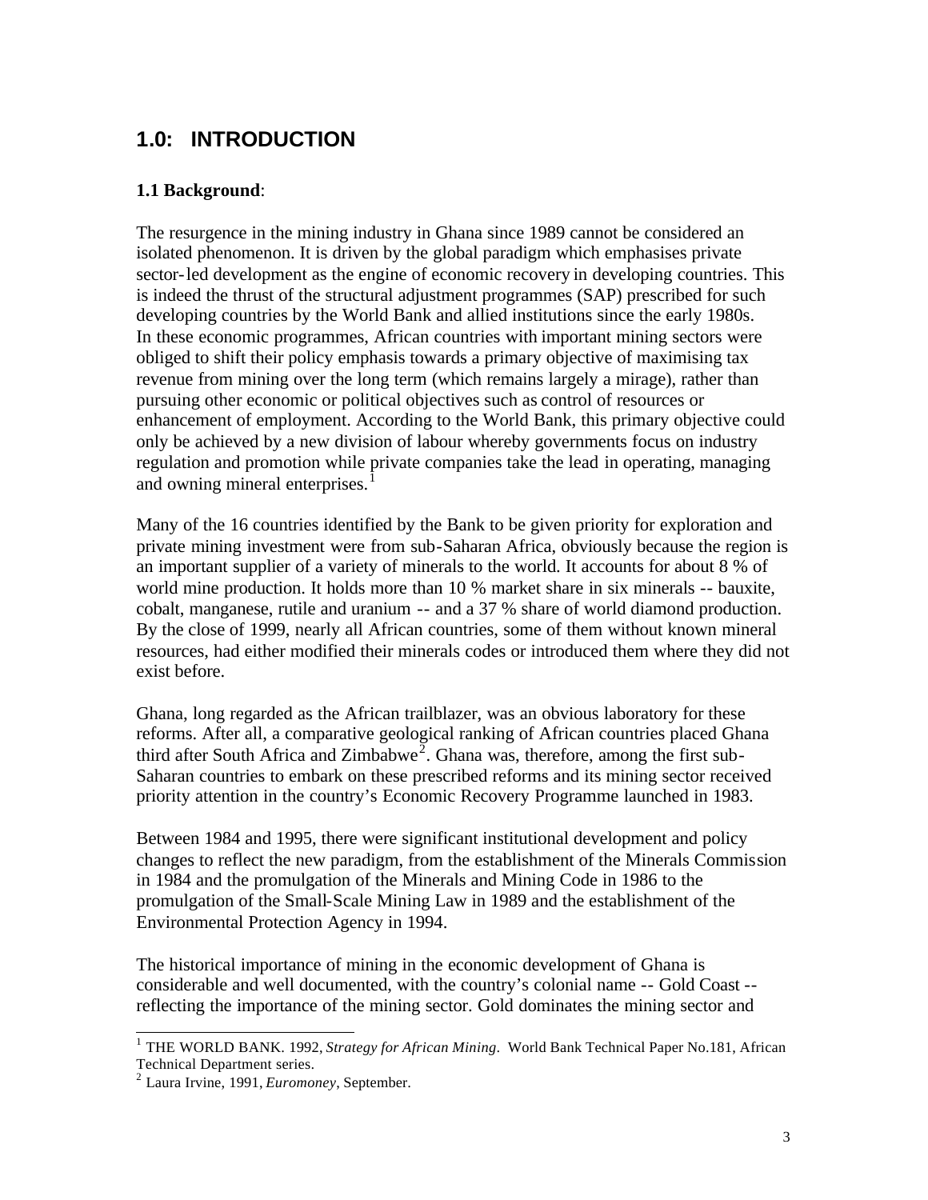# 1.0: INTRODUCTION

**1.1 Background**:

The resurgence in the mining industry in Ghana since 1989 cannot be considered an isolated phenomenon. It is driven by the global paradigm which emphasises private sector-led development as the engine of economic recovery in developing countries. This is indeed the thrust of the structural adjustment programmes (SAP) prescribed for such developing countries by the World Bank and allied institutions since the early 1980s. In these economic programmes, African countries with important mining sectors were obliged to shift their policy emphasis towards a primary objective of maximising tax revenue from mining over the long term (which remains largely a mirage), rather than pursuing other economic or political objectives such as control of resources or enhancement of employment. According to the World Bank, this primary objective could only be achieved by a new division of labour whereby governments focus on industry regulation and promotion while private companies take the lead in operating, managing and owning mineral enterprises.[1]

Many of the 16 countries identified by the Bank to be given priority for exploration and private mining investment were from sub-Saharan Africa, obviously because the region is an important supplier of a variety of minerals to the world. It accounts for about 8 % of world mine production. It holds more than 10 % market share in six minerals -- bauxite, cobalt, manganese, rutile and uranium -- and a 37 % share of world diamond production. By the close of 1999, nearly all African countries, some of them without known mineral resources, had either modified their minerals codes or introduced them where they did not exist before.

Ghana, long regarded as the African trailblazer, was an obvious laboratory for these reforms. After all, a comparative geological ranking of African countries placed Ghana third after South Africa and Zimbabwe[2]. Ghana was, therefore, among the first sub-Saharan countries to embark on these prescribed reforms and its mining sector received priority attention in the country's Economic Recovery Programme launched in 1983.

Between 1984 and 1995, there were significant institutional development and policy changes to reflect the new paradigm, from the establishment of the Minerals Commission in 1984 and the promulgation of the Minerals and Mining Code in 1986 to the promulgation of the Small-Scale Mining Law in 1989 and the establishment of the Environmental Protection Agency in 1994.

The historical importance of mining in the economic development of Ghana is considerable and well documented, with the country's colonial name -- Gold Coast -- reflecting the importance of the mining sector. Gold dominates the mining sector and

---

[1] THE WORLD BANK. 1992, *Strategy for African Mining*. World Bank Technical Paper No.181, African Technical Department series.

[2] Laura Irvine, 1991, *Euromoney*, September.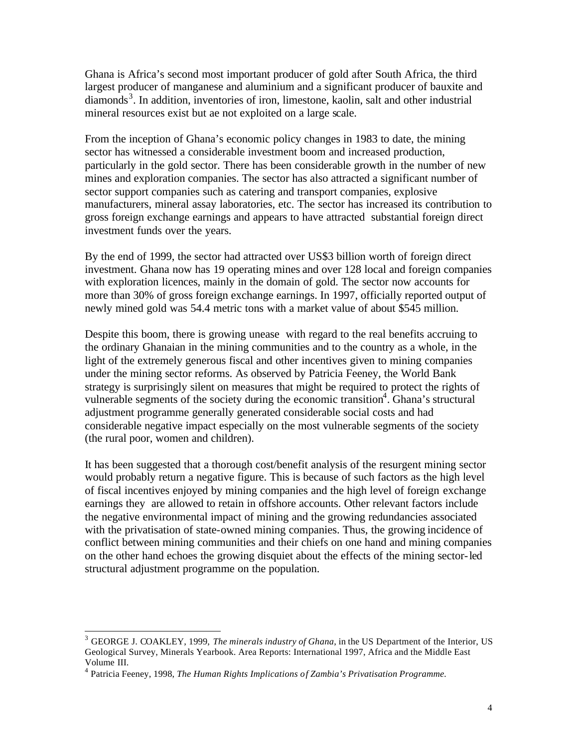Ghana is Africa's second most important producer of gold after South Africa, the third largest producer of manganese and aluminium and a significant producer of bauxite and diamonds[3]. In addition, inventories of iron, limestone, kaolin, salt and other industrial mineral resources exist but ae not exploited on a large scale.

From the inception of Ghana's economic policy changes in 1983 to date, the mining sector has witnessed a considerable investment boom and increased production, particularly in the gold sector. There has been considerable growth in the number of new mines and exploration companies. The sector has also attracted a significant number of sector support companies such as catering and transport companies, explosive manufacturers, mineral assay laboratories, etc. The sector has increased its contribution to gross foreign exchange earnings and appears to have attracted substantial foreign direct investment funds over the years.

By the end of 1999, the sector had attracted over US$3 billion worth of foreign direct investment. Ghana now has 19 operating mines and over 128 local and foreign companies with exploration licences, mainly in the domain of gold. The sector now accounts for more than 30% of gross foreign exchange earnings. In 1997, officially reported output of newly mined gold was 54.4 metric tons with a market value of about $545 million.

Despite this boom, there is growing unease with regard to the real benefits accruing to the ordinary Ghanaian in the mining communities and to the country as a whole, in the light of the extremely generous fiscal and other incentives given to mining companies under the mining sector reforms. As observed by Patricia Feeney, the World Bank strategy is surprisingly silent on measures that might be required to protect the rights of vulnerable segments of the society during the economic transition[4]. Ghana's structural adjustment programme generally generated considerable social costs and had considerable negative impact especially on the most vulnerable segments of the society (the rural poor, women and children).

It has been suggested that a thorough cost/benefit analysis of the resurgent mining sector would probably return a negative figure. This is because of such factors as the high level of fiscal incentives enjoyed by mining companies and the high level of foreign exchange earnings they are allowed to retain in offshore accounts. Other relevant factors include the negative environmental impact of mining and the growing redundancies associated with the privatisation of state-owned mining companies. Thus, the growing incidence of conflict between mining communities and their chiefs on one hand and mining companies on the other hand echoes the growing disquiet about the effects of the mining sector-led structural adjustment programme on the population.

---

[3] GEORGE J. COAKLEY, 1999, *The minerals industry of Ghana*, in the US Department of the Interior, US Geological Survey, Minerals Yearbook. Area Reports: International 1997, Africa and the Middle East Volume III.

[4] Patricia Feeney, 1998, *The Human Rights Implications of Zambia's Privatisation Programme.*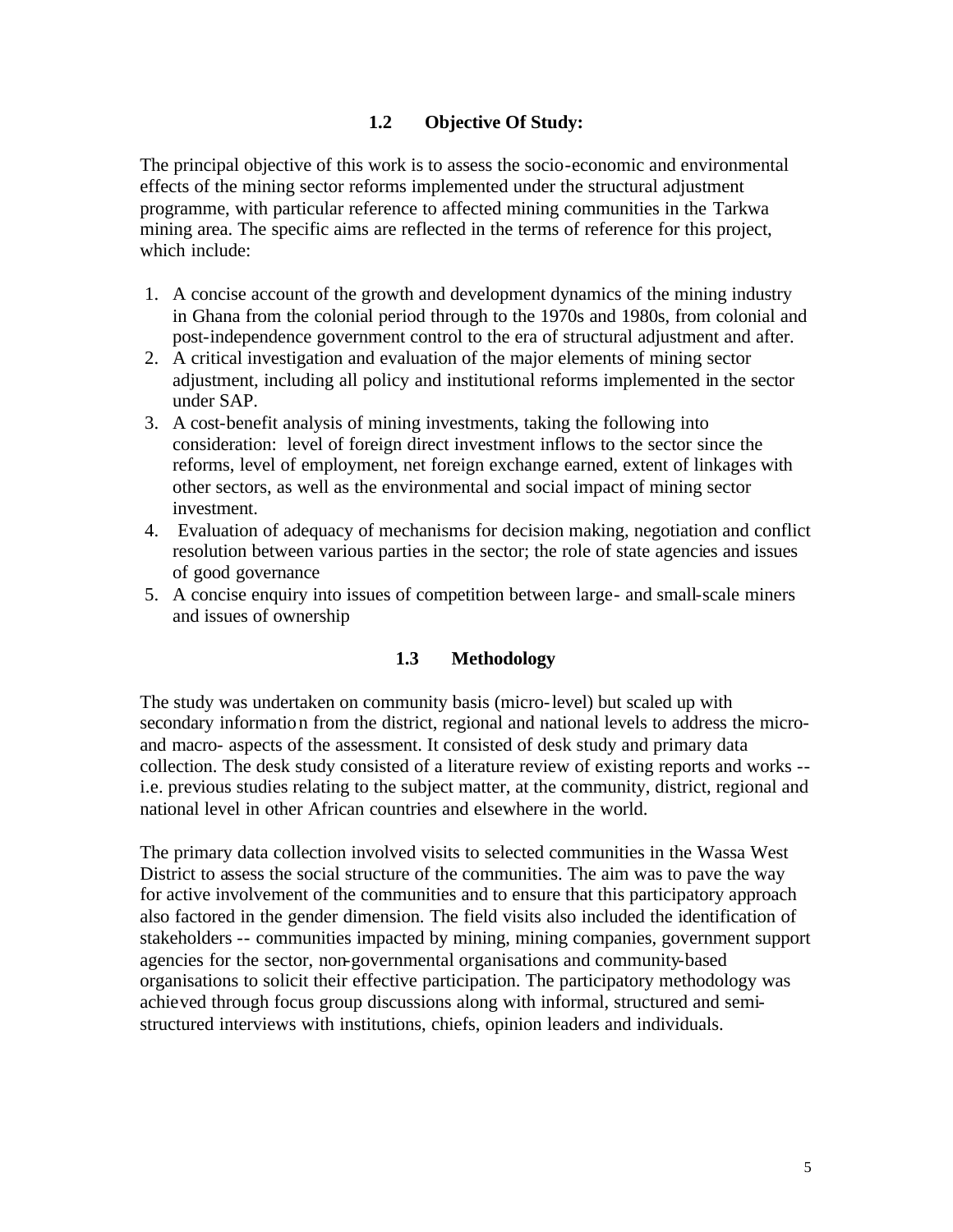### 1.2 Objective Of Study:

The principal objective of this work is to assess the socio-economic and environmental effects of the mining sector reforms implemented under the structural adjustment programme, with particular reference to affected mining communities in the Tarkwa mining area. The specific aims are reflected in the terms of reference for this project, which include:

1. A concise account of the growth and development dynamics of the mining industry in Ghana from the colonial period through to the 1970s and 1980s, from colonial and post-independence government control to the era of structural adjustment and after.
2. A critical investigation and evaluation of the major elements of mining sector adjustment, including all policy and institutional reforms implemented in the sector under SAP.
3. A cost-benefit analysis of mining investments, taking the following into consideration: level of foreign direct investment inflows to the sector since the reforms, level of employment, net foreign exchange earned, extent of linkages with other sectors, as well as the environmental and social impact of mining sector investment.
4. Evaluation of adequacy of mechanisms for decision making, negotiation and conflict resolution between various parties in the sector; the role of state agencies and issues of good governance
5. A concise enquiry into issues of competition between large- and small-scale miners and issues of ownership

### 1.3 Methodology

The study was undertaken on community basis (micro-level) but scaled up with secondary information from the district, regional and national levels to address the micro- and macro- aspects of the assessment. It consisted of desk study and primary data collection. The desk study consisted of a literature review of existing reports and works -- i.e. previous studies relating to the subject matter, at the community, district, regional and national level in other African countries and elsewhere in the world.

The primary data collection involved visits to selected communities in the Wassa West District to assess the social structure of the communities. The aim was to pave the way for active involvement of the communities and to ensure that this participatory approach also factored in the gender dimension. The field visits also included the identification of stakeholders -- communities impacted by mining, mining companies, government support agencies for the sector, non-governmental organisations and community-based organisations to solicit their effective participation. The participatory methodology was achieved through focus group discussions along with informal, structured and semi-structured interviews with institutions, chiefs, opinion leaders and individuals.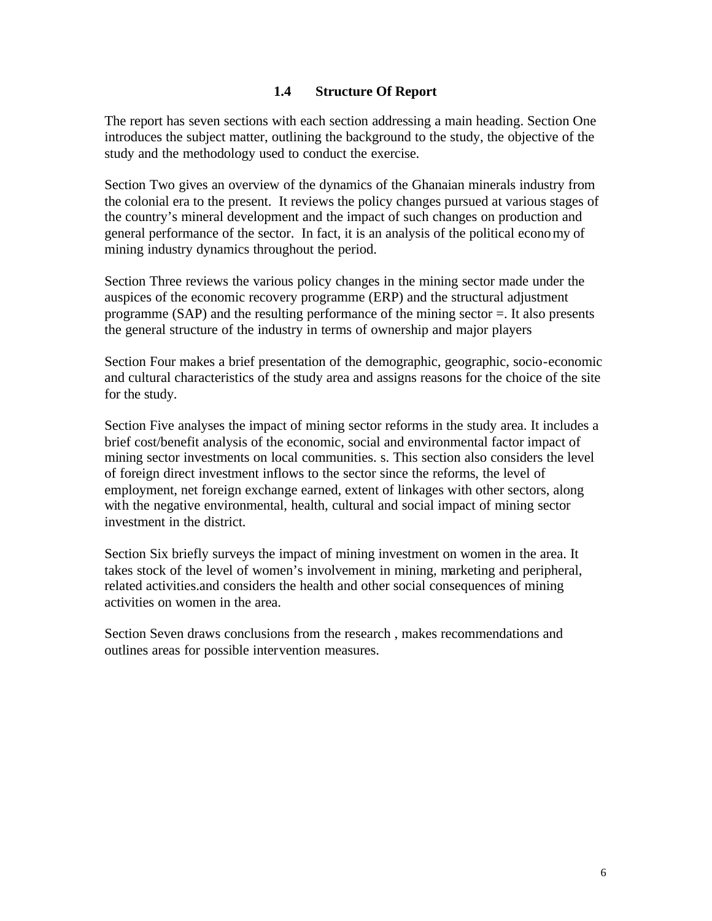### 1.4 Structure Of Report

The report has seven sections with each section addressing a main heading. Section One introduces the subject matter, outlining the background to the study, the objective of the study and the methodology used to conduct the exercise.

Section Two gives an overview of the dynamics of the Ghanaian minerals industry from the colonial era to the present. It reviews the policy changes pursued at various stages of the country's mineral development and the impact of such changes on production and general performance of the sector. In fact, it is an analysis of the political economy of mining industry dynamics throughout the period.

Section Three reviews the various policy changes in the mining sector made under the auspices of the economic recovery programme (ERP) and the structural adjustment programme (SAP) and the resulting performance of the mining sector =. It also presents the general structure of the industry in terms of ownership and major players

Section Four makes a brief presentation of the demographic, geographic, socio-economic and cultural characteristics of the study area and assigns reasons for the choice of the site for the study.

Section Five analyses the impact of mining sector reforms in the study area. It includes a brief cost/benefit analysis of the economic, social and environmental factor impact of mining sector investments on local communities. s. This section also considers the level of foreign direct investment inflows to the sector since the reforms, the level of employment, net foreign exchange earned, extent of linkages with other sectors, along with the negative environmental, health, cultural and social impact of mining sector investment in the district.

Section Six briefly surveys the impact of mining investment on women in the area. It takes stock of the level of women's involvement in mining, marketing and peripheral, related activities.and considers the health and other social consequences of mining activities on women in the area.

Section Seven draws conclusions from the research , makes recommendations and outlines areas for possible intervention measures.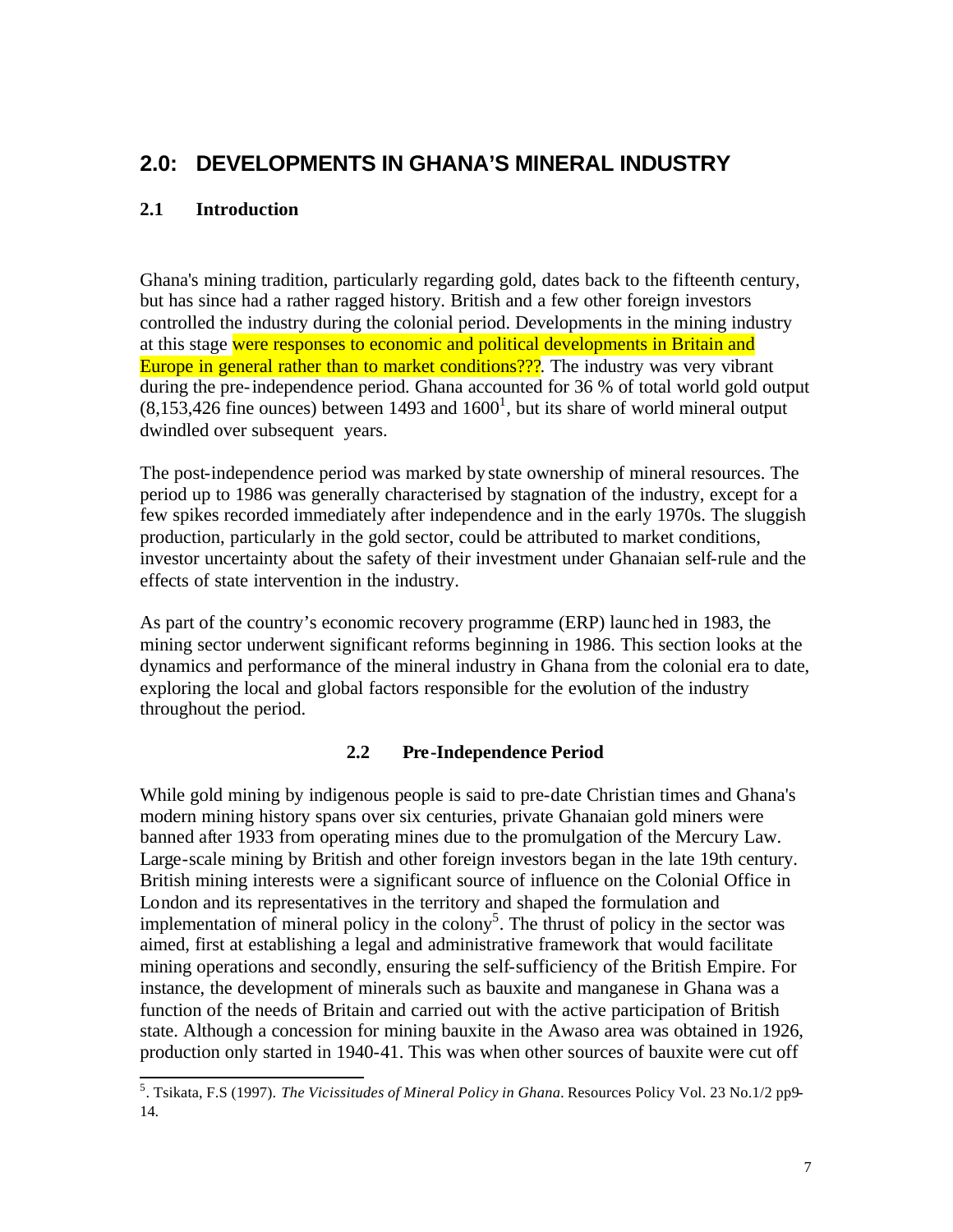## 2.0: DEVELOPMENTS IN GHANA'S MINERAL INDUSTRY

### 2.1 Introduction

Ghana's mining tradition, particularly regarding gold, dates back to the fifteenth century, but has since had a rather ragged history. British and a few other foreign investors controlled the industry during the colonial period. Developments in the mining industry at this stage were responses to economic and political developments in Britain and Europe in general rather than to market conditions???. The industry was very vibrant during the pre-independence period. Ghana accounted for 36 % of total world gold output (8,153,426 fine ounces) between 1493 and 1600[1], but its share of world mineral output dwindled over subsequent years.

The post-independence period was marked by state ownership of mineral resources. The period up to 1986 was generally characterised by stagnation of the industry, except for a few spikes recorded immediately after independence and in the early 1970s. The sluggish production, particularly in the gold sector, could be attributed to market conditions, investor uncertainty about the safety of their investment under Ghanaian self-rule and the effects of state intervention in the industry.

As part of the country's economic recovery programme (ERP) launched in 1983, the mining sector underwent significant reforms beginning in 1986. This section looks at the dynamics and performance of the mineral industry in Ghana from the colonial era to date, exploring the local and global factors responsible for the evolution of the industry throughout the period.

### 2.2 Pre-Independence Period

While gold mining by indigenous people is said to pre-date Christian times and Ghana's modern mining history spans over six centuries, private Ghanaian gold miners were banned after 1933 from operating mines due to the promulgation of the Mercury Law. Large-scale mining by British and other foreign investors began in the late 19th century. British mining interests were a significant source of influence on the Colonial Office in London and its representatives in the territory and shaped the formulation and implementation of mineral policy in the colony[5]. The thrust of policy in the sector was aimed, first at establishing a legal and administrative framework that would facilitate mining operations and secondly, ensuring the self-sufficiency of the British Empire. For instance, the development of minerals such as bauxite and manganese in Ghana was a function of the needs of Britain and carried out with the active participation of British state. Although a concession for mining bauxite in the Awaso area was obtained in 1926, production only started in 1940-41. This was when other sources of bauxite were cut off

---

[5]. Tsikata, F.S (1997). *The Vicissitudes of Mineral Policy in Ghana*. Resources Policy Vol. 23 No.1/2 pp9-14.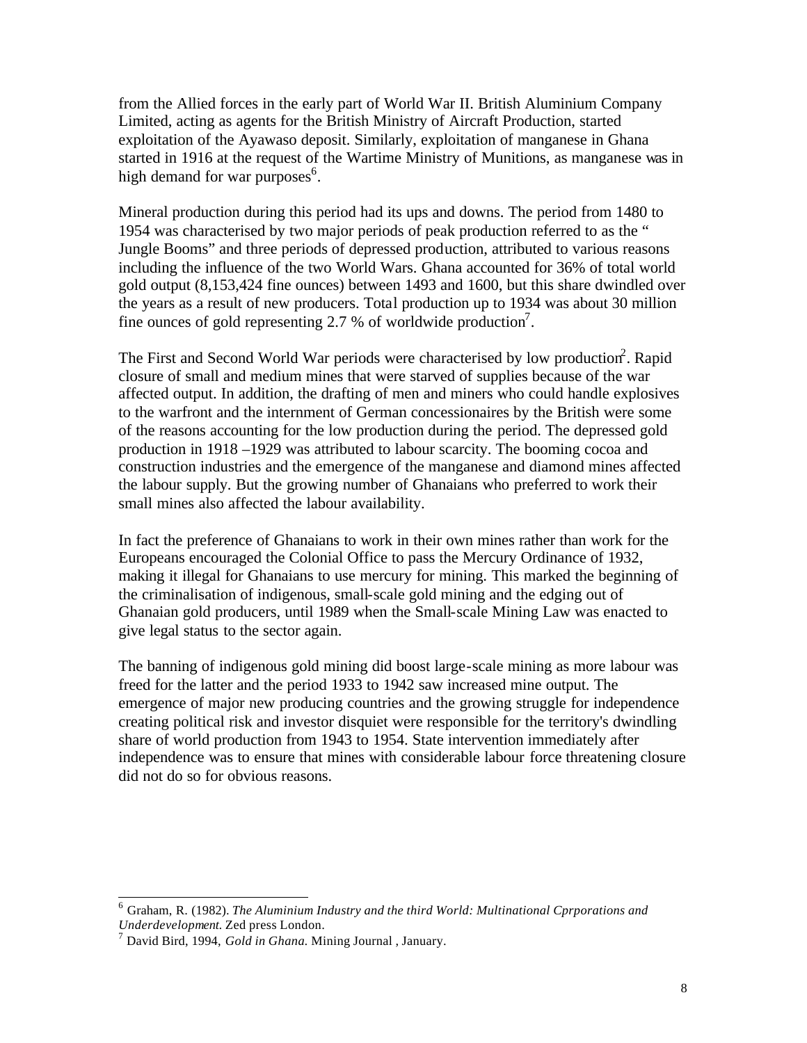from the Allied forces in the early part of World War II. British Aluminium Company Limited, acting as agents for the British Ministry of Aircraft Production, started exploitation of the Ayawaso deposit. Similarly, exploitation of manganese in Ghana started in 1916 at the request of the Wartime Ministry of Munitions, as manganese was in high demand for war purposes[6].

Mineral production during this period had its ups and downs. The period from 1480 to 1954 was characterised by two major periods of peak production referred to as the " Jungle Booms" and three periods of depressed production, attributed to various reasons including the influence of the two World Wars. Ghana accounted for 36% of total world gold output (8,153,424 fine ounces) between 1493 and 1600, but this share dwindled over the years as a result of new producers. Total production up to 1934 was about 30 million fine ounces of gold representing 2.7 % of worldwide production[7].

The First and Second World War periods were characterised by low production[2]. Rapid closure of small and medium mines that were starved of supplies because of the war affected output. In addition, the drafting of men and miners who could handle explosives to the warfront and the internment of German concessionaires by the British were some of the reasons accounting for the low production during the period. The depressed gold production in 1918 –1929 was attributed to labour scarcity. The booming cocoa and construction industries and the emergence of the manganese and diamond mines affected the labour supply. But the growing number of Ghanaians who preferred to work their small mines also affected the labour availability.

In fact the preference of Ghanaians to work in their own mines rather than work for the Europeans encouraged the Colonial Office to pass the Mercury Ordinance of 1932, making it illegal for Ghanaians to use mercury for mining. This marked the beginning of the criminalisation of indigenous, small-scale gold mining and the edging out of Ghanaian gold producers, until 1989 when the Small-scale Mining Law was enacted to give legal status to the sector again.

The banning of indigenous gold mining did boost large-scale mining as more labour was freed for the latter and the period 1933 to 1942 saw increased mine output. The emergence of major new producing countries and the growing struggle for independence creating political risk and investor disquiet were responsible for the territory's dwindling share of world production from 1943 to 1954. State intervention immediately after independence was to ensure that mines with considerable labour force threatening closure did not do so for obvious reasons.

---

[6] Graham, R. (1982). *The Aluminium Industry and the third World: Multinational Cprporations and Underdevelopment.* Zed press London.

[7] David Bird, 1994, *Gold in Ghana.* Mining Journal , January.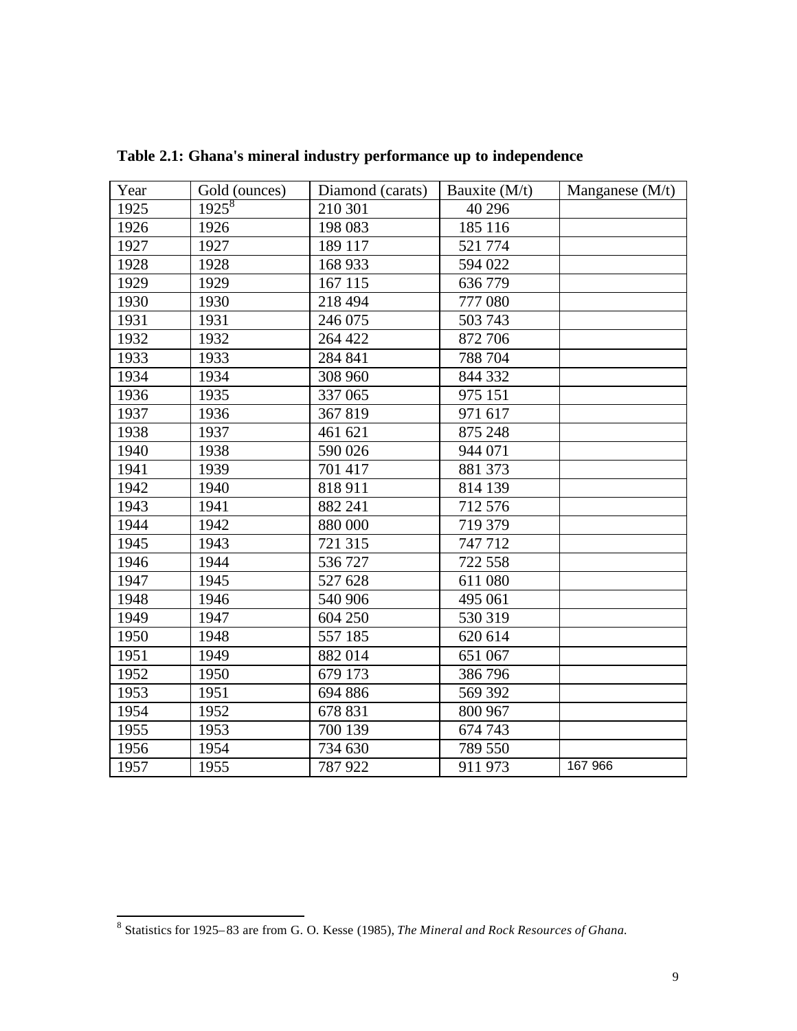**Table 2.1: Ghana's mineral industry performance up to independence**

| Year | Gold (ounces) | Diamond (carats) | Bauxite (M/t) | Manganese (M/t) |
|---|---|---|---|---|
| 1925 | 1925[8] | 210 301 | 40 296 | |
| 1926 | 1926 | 198 083 | 185 116 | |
| 1927 | 1927 | 189 117 | 521 774 | |
| 1928 | 1928 | 168 933 | 594 022 | |
| 1929 | 1929 | 167 115 | 636 779 | |
| 1930 | 1930 | 218 494 | 777 080 | |
| 1931 | 1931 | 246 075 | 503 743 | |
| 1932 | 1932 | 264 422 | 872 706 | |
| 1933 | 1933 | 284 841 | 788 704 | |
| 1934 | 1934 | 308 960 | 844 332 | |
| 1936 | 1935 | 337 065 | 975 151 | |
| 1937 | 1936 | 367 819 | 971 617 | |
| 1938 | 1937 | 461 621 | 875 248 | |
| 1940 | 1938 | 590 026 | 944 071 | |
| 1941 | 1939 | 701 417 | 881 373 | |
| 1942 | 1940 | 818 911 | 814 139 | |
| 1943 | 1941 | 882 241 | 712 576 | |
| 1944 | 1942 | 880 000 | 719 379 | |
| 1945 | 1943 | 721 315 | 747 712 | |
| 1946 | 1944 | 536 727 | 722 558 | |
| 1947 | 1945 | 527 628 | 611 080 | |
| 1948 | 1946 | 540 906 | 495 061 | |
| 1949 | 1947 | 604 250 | 530 319 | |
| 1950 | 1948 | 557 185 | 620 614 | |
| 1951 | 1949 | 882 014 | 651 067 | |
| 1952 | 1950 | 679 173 | 386 796 | |
| 1953 | 1951 | 694 886 | 569 392 | |
| 1954 | 1952 | 678 831 | 800 967 | |
| 1955 | 1953 | 700 139 | 674 743 | |
| 1956 | 1954 | 734 630 | 789 550 | |
| 1957 | 1955 | 787 922 | 911 973 | 167 966 |

[8] Statistics for 1925–83 are from G. O. Kesse (1985), *The Mineral and Rock Resources of Ghana.*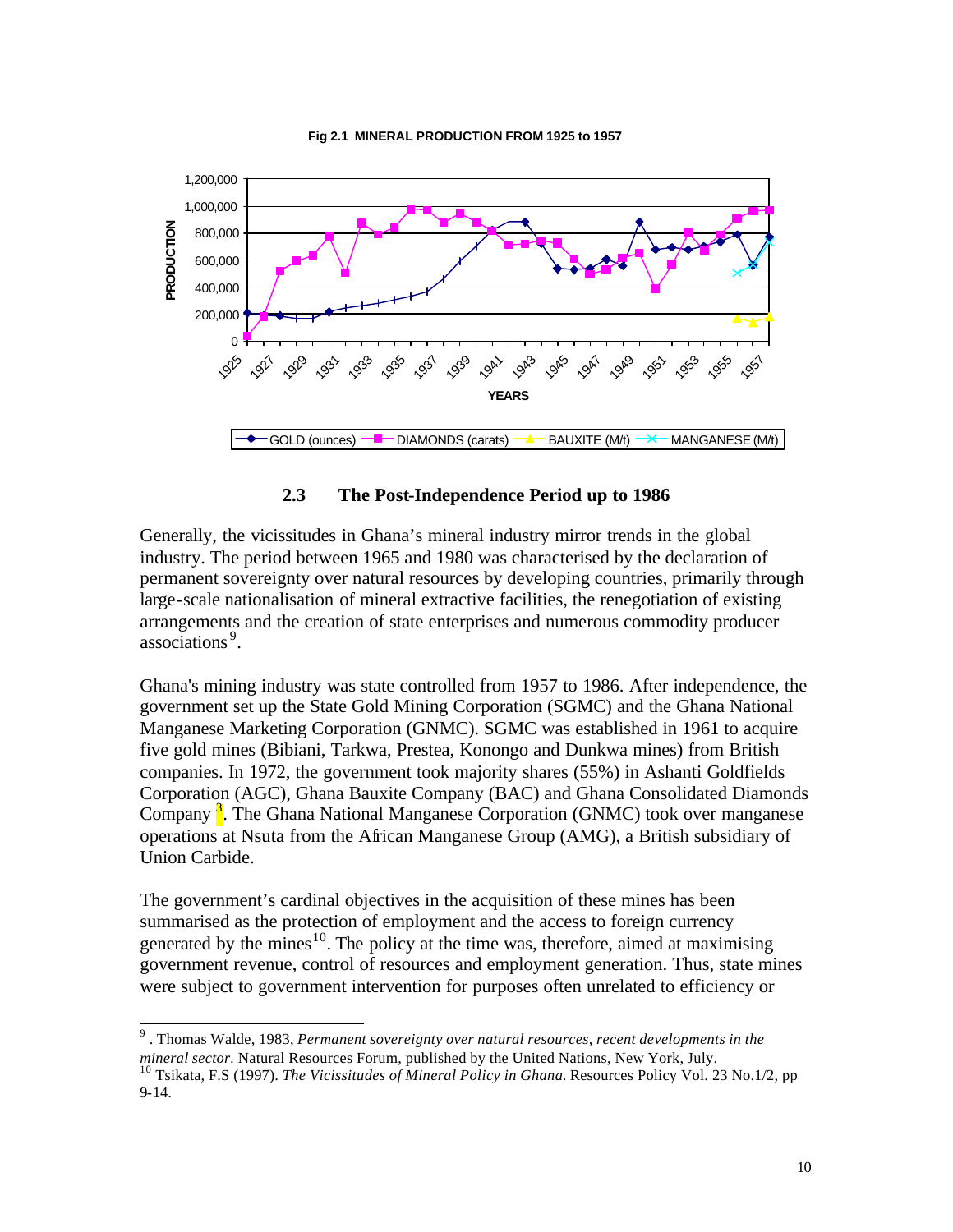**Fig 2.1 MINERAL PRODUCTION FROM 1925 to 1957**

## 2.3 The Post-Independence Period up to 1986

Generally, the vicissitudes in Ghana's mineral industry mirror trends in the global industry. The period between 1965 and 1980 was characterised by the declaration of permanent sovereignty over natural resources by developing countries, primarily through large-scale nationalisation of mineral extractive facilities, the renegotiation of existing arrangements and the creation of state enterprises and numerous commodity producer associations[9].

Ghana's mining industry was state controlled from 1957 to 1986. After independence, the government set up the State Gold Mining Corporation (SGMC) and the Ghana National Manganese Marketing Corporation (GNMC). SGMC was established in 1961 to acquire five gold mines (Bibiani, Tarkwa, Prestea, Konongo and Dunkwa mines) from British companies. In 1972, the government took majority shares (55%) in Ashanti Goldfields Corporation (AGC), Ghana Bauxite Company (BAC) and Ghana Consolidated Diamonds Company [3]. The Ghana National Manganese Corporation (GNMC) took over manganese operations at Nsuta from the African Manganese Group (AMG), a British subsidiary of Union Carbide.

The government's cardinal objectives in the acquisition of these mines has been summarised as the protection of employment and the access to foreign currency generated by the mines[10]. The policy at the time was, therefore, aimed at maximising government revenue, control of resources and employment generation. Thus, state mines were subject to government intervention for purposes often unrelated to efficiency or

---

[9] . Thomas Walde, 1983, *Permanent sovereignty over natural resources, recent developments in the mineral sector.* Natural Resources Forum, published by the United Nations, New York, July.

[10] Tsikata, F.S (1997). *The Vicissitudes of Mineral Policy in Ghana.* Resources Policy Vol. 23 No.1/2, pp 9-14.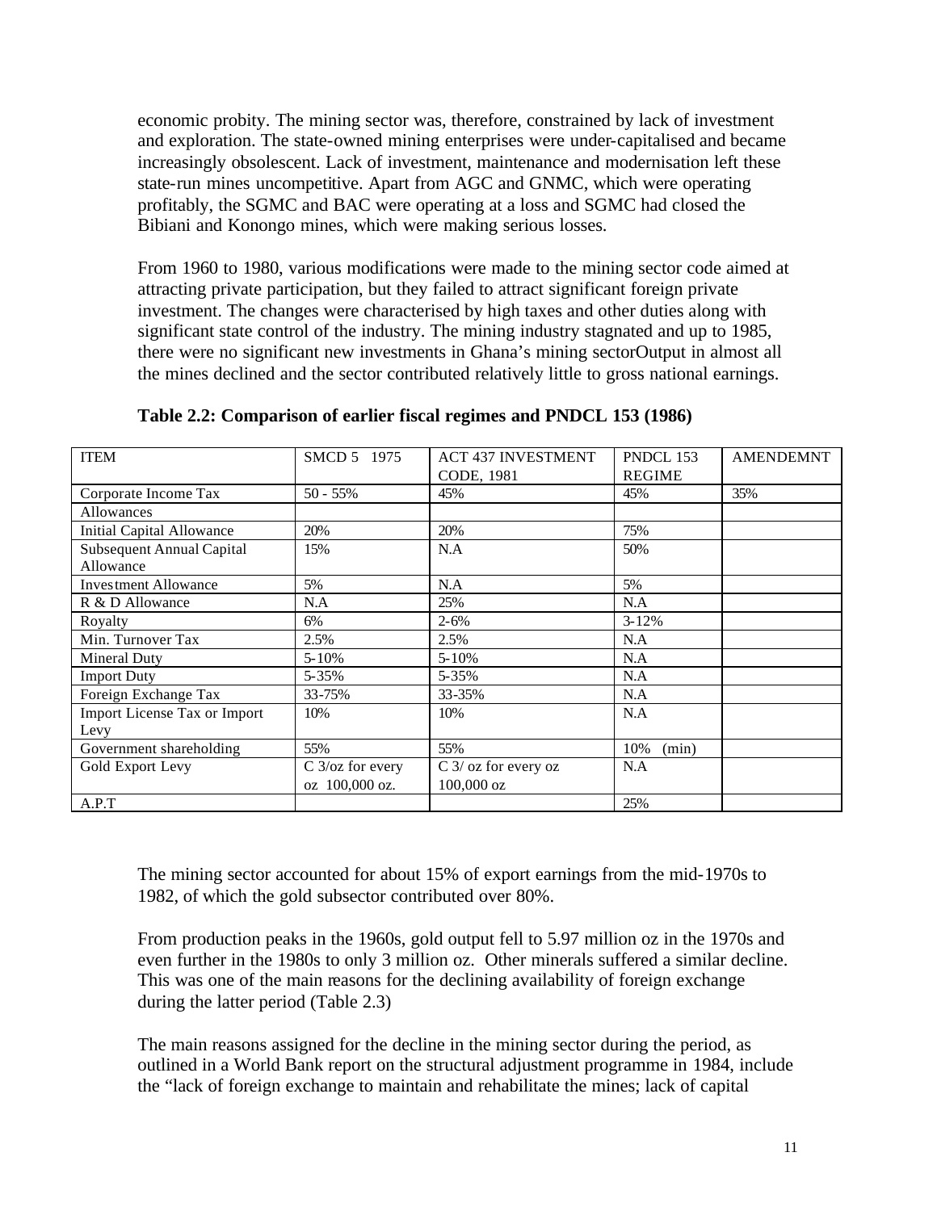economic probity. The mining sector was, therefore, constrained by lack of investment and exploration. The state-owned mining enterprises were under-capitalised and became increasingly obsolescent. Lack of investment, maintenance and modernisation left these state-run mines uncompetitive. Apart from AGC and GNMC, which were operating profitably, the SGMC and BAC were operating at a loss and SGMC had closed the Bibiani and Konongo mines, which were making serious losses.

From 1960 to 1980, various modifications were made to the mining sector code aimed at attracting private participation, but they failed to attract significant foreign private investment. The changes were characterised by high taxes and other duties along with significant state control of the industry. The mining industry stagnated and up to 1985, there were no significant new investments in Ghana's mining sectorOutput in almost all the mines declined and the sector contributed relatively little to gross national earnings.

**Table 2.2: Comparison of earlier fiscal regimes and PNDCL 153 (1986)**

| ITEM | SMCD 5 1975 | ACT 437 INVESTMENT CODE, 1981 | PNDCL 153 REGIME | AMENDEMNT |
|---|---|---|---|---|
| Corporate Income Tax | 50 - 55% | 45% | 45% | 35% |
| Allowances | | | | |
| Initial Capital Allowance | 20% | 20% | 75% | |
| Subsequent Annual Capital Allowance | 15% | N.A | 50% | |
| Investment Allowance | 5% | N.A | 5% | |
| R & D Allowance | N.A | 25% | N.A | |
| Royalty | 6% | 2-6% | 3-12% | |
| Min. Turnover Tax | 2.5% | 2.5% | N.A | |
| Mineral Duty | 5-10% | 5-10% | N.A | |
| Import Duty | 5-35% | 5-35% | N.A | |
| Foreign Exchange Tax | 33-75% | 33-35% | N.A | |
| Import License Tax or Import Levy | 10% | 10% | N.A | |
| Government shareholding | 55% | 55% | 10% (min) | |
| Gold Export Levy | C 3/oz for every oz 100,000 oz. | C 3/ oz for every oz 100,000 oz | N.A | |
| A.P.T | | | 25% | |

The mining sector accounted for about 15% of export earnings from the mid-1970s to 1982, of which the gold subsector contributed over 80%.

From production peaks in the 1960s, gold output fell to 5.97 million oz in the 1970s and even further in the 1980s to only 3 million oz. Other minerals suffered a similar decline. This was one of the main reasons for the declining availability of foreign exchange during the latter period (Table 2.3)

The main reasons assigned for the decline in the mining sector during the period, as outlined in a World Bank report on the structural adjustment programme in 1984, include the "lack of foreign exchange to maintain and rehabilitate the mines; lack of capital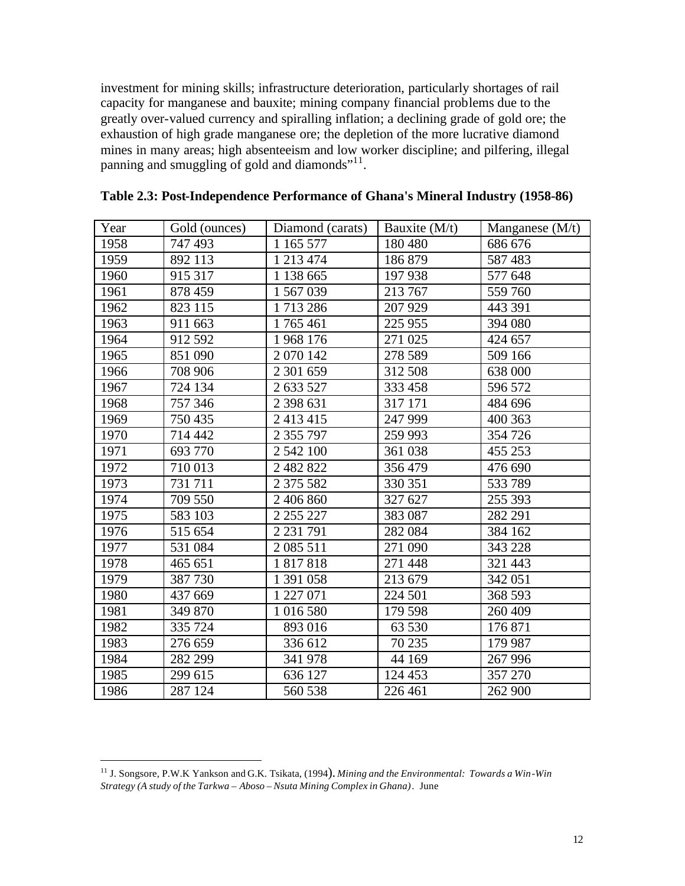investment for mining skills; infrastructure deterioration, particularly shortages of rail capacity for manganese and bauxite; mining company financial problems due to the greatly over-valued currency and spiralling inflation; a declining grade of gold ore; the exhaustion of high grade manganese ore; the depletion of the more lucrative diamond mines in many areas; high absenteeism and low worker discipline; and pilfering, illegal panning and smuggling of gold and diamonds"[11].

**Table 2.3: Post-Independence Performance of Ghana's Mineral Industry (1958-86)**

| Year | Gold (ounces) | Diamond (carats) | Bauxite (M/t) | Manganese (M/t) |
|---|---|---|---|---|
| 1958 | 747 493 | 1 165 577 | 180 480 | 686 676 |
| 1959 | 892 113 | 1 213 474 | 186 879 | 587 483 |
| 1960 | 915 317 | 1 138 665 | 197 938 | 577 648 |
| 1961 | 878 459 | 1 567 039 | 213 767 | 559 760 |
| 1962 | 823 115 | 1 713 286 | 207 929 | 443 391 |
| 1963 | 911 663 | 1 765 461 | 225 955 | 394 080 |
| 1964 | 912 592 | 1 968 176 | 271 025 | 424 657 |
| 1965 | 851 090 | 2 070 142 | 278 589 | 509 166 |
| 1966 | 708 906 | 2 301 659 | 312 508 | 638 000 |
| 1967 | 724 134 | 2 633 527 | 333 458 | 596 572 |
| 1968 | 757 346 | 2 398 631 | 317 171 | 484 696 |
| 1969 | 750 435 | 2 413 415 | 247 999 | 400 363 |
| 1970 | 714 442 | 2 355 797 | 259 993 | 354 726 |
| 1971 | 693 770 | 2 542 100 | 361 038 | 455 253 |
| 1972 | 710 013 | 2 482 822 | 356 479 | 476 690 |
| 1973 | 731 711 | 2 375 582 | 330 351 | 533 789 |
| 1974 | 709 550 | 2 406 860 | 327 627 | 255 393 |
| 1975 | 583 103 | 2 255 227 | 383 087 | 282 291 |
| 1976 | 515 654 | 2 231 791 | 282 084 | 384 162 |
| 1977 | 531 084 | 2 085 511 | 271 090 | 343 228 |
| 1978 | 465 651 | 1 817 818 | 271 448 | 321 443 |
| 1979 | 387 730 | 1 391 058 | 213 679 | 342 051 |
| 1980 | 437 669 | 1 227 071 | 224 501 | 368 593 |
| 1981 | 349 870 | 1 016 580 | 179 598 | 260 409 |
| 1982 | 335 724 | 893 016 | 63 530 | 176 871 |
| 1983 | 276 659 | 336 612 | 70 235 | 179 987 |
| 1984 | 282 299 | 341 978 | 44 169 | 267 996 |
| 1985 | 299 615 | 636 127 | 124 453 | 357 270 |
| 1986 | 287 124 | 560 538 | 226 461 | 262 900 |

[11] J. Songsore, P.W.K Yankson and G.K. Tsikata, (1994). *Mining and the Environmental: Towards a Win-Win Strategy (A study of the Tarkwa – Aboso – Nsuta Mining Complex in Ghana)*. June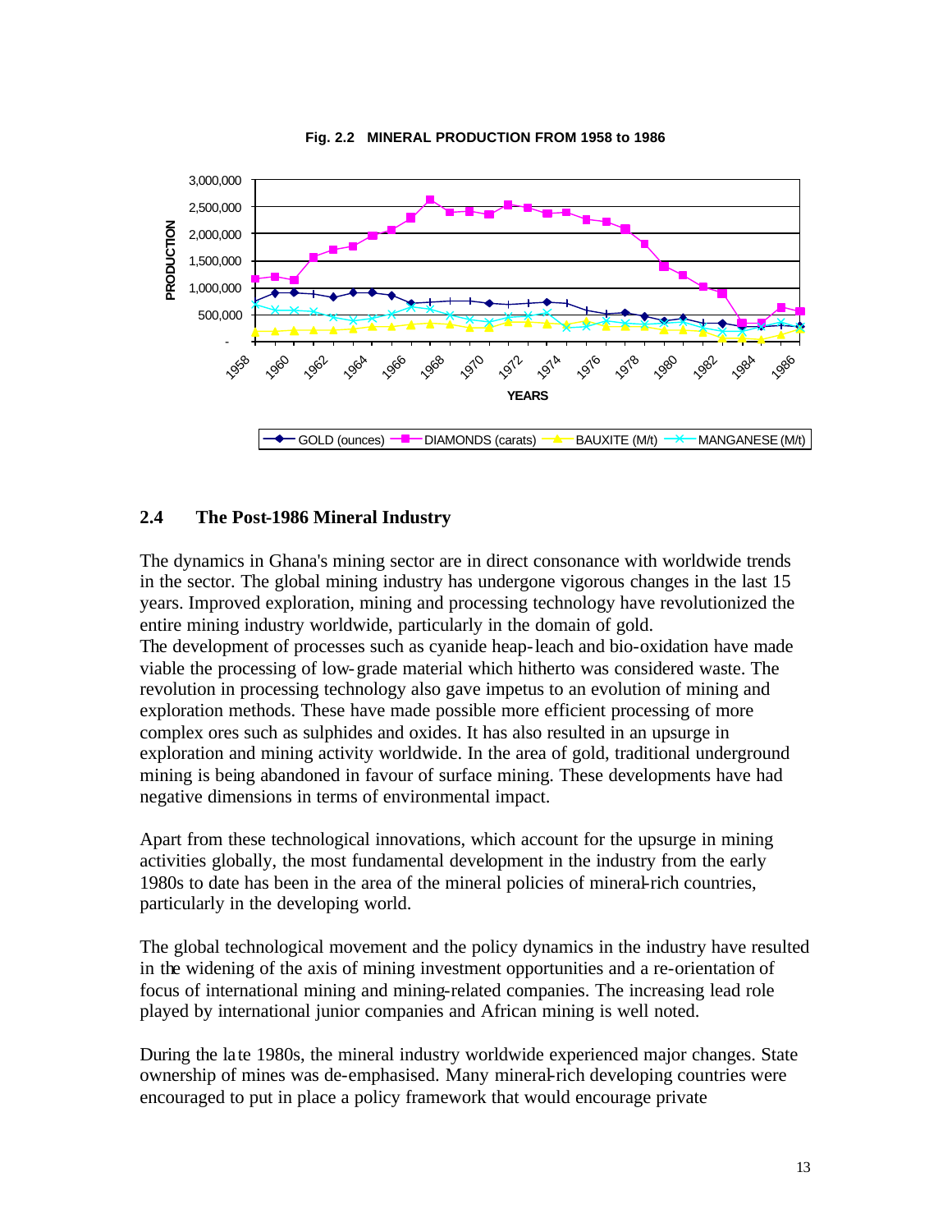**Fig. 2.2 MINERAL PRODUCTION FROM 1958 to 1986**

## 2.4 The Post-1986 Mineral Industry

The dynamics in Ghana's mining sector are in direct consonance with worldwide trends in the sector. The global mining industry has undergone vigorous changes in the last 15 years. Improved exploration, mining and processing technology have revolutionized the entire mining industry worldwide, particularly in the domain of gold.

The development of processes such as cyanide heap-leach and bio-oxidation have made viable the processing of low-grade material which hitherto was considered waste. The revolution in processing technology also gave impetus to an evolution of mining and exploration methods. These have made possible more efficient processing of more complex ores such as sulphides and oxides. It has also resulted in an upsurge in exploration and mining activity worldwide. In the area of gold, traditional underground mining is being abandoned in favour of surface mining. These developments have had negative dimensions in terms of environmental impact.

Apart from these technological innovations, which account for the upsurge in mining activities globally, the most fundamental development in the industry from the early 1980s to date has been in the area of the mineral policies of mineral-rich countries, particularly in the developing world.

The global technological movement and the policy dynamics in the industry have resulted in the widening of the axis of mining investment opportunities and a re-orientation of focus of international mining and mining-related companies. The increasing lead role played by international junior companies and African mining is well noted.

During the late 1980s, the mineral industry worldwide experienced major changes. State ownership of mines was de-emphasised. Many mineral-rich developing countries were encouraged to put in place a policy framework that would encourage private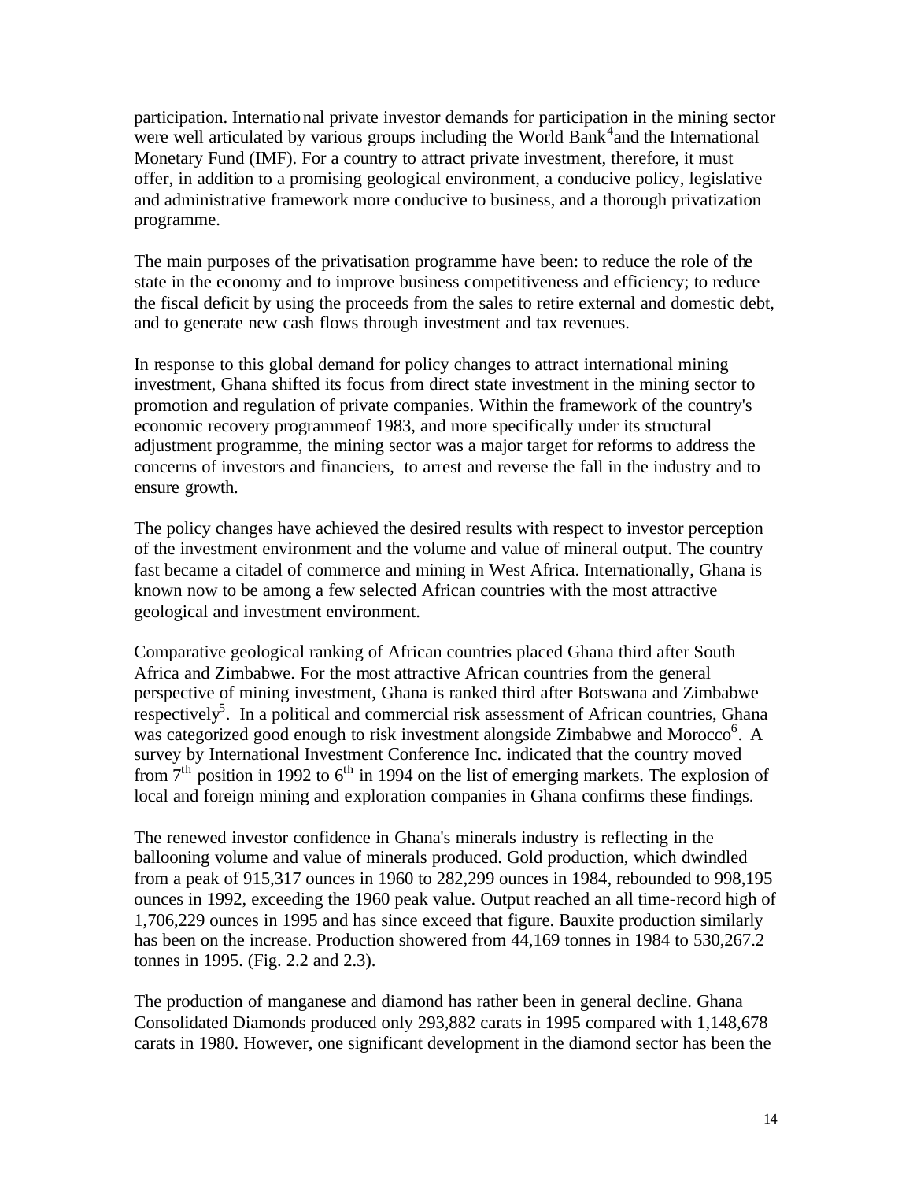participation. International private investor demands for participation in the mining sector were well articulated by various groups including the World Bank[4] and the International Monetary Fund (IMF). For a country to attract private investment, therefore, it must offer, in addition to a promising geological environment, a conducive policy, legislative and administrative framework more conducive to business, and a thorough privatization programme.

The main purposes of the privatisation programme have been: to reduce the role of the state in the economy and to improve business competitiveness and efficiency; to reduce the fiscal deficit by using the proceeds from the sales to retire external and domestic debt, and to generate new cash flows through investment and tax revenues.

In response to this global demand for policy changes to attract international mining investment, Ghana shifted its focus from direct state investment in the mining sector to promotion and regulation of private companies. Within the framework of the country's economic recovery programmeof 1983, and more specifically under its structural adjustment programme, the mining sector was a major target for reforms to address the concerns of investors and financiers, to arrest and reverse the fall in the industry and to ensure growth.

The policy changes have achieved the desired results with respect to investor perception of the investment environment and the volume and value of mineral output. The country fast became a citadel of commerce and mining in West Africa. Internationally, Ghana is known now to be among a few selected African countries with the most attractive geological and investment environment.

Comparative geological ranking of African countries placed Ghana third after South Africa and Zimbabwe. For the most attractive African countries from the general perspective of mining investment, Ghana is ranked third after Botswana and Zimbabwe respectively[5]. In a political and commercial risk assessment of African countries, Ghana was categorized good enough to risk investment alongside Zimbabwe and Morocco[6]. A survey by International Investment Conference Inc. indicated that the country moved from 7$^{th}$ position in 1992 to 6$^{th}$ in 1994 on the list of emerging markets. The explosion of local and foreign mining and exploration companies in Ghana confirms these findings.

The renewed investor confidence in Ghana's minerals industry is reflecting in the ballooning volume and value of minerals produced. Gold production, which dwindled from a peak of 915,317 ounces in 1960 to 282,299 ounces in 1984, rebounded to 998,195 ounces in 1992, exceeding the 1960 peak value. Output reached an all time-record high of 1,706,229 ounces in 1995 and has since exceed that figure. Bauxite production similarly has been on the increase. Production showered from 44,169 tonnes in 1984 to 530,267.2 tonnes in 1995. (Fig. 2.2 and 2.3).

The production of manganese and diamond has rather been in general decline. Ghana Consolidated Diamonds produced only 293,882 carats in 1995 compared with 1,148,678 carats in 1980. However, one significant development in the diamond sector has been the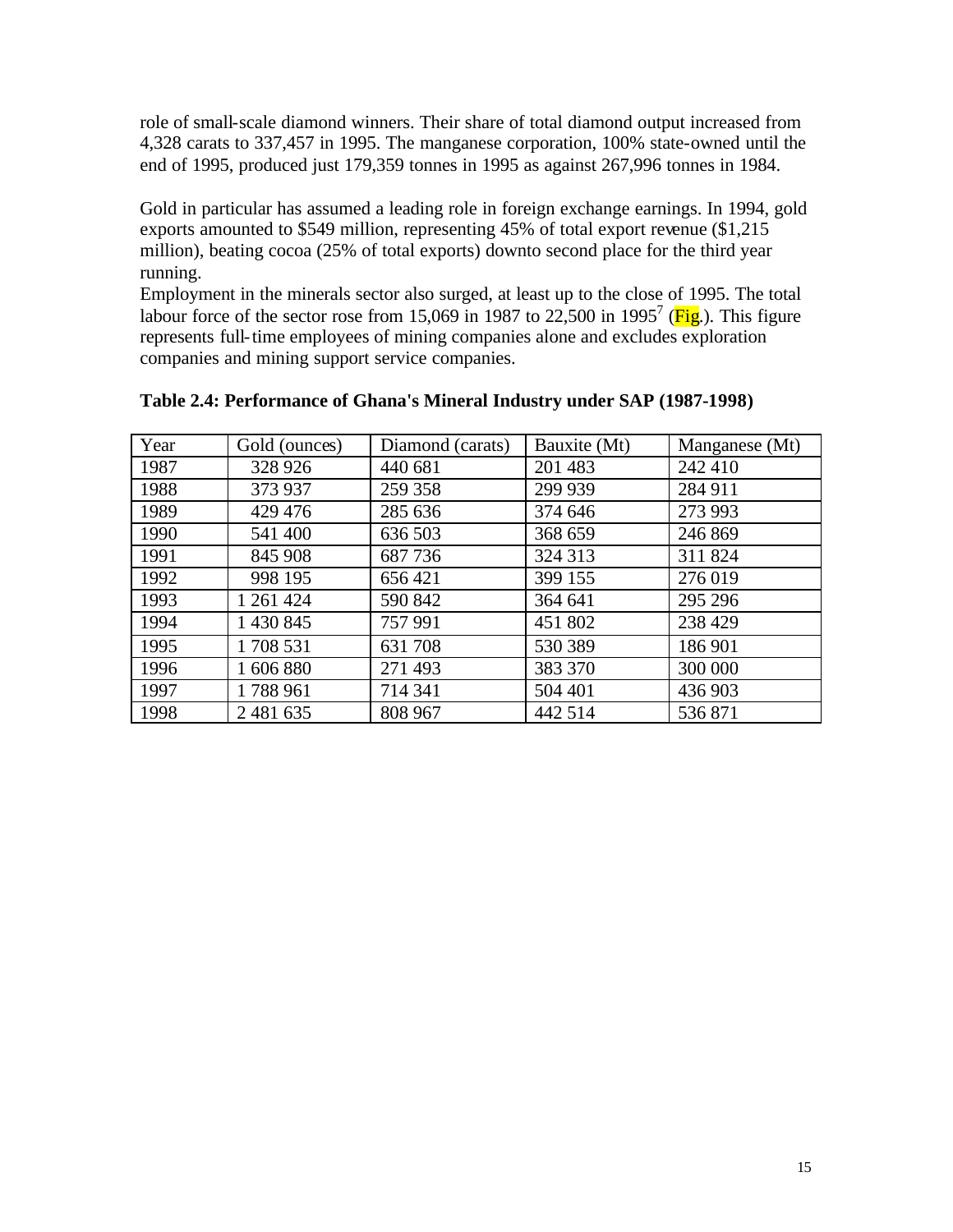role of small-scale diamond winners. Their share of total diamond output increased from 4,328 carats to 337,457 in 1995. The manganese corporation, 100% state-owned until the end of 1995, produced just 179,359 tonnes in 1995 as against 267,996 tonnes in 1984.

Gold in particular has assumed a leading role in foreign exchange earnings. In 1994, gold exports amounted to $549 million, representing 45% of total export revenue ($1,215 million), beating cocoa (25% of total exports) downto second place for the third year running.

Employment in the minerals sector also surged, at least up to the close of 1995. The total labour force of the sector rose from 15,069 in 1987 to 22,500 in 1995[7] (Fig.). This figure represents full-time employees of mining companies alone and excludes exploration companies and mining support service companies.

**Table 2.4: Performance of Ghana's Mineral Industry under SAP (1987-1998)**

| Year | Gold (ounces) | Diamond (carats) | Bauxite (Mt) | Manganese (Mt) |
|---|---|---|---|---|
| 1987 | 328 926 | 440 681 | 201 483 | 242 410 |
| 1988 | 373 937 | 259 358 | 299 939 | 284 911 |
| 1989 | 429 476 | 285 636 | 374 646 | 273 993 |
| 1990 | 541 400 | 636 503 | 368 659 | 246 869 |
| 1991 | 845 908 | 687 736 | 324 313 | 311 824 |
| 1992 | 998 195 | 656 421 | 399 155 | 276 019 |
| 1993 | 1 261 424 | 590 842 | 364 641 | 295 296 |
| 1994 | 1 430 845 | 757 991 | 451 802 | 238 429 |
| 1995 | 1 708 531 | 631 708 | 530 389 | 186 901 |
| 1996 | 1 606 880 | 271 493 | 383 370 | 300 000 |
| 1997 | 1 788 961 | 714 341 | 504 401 | 436 903 |
| 1998 | 2 481 635 | 808 967 | 442 514 | 536 871 |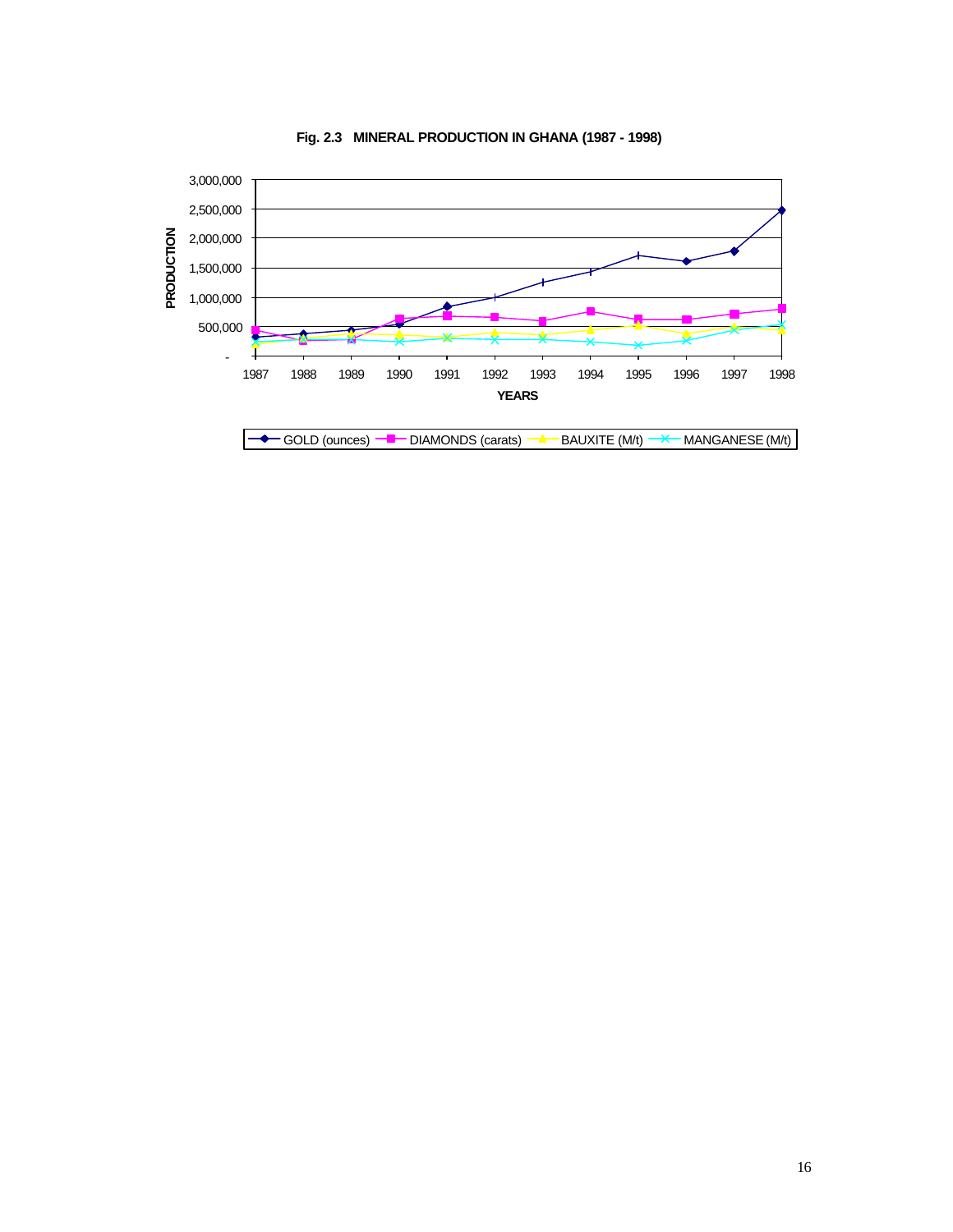**Fig. 2.3 MINERAL PRODUCTION IN GHANA (1987 - 1998)**

PRODUCTION

3,000,000
2,500,000
2,000,000
1,500,000
1,000,000
500,000
-

1987 1988 1989 1990 1991 1992 1993 1994 1995 1996 1997 1998

**YEARS**

GOLD (ounces) DIAMONDS (carats) BAUXITE (M/t) MANGANESE (M/t)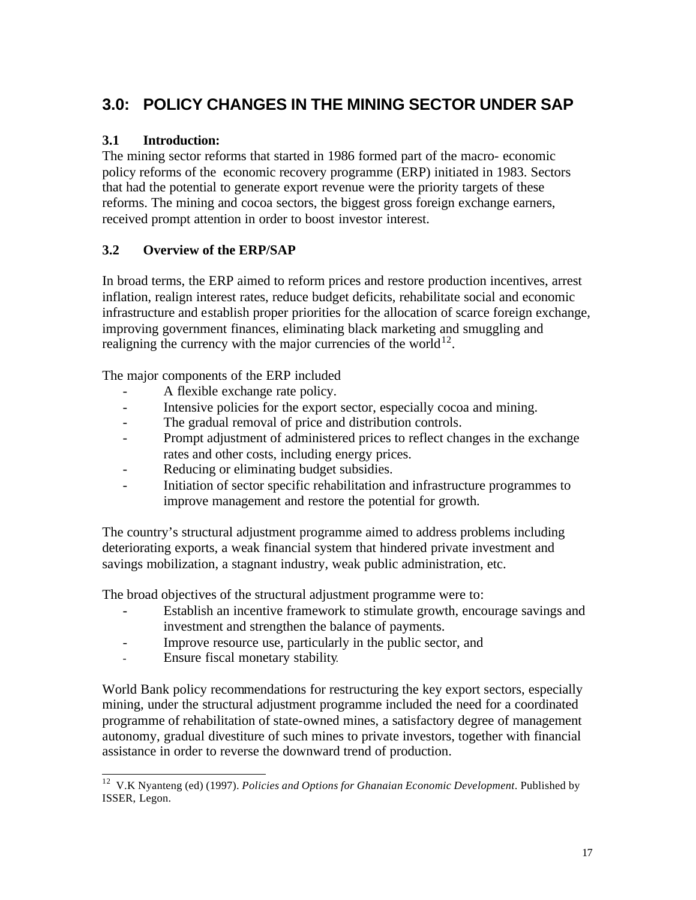## 3.0: POLICY CHANGES IN THE MINING SECTOR UNDER SAP

### 3.1 Introduction:

The mining sector reforms that started in 1986 formed part of the macro- economic policy reforms of the economic recovery programme (ERP) initiated in 1983. Sectors that had the potential to generate export revenue were the priority targets of these reforms. The mining and cocoa sectors, the biggest gross foreign exchange earners, received prompt attention in order to boost investor interest.

### 3.2 Overview of the ERP/SAP

In broad terms, the ERP aimed to reform prices and restore production incentives, arrest inflation, realign interest rates, reduce budget deficits, rehabilitate social and economic infrastructure and establish proper priorities for the allocation of scarce foreign exchange, improving government finances, eliminating black marketing and smuggling and realigning the currency with the major currencies of the world[12].

The major components of the ERP included

- A flexible exchange rate policy.
- Intensive policies for the export sector, especially cocoa and mining.
- The gradual removal of price and distribution controls.
- Prompt adjustment of administered prices to reflect changes in the exchange rates and other costs, including energy prices.
- Reducing or eliminating budget subsidies.
- Initiation of sector specific rehabilitation and infrastructure programmes to improve management and restore the potential for growth.

The country's structural adjustment programme aimed to address problems including deteriorating exports, a weak financial system that hindered private investment and savings mobilization, a stagnant industry, weak public administration, etc.

The broad objectives of the structural adjustment programme were to:

- Establish an incentive framework to stimulate growth, encourage savings and investment and strengthen the balance of payments.
- Improve resource use, particularly in the public sector, and
- Ensure fiscal monetary stability.

World Bank policy recommendations for restructuring the key export sectors, especially mining, under the structural adjustment programme included the need for a coordinated programme of rehabilitation of state-owned mines, a satisfactory degree of management autonomy, gradual divestiture of such mines to private investors, together with financial assistance in order to reverse the downward trend of production.

---

[12] V.K Nyanteng (ed) (1997). *Policies and Options for Ghanaian Economic Development*. Published by ISSER, Legon.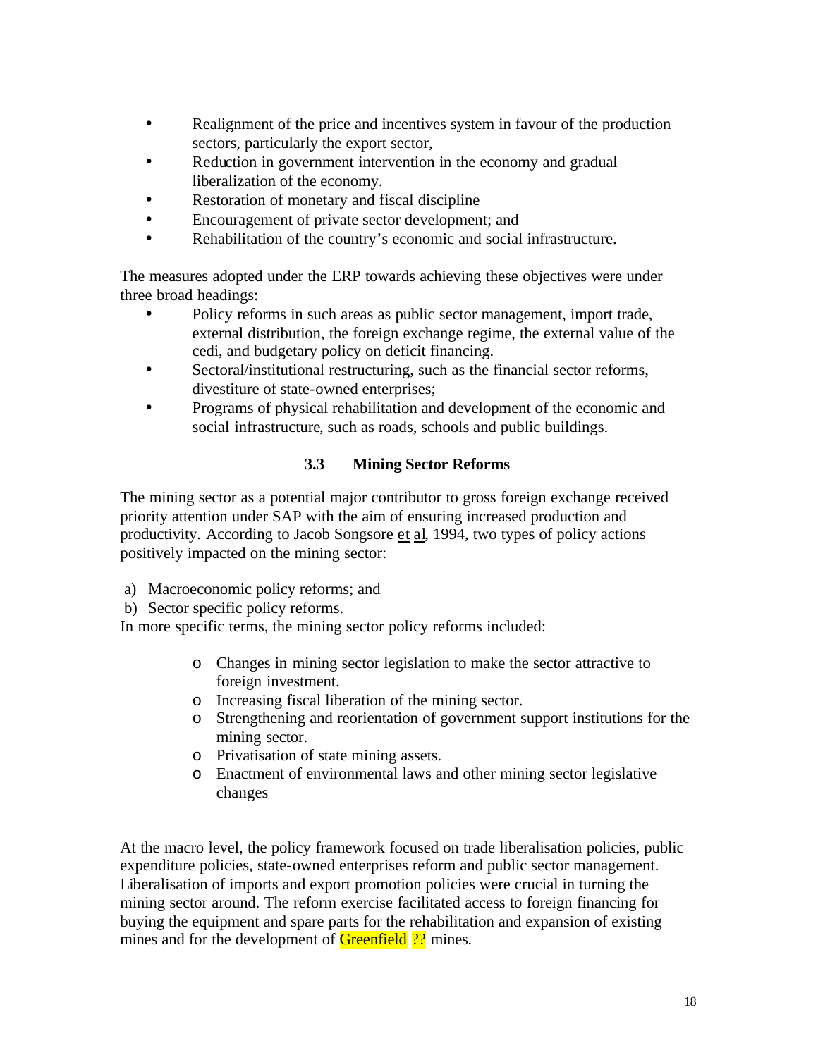- Realignment of the price and incentives system in favour of the production sectors, particularly the export sector,
- Reduction in government intervention in the economy and gradual liberalization of the economy.
- Restoration of monetary and fiscal discipline
- Encouragement of private sector development; and
- Rehabilitation of the country's economic and social infrastructure.

The measures adopted under the ERP towards achieving these objectives were under three broad headings:

- Policy reforms in such areas as public sector management, import trade, external distribution, the foreign exchange regime, the external value of the cedi, and budgetary policy on deficit financing.
- Sectoral/institutional restructuring, such as the financial sector reforms, divestiture of state-owned enterprises;
- Programs of physical rehabilitation and development of the economic and social infrastructure, such as roads, schools and public buildings.

### 3.3 Mining Sector Reforms

The mining sector as a potential major contributor to gross foreign exchange received priority attention under SAP with the aim of ensuring increased production and productivity. According to Jacob Songsore et al, 1994, two types of policy actions positively impacted on the mining sector:

a) Macroeconomic policy reforms; and
b) Sector specific policy reforms.

In more specific terms, the mining sector policy reforms included:

- Changes in mining sector legislation to make the sector attractive to foreign investment.
- Increasing fiscal liberation of the mining sector.
- Strengthening and reorientation of government support institutions for the mining sector.
- Privatisation of state mining assets.
- Enactment of environmental laws and other mining sector legislative changes

At the macro level, the policy framework focused on trade liberalisation policies, public expenditure policies, state-owned enterprises reform and public sector management. Liberalisation of imports and export promotion policies were crucial in turning the mining sector around. The reform exercise facilitated access to foreign financing for buying the equipment and spare parts for the rehabilitation and expansion of existing mines and for the development of Greenfield ?? mines.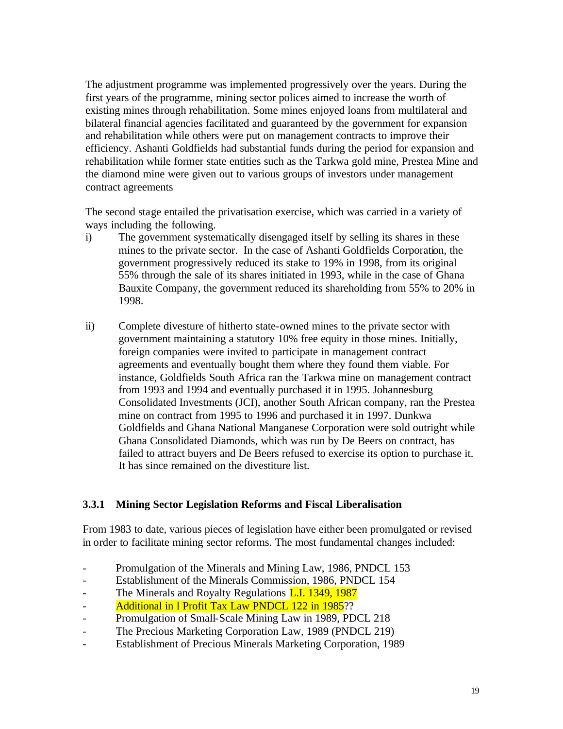The adjustment programme was implemented progressively over the years. During the first years of the programme, mining sector polices aimed to increase the worth of existing mines through rehabilitation. Some mines enjoyed loans from multilateral and bilateral financial agencies facilitated and guaranteed by the government for expansion and rehabilitation while others were put on management contracts to improve their efficiency. Ashanti Goldfields had substantial funds during the period for expansion and rehabilitation while former state entities such as the Tarkwa gold mine, Prestea Mine and the diamond mine were given out to various groups of investors under management contract agreements

The second stage entailed the privatisation exercise, which was carried in a variety of ways including the following.

i) The government systematically disengaged itself by selling its shares in these mines to the private sector. In the case of Ashanti Goldfields Corporation, the government progressively reduced its stake to 19% in 1998, from its original 55% through the sale of its shares initiated in 1993, while in the case of Ghana Bauxite Company, the government reduced its shareholding from 55% to 20% in 1998.

ii) Complete divesture of hitherto state-owned mines to the private sector with government maintaining a statutory 10% free equity in those mines. Initially, foreign companies were invited to participate in management contract agreements and eventually bought them where they found them viable. For instance, Goldfields South Africa ran the Tarkwa mine on management contract from 1993 and 1994 and eventually purchased it in 1995. Johannesburg Consolidated Investments (JCI), another South African company, ran the Prestea mine on contract from 1995 to 1996 and purchased it in 1997. Dunkwa Goldfields and Ghana National Manganese Corporation were sold outright while Ghana Consolidated Diamonds, which was run by De Beers on contract, has failed to attract buyers and De Beers refused to exercise its option to purchase it. It has since remained on the divestiture list.

### 3.3.1 Mining Sector Legislation Reforms and Fiscal Liberalisation

From 1983 to date, various pieces of legislation have either been promulgated or revised in order to facilitate mining sector reforms. The most fundamental changes included:

- Promulgation of the Minerals and Mining Law, 1986, PNDCL 153
- Establishment of the Minerals Commission, 1986, PNDCL 154
- The Minerals and Royalty Regulations L.I. 1349, 1987
- Additional in l Profit Tax Law PNDCL 122 in 1985??
- Promulgation of Small-Scale Mining Law in 1989, PDCL 218
- The Precious Marketing Corporation Law, 1989 (PNDCL 219)
- Establishment of Precious Minerals Marketing Corporation, 1989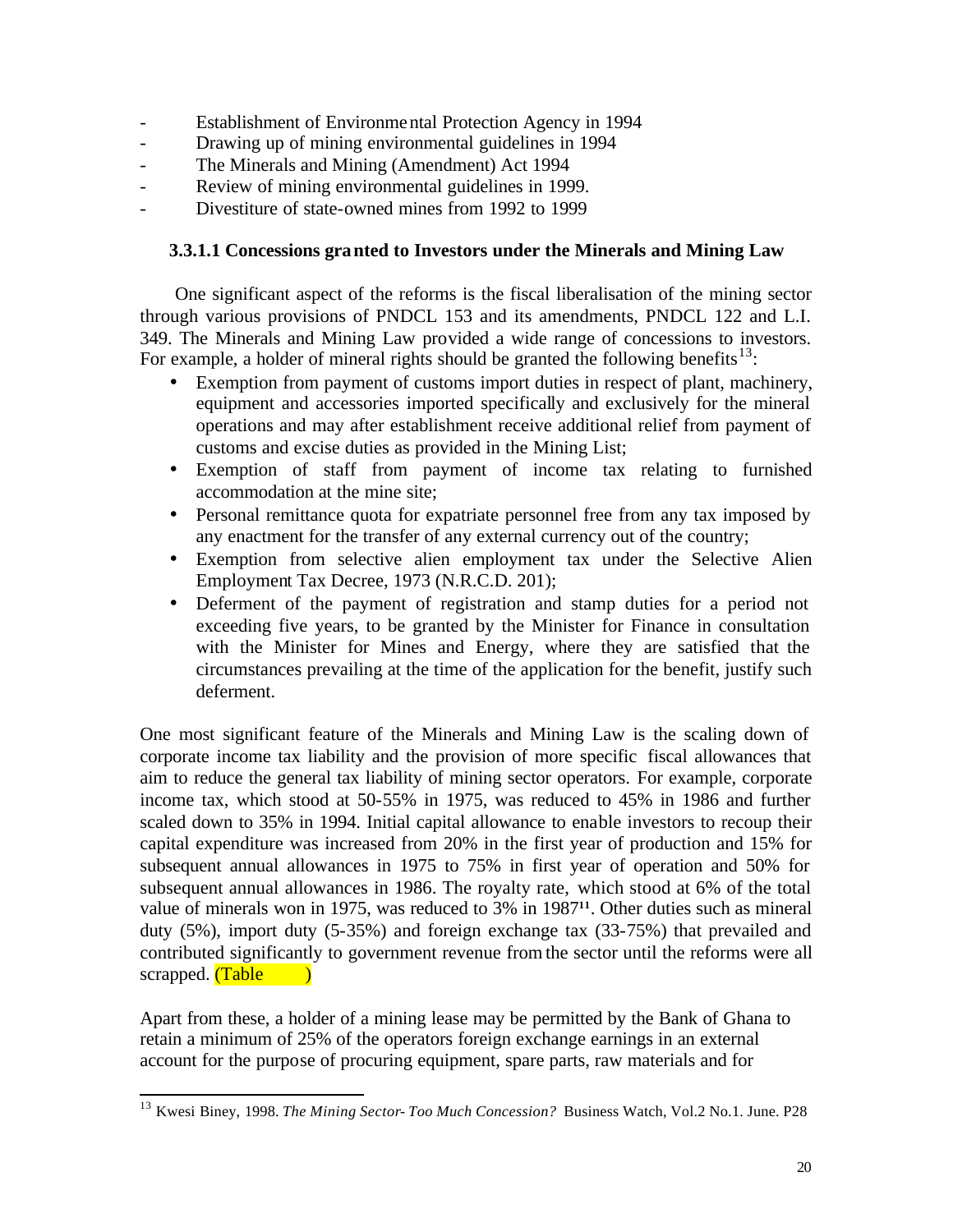- Establishment of Environmental Protection Agency in 1994
- Drawing up of mining environmental guidelines in 1994
- The Minerals and Mining (Amendment) Act 1994
- Review of mining environmental guidelines in 1999.
- Divestiture of state-owned mines from 1992 to 1999

#### 3.3.1.1 Concessions granted to Investors under the Minerals and Mining Law

One significant aspect of the reforms is the fiscal liberalisation of the mining sector through various provisions of PNDCL 153 and its amendments, PNDCL 122 and L.I. 349. The Minerals and Mining Law provided a wide range of concessions to investors. For example, a holder of mineral rights should be granted the following benefits[13]:

- Exemption from payment of customs import duties in respect of plant, machinery, equipment and accessories imported specifically and exclusively for the mineral operations and may after establishment receive additional relief from payment of customs and excise duties as provided in the Mining List;
- Exemption of staff from payment of income tax relating to furnished accommodation at the mine site;
- Personal remittance quota for expatriate personnel free from any tax imposed by any enactment for the transfer of any external currency out of the country;
- Exemption from selective alien employment tax under the Selective Alien Employment Tax Decree, 1973 (N.R.C.D. 201);
- Deferment of the payment of registration and stamp duties for a period not exceeding five years, to be granted by the Minister for Finance in consultation with the Minister for Mines and Energy, where they are satisfied that the circumstances prevailing at the time of the application for the benefit, justify such deferment.

One most significant feature of the Minerals and Mining Law is the scaling down of corporate income tax liability and the provision of more specific fiscal allowances that aim to reduce the general tax liability of mining sector operators. For example, corporate income tax, which stood at 50-55% in 1975, was reduced to 45% in 1986 and further scaled down to 35% in 1994. Initial capital allowance to enable investors to recoup their capital expenditure was increased from 20% in the first year of production and 15% for subsequent annual allowances in 1975 to 75% in first year of operation and 50% for subsequent annual allowances in 1986. The royalty rate, which stood at 6% of the total value of minerals won in 1975, was reduced to 3% in 1987[11]. Other duties such as mineral duty (5%), import duty (5-35%) and foreign exchange tax (33-75%) that prevailed and contributed significantly to government revenue from the sector until the reforms were all scrapped. (Table )

Apart from these, a holder of a mining lease may be permitted by the Bank of Ghana to retain a minimum of 25% of the operators foreign exchange earnings in an external account for the purpose of procuring equipment, spare parts, raw materials and for

[13] Kwesi Biney, 1998. *The Mining Sector- Too Much Concession?* Business Watch, Vol.2 No.1. June. P28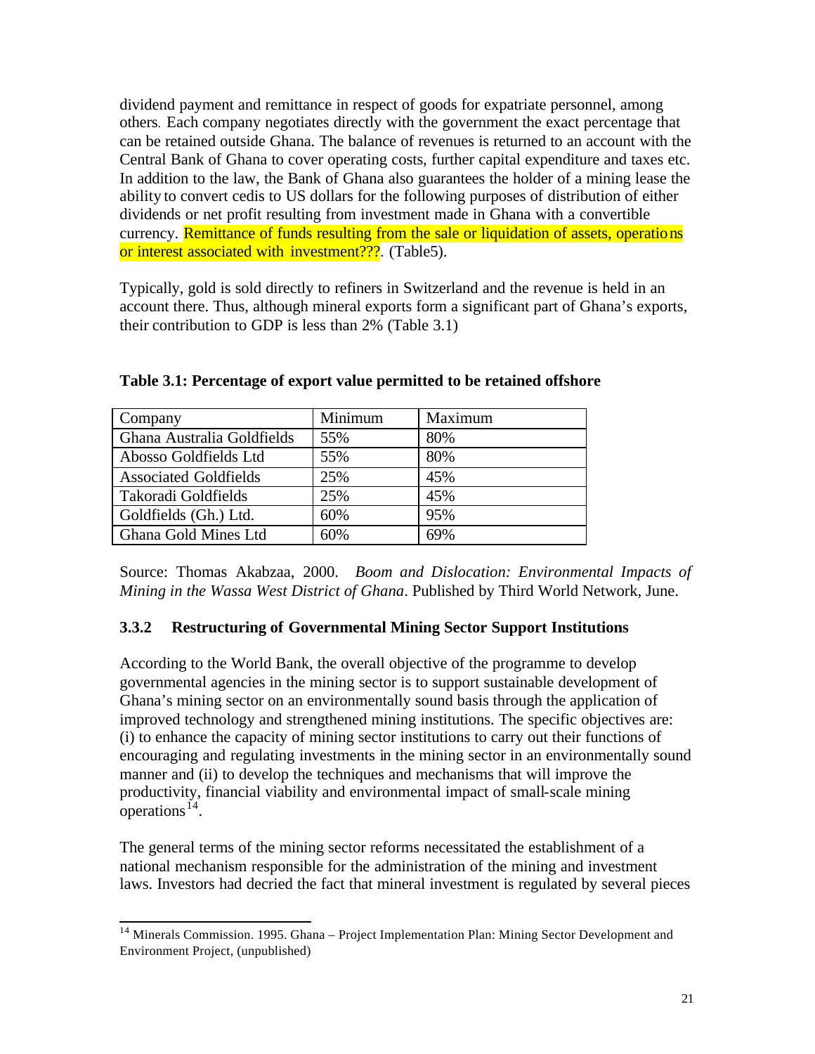dividend payment and remittance in respect of goods for expatriate personnel, among others. Each company negotiates directly with the government the exact percentage that can be retained outside Ghana. The balance of revenues is returned to an account with the Central Bank of Ghana to cover operating costs, further capital expenditure and taxes etc. In addition to the law, the Bank of Ghana also guarantees the holder of a mining lease the ability to convert cedis to US dollars for the following purposes of distribution of either dividends or net profit resulting from investment made in Ghana with a convertible currency. Remittance of funds resulting from the sale or liquidation of assets, operations or interest associated with investment???. (Table5).

Typically, gold is sold directly to refiners in Switzerland and the revenue is held in an account there. Thus, although mineral exports form a significant part of Ghana's exports, their contribution to GDP is less than 2% (Table 3.1)

**Table 3.1: Percentage of export value permitted to be retained offshore**

| Company | Minimum | Maximum |
|---|---|---|
| Ghana Australia Goldfields | 55% | 80% |
| Abosso Goldfields Ltd | 55% | 80% |
| Associated Goldfields | 25% | 45% |
| Takoradi Goldfields | 25% | 45% |
| Goldfields (Gh.) Ltd. | 60% | 95% |
| Ghana Gold Mines Ltd | 60% | 69% |

Source: Thomas Akabzaa, 2000. *Boom and Dislocation: Environmental Impacts of Mining in the Wassa West District of Ghana*. Published by Third World Network, June.

### 3.3.2 Restructuring of Governmental Mining Sector Support Institutions

According to the World Bank, the overall objective of the programme to develop governmental agencies in the mining sector is to support sustainable development of Ghana's mining sector on an environmentally sound basis through the application of improved technology and strengthened mining institutions. The specific objectives are: (i) to enhance the capacity of mining sector institutions to carry out their functions of encouraging and regulating investments in the mining sector in an environmentally sound manner and (ii) to develop the techniques and mechanisms that will improve the productivity, financial viability and environmental impact of small-scale mining operations[14].

The general terms of the mining sector reforms necessitated the establishment of a national mechanism responsible for the administration of the mining and investment laws. Investors had decried the fact that mineral investment is regulated by several pieces

[14] Minerals Commission. 1995. Ghana – Project Implementation Plan: Mining Sector Development and Environment Project, (unpublished)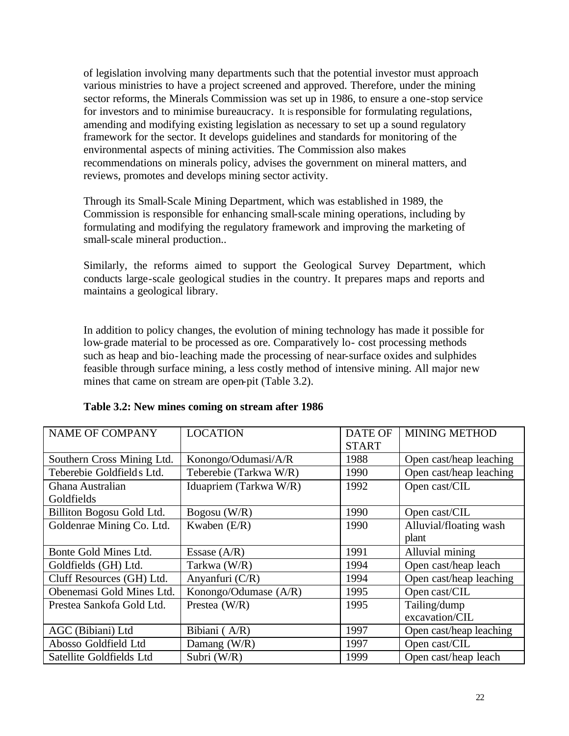of legislation involving many departments such that the potential investor must approach various ministries to have a project screened and approved. Therefore, under the mining sector reforms, the Minerals Commission was set up in 1986, to ensure a one-stop service for investors and to minimise bureaucracy. It is responsible for formulating regulations, amending and modifying existing legislation as necessary to set up a sound regulatory framework for the sector. It develops guidelines and standards for monitoring of the environmental aspects of mining activities. The Commission also makes recommendations on minerals policy, advises the government on mineral matters, and reviews, promotes and develops mining sector activity.

Through its Small-Scale Mining Department, which was established in 1989, the Commission is responsible for enhancing small-scale mining operations, including by formulating and modifying the regulatory framework and improving the marketing of small-scale mineral production..

Similarly, the reforms aimed to support the Geological Survey Department, which conducts large-scale geological studies in the country. It prepares maps and reports and maintains a geological library.

In addition to policy changes, the evolution of mining technology has made it possible for low-grade material to be processed as ore. Comparatively lo- cost processing methods such as heap and bio-leaching made the processing of near-surface oxides and sulphides feasible through surface mining, a less costly method of intensive mining. All major new mines that came on stream are open-pit (Table 3.2).

**Table 3.2: New mines coming on stream after 1986**

| NAME OF COMPANY | LOCATION | DATE OF START | MINING METHOD |
|---|---|---|---|
| Southern Cross Mining Ltd. | Konongo/Odumasi/A/R | 1988 | Open cast/heap leaching |
| Teberebie Goldfields Ltd. | Teberebie (Tarkwa W/R) | 1990 | Open cast/heap leaching |
| Ghana Australian Goldfields | Iduapriem (Tarkwa W/R) | 1992 | Open cast/CIL |
| Billiton Bogosu Gold Ltd. | Bogosu (W/R) | 1990 | Open cast/CIL |
| Goldenrae Mining Co. Ltd. | Kwaben (E/R) | 1990 | Alluvial/floating wash plant |
| Bonte Gold Mines Ltd. | Essase (A/R) | 1991 | Alluvial mining |
| Goldfields (GH) Ltd. | Tarkwa (W/R) | 1994 | Open cast/heap leach |
| Cluff Resources (GH) Ltd. | Anyanfuri (C/R) | 1994 | Open cast/heap leaching |
| Obenemasi Gold Mines Ltd. | Konongo/Odumase (A/R) | 1995 | Open cast/CIL |
| Prestea Sankofa Gold Ltd. | Prestea (W/R) | 1995 | Tailing/dump excavation/CIL |
| AGC (Bibiani) Ltd | Bibiani ( A/R) | 1997 | Open cast/heap leaching |
| Abosso Goldfield Ltd | Damang (W/R) | 1997 | Open cast/CIL |
| Satellite Goldfields Ltd | Subri (W/R) | 1999 | Open cast/heap leach |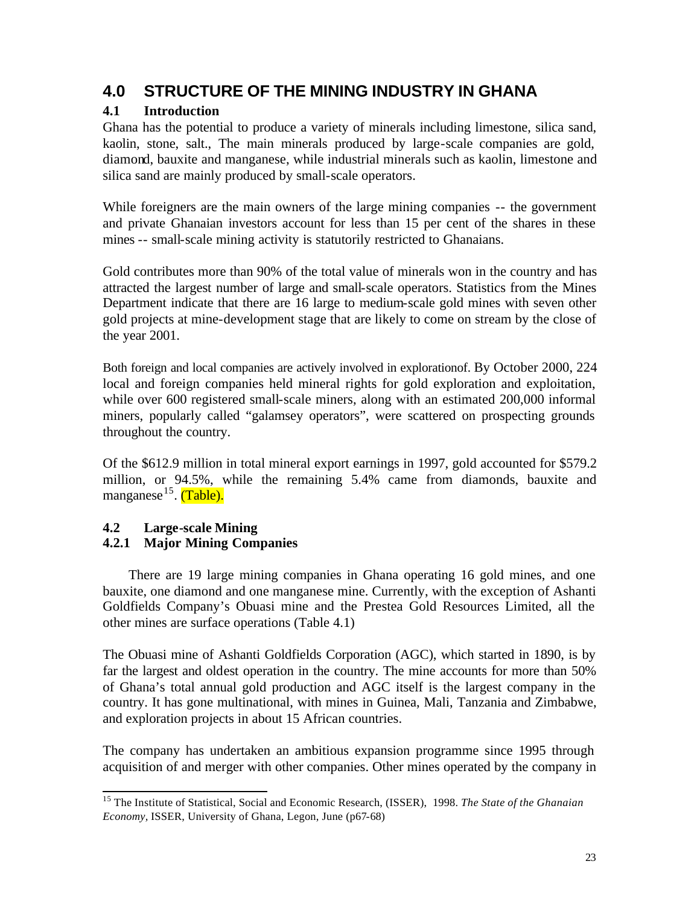# 4.0 STRUCTURE OF THE MINING INDUSTRY IN GHANA

## 4.1 Introduction

Ghana has the potential to produce a variety of minerals including limestone, silica sand, kaolin, stone, salt., The main minerals produced by large-scale companies are gold, diamond, bauxite and manganese, while industrial minerals such as kaolin, limestone and silica sand are mainly produced by small-scale operators.

While foreigners are the main owners of the large mining companies -- the government and private Ghanaian investors account for less than 15 per cent of the shares in these mines -- small-scale mining activity is statutorily restricted to Ghanaians.

Gold contributes more than 90% of the total value of minerals won in the country and has attracted the largest number of large and small-scale operators. Statistics from the Mines Department indicate that there are 16 large to medium-scale gold mines with seven other gold projects at mine-development stage that are likely to come on stream by the close of the year 2001.

Both foreign and local companies are actively involved in explorationof. By October 2000, 224 local and foreign companies held mineral rights for gold exploration and exploitation, while over 600 registered small-scale miners, along with an estimated 200,000 informal miners, popularly called "galamsey operators", were scattered on prospecting grounds throughout the country.

Of the $612.9 million in total mineral export earnings in 1997, gold accounted for $579.2 million, or 94.5%, while the remaining 5.4% came from diamonds, bauxite and manganese[15]. (Table).

## 4.2 Large-scale Mining

### 4.2.1 Major Mining Companies

There are 19 large mining companies in Ghana operating 16 gold mines, and one bauxite, one diamond and one manganese mine. Currently, with the exception of Ashanti Goldfields Company's Obuasi mine and the Prestea Gold Resources Limited, all the other mines are surface operations (Table 4.1)

The Obuasi mine of Ashanti Goldfields Corporation (AGC), which started in 1890, is by far the largest and oldest operation in the country. The mine accounts for more than 50% of Ghana's total annual gold production and AGC itself is the largest company in the country. It has gone multinational, with mines in Guinea, Mali, Tanzania and Zimbabwe, and exploration projects in about 15 African countries.

The company has undertaken an ambitious expansion programme since 1995 through acquisition of and merger with other companies. Other mines operated by the company in

[15] The Institute of Statistical, Social and Economic Research, (ISSER), 1998. *The State of the Ghanaian Economy,* ISSER, University of Ghana, Legon, June (p67-68)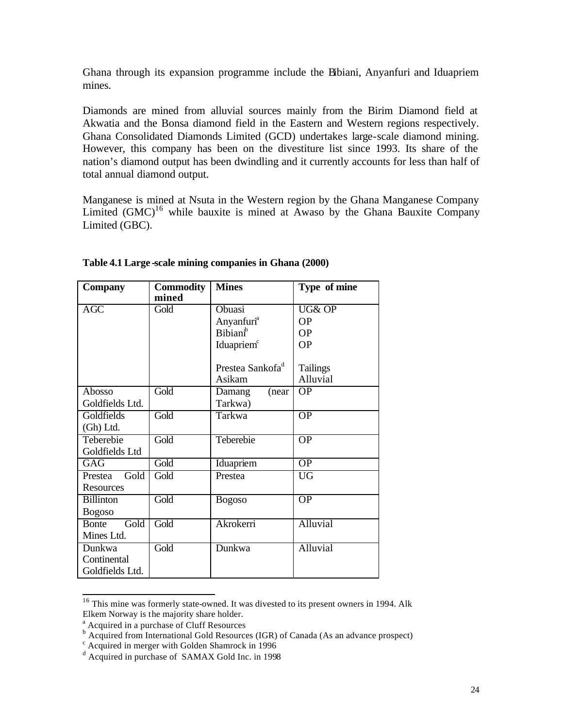Ghana through its expansion programme include the Bibiani, Anyanfuri and Iduapriem mines.

Diamonds are mined from alluvial sources mainly from the Birim Diamond field at Akwatia and the Bonsa diamond field in the Eastern and Western regions respectively. Ghana Consolidated Diamonds Limited (GCD) undertakes large-scale diamond mining. However, this company has been on the divestiture list since 1993. Its share of the nation's diamond output has been dwindling and it currently accounts for less than half of total annual diamond output.

Manganese is mined at Nsuta in the Western region by the Ghana Manganese Company Limited (GMC)[16] while bauxite is mined at Awaso by the Ghana Bauxite Company Limited (GBC).

**Table 4.1 Large-scale mining companies in Ghana (2000)**

| Company | Commodity mined | Mines | Type of mine |
|---|---|---|---|
| AGC | Gold | Obuasi<br>Anyanfuri[a]<br>Bibiani[b]<br>Iduapriem[c]<br><br>Prestea Sankofa[d]<br>Asikam | UG& OP<br>OP<br>OP<br>OP<br><br>Tailings<br>Alluvial |
| Abosso Goldfields Ltd. | Gold | Damang (near Tarkwa) | OP |
| Goldfields (Gh) Ltd. | Gold | Tarkwa | OP |
| Teberebie Goldfields Ltd | Gold | Teberebie | OP |
| GAG | Gold | Iduapriem | OP |
| Prestea Gold Resources | Gold | Prestea | UG |
| Billinton Bogoso | Gold | Bogoso | OP |
| Bonte Gold Mines Ltd. | Gold | Akrokerri | Alluvial |
| Dunkwa Continental Goldfields Ltd. | Gold | Dunkwa | Alluvial |

[16] This mine was formerly state-owned. It was divested to its present owners in 1994. Alk Elkem Norway is the majority share holder.

[a] Acquired in a purchase of Cluff Resources

[b] Acquired from International Gold Resources (IGR) of Canada (As an advance prospect)

[c] Acquired in merger with Golden Shamrock in 1996

[d] Acquired in purchase of SAMAX Gold Inc. in 1998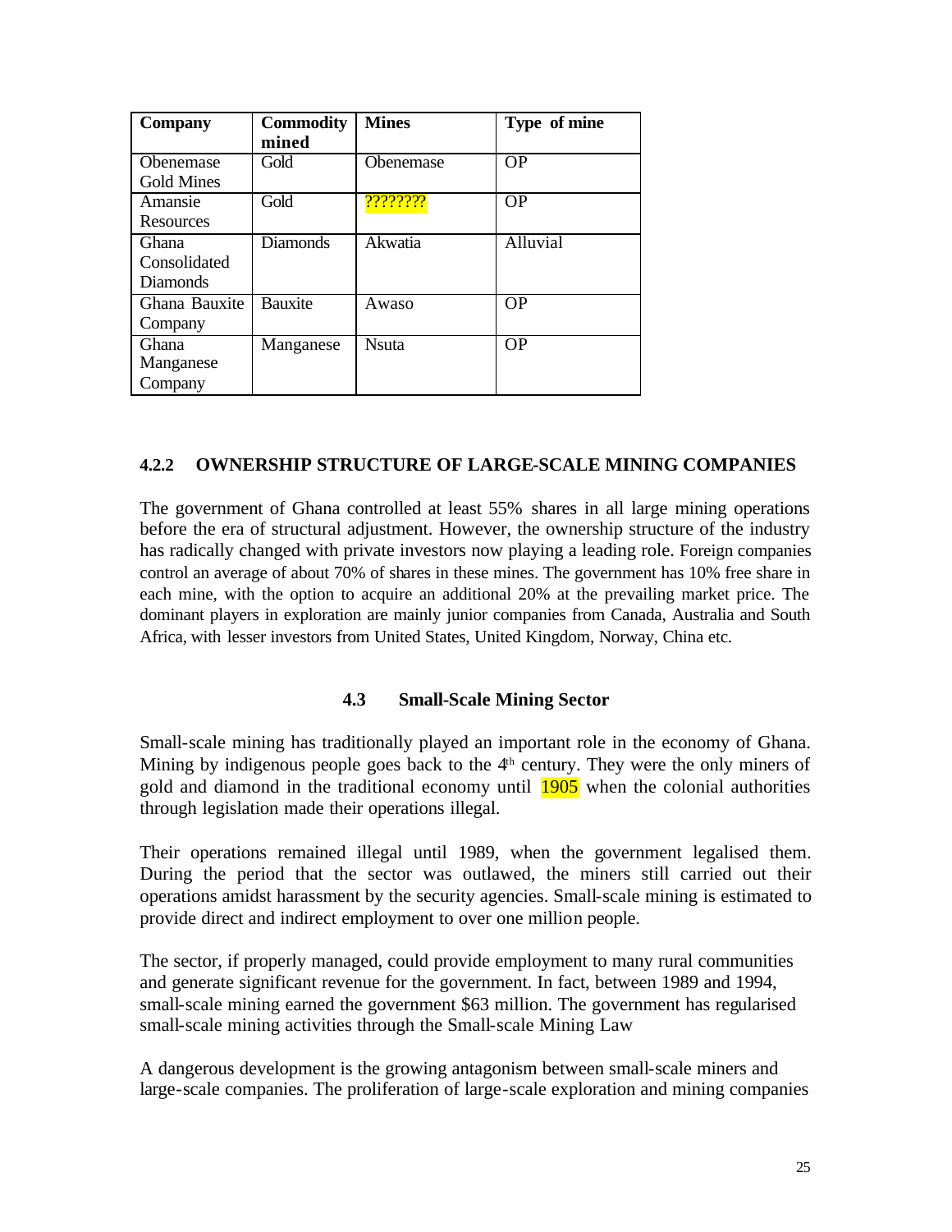| Company | Commodity mined | Mines | Type of mine |
|---|---|---|---|
| Obenemase Gold Mines | Gold | Obenemase | OP |
| Amansie Resources | Gold | ??????? | OP |
| Ghana Consolidated Diamonds | Diamonds | Akwatia | Alluvial |
| Ghana Bauxite Company | Bauxite | Awaso | OP |
| Ghana Manganese Company | Manganese | Nsuta | OP |

#### 4.2.2 OWNERSHIP STRUCTURE OF LARGE-SCALE MINING COMPANIES

The government of Ghana controlled at least 55% shares in all large mining operations before the era of structural adjustment. However, the ownership structure of the industry has radically changed with private investors now playing a leading role. Foreign companies control an average of about 70% of shares in these mines. The government has 10% free share in each mine, with the option to acquire an additional 20% at the prevailing market price. The dominant players in exploration are mainly junior companies from Canada, Australia and South Africa, with lesser investors from United States, United Kingdom, Norway, China etc.

### 4.3 Small-Scale Mining Sector

Small-scale mining has traditionally played an important role in the economy of Ghana. Mining by indigenous people goes back to the 4th century. They were the only miners of gold and diamond in the traditional economy until 1905 when the colonial authorities through legislation made their operations illegal.

Their operations remained illegal until 1989, when the government legalised them. During the period that the sector was outlawed, the miners still carried out their operations amidst harassment by the security agencies. Small-scale mining is estimated to provide direct and indirect employment to over one million people.

The sector, if properly managed, could provide employment to many rural communities and generate significant revenue for the government. In fact, between 1989 and 1994, small-scale mining earned the government $63 million. The government has regularised small-scale mining activities through the Small-scale Mining Law

A dangerous development is the growing antagonism between small-scale miners and large-scale companies. The proliferation of large-scale exploration and mining companies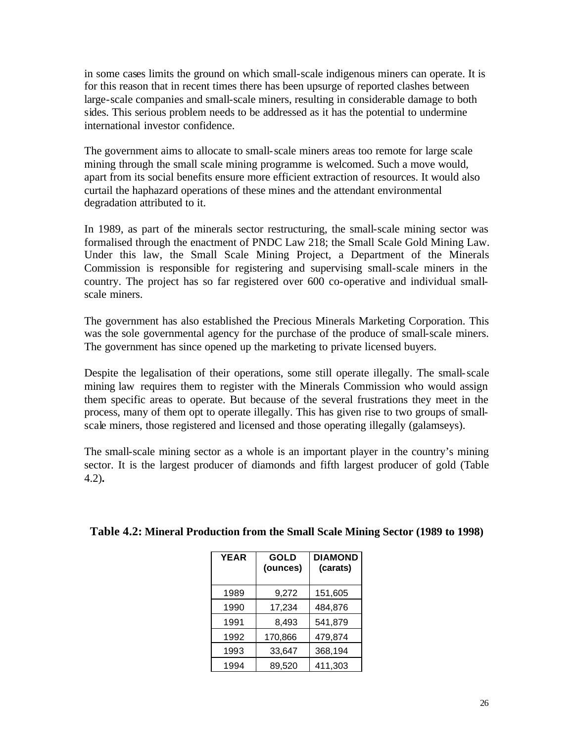in some cases limits the ground on which small-scale indigenous miners can operate. It is for this reason that in recent times there has been upsurge of reported clashes between large-scale companies and small-scale miners, resulting in considerable damage to both sides. This serious problem needs to be addressed as it has the potential to undermine international investor confidence.

The government aims to allocate to small-scale miners areas too remote for large scale mining through the small scale mining programme is welcomed. Such a move would, apart from its social benefits ensure more efficient extraction of resources. It would also curtail the haphazard operations of these mines and the attendant environmental degradation attributed to it.

In 1989, as part of the minerals sector restructuring, the small-scale mining sector was formalised through the enactment of PNDC Law 218; the Small Scale Gold Mining Law. Under this law, the Small Scale Mining Project, a Department of the Minerals Commission is responsible for registering and supervising small-scale miners in the country. The project has so far registered over 600 co-operative and individual small-scale miners.

The government has also established the Precious Minerals Marketing Corporation. This was the sole governmental agency for the purchase of the produce of small-scale miners. The government has since opened up the marketing to private licensed buyers.

Despite the legalisation of their operations, some still operate illegally. The small-scale mining law requires them to register with the Minerals Commission who would assign them specific areas to operate. But because of the several frustrations they meet in the process, many of them opt to operate illegally. This has given rise to two groups of small-scale miners, those registered and licensed and those operating illegally (galamseys).

The small-scale mining sector as a whole is an important player in the country's mining sector. It is the largest producer of diamonds and fifth largest producer of gold (Table 4.2).

**Table 4.2: Mineral Production from the Small Scale Mining Sector (1989 to 1998)**

| YEAR | GOLD (ounces) | DIAMOND (carats) |
|---|---|---|
| 1989 | 9,272 | 151,605 |
| 1990 | 17,234 | 484,876 |
| 1991 | 8,493 | 541,879 |
| 1992 | 170,866 | 479,874 |
| 1993 | 33,647 | 368,194 |
| 1994 | 89,520 | 411,303 |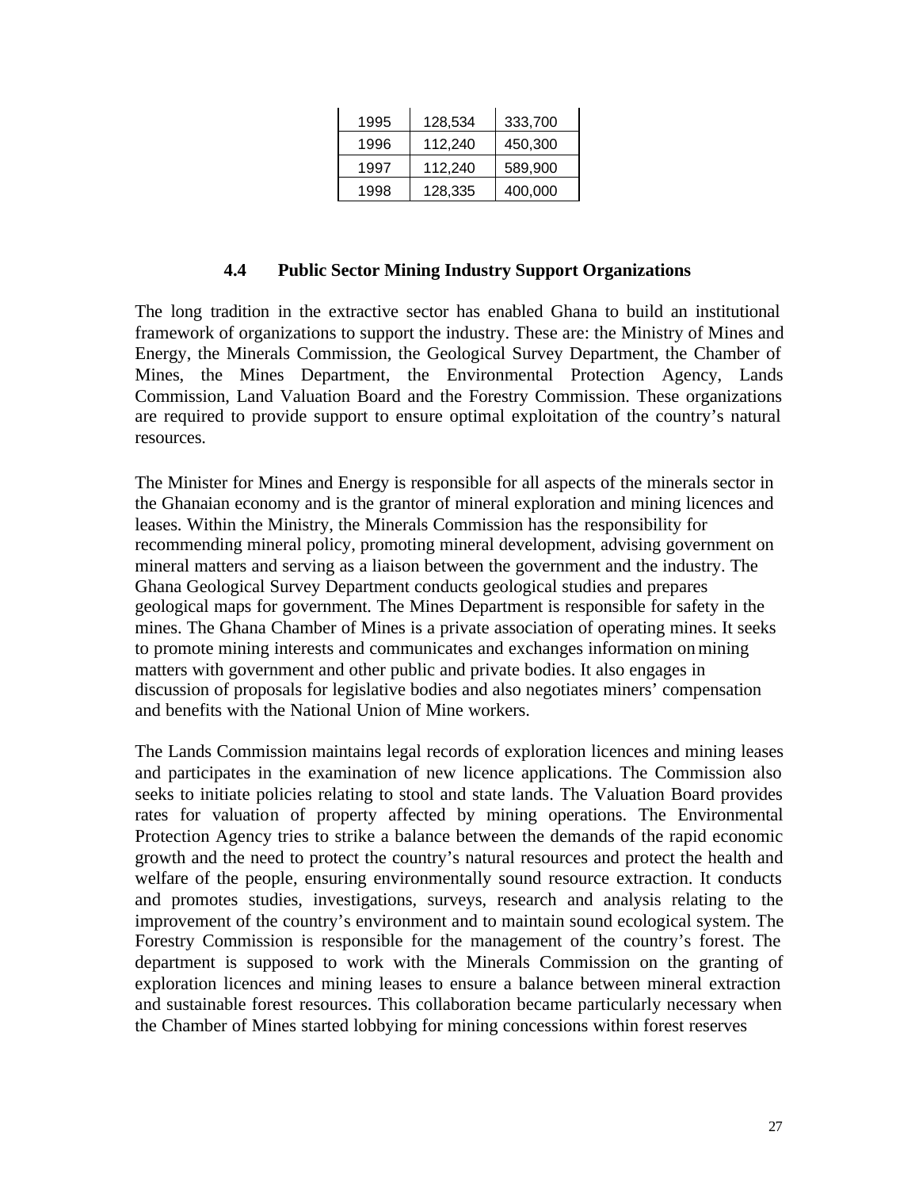| 1995 | 128,534 | 333,700 |
|---|---|---|
| 1996 | 112,240 | 450,300 |
| 1997 | 112,240 | 589,900 |
| 1998 | 128,335 | 400,000 |

### 4.4 Public Sector Mining Industry Support Organizations

The long tradition in the extractive sector has enabled Ghana to build an institutional framework of organizations to support the industry. These are: the Ministry of Mines and Energy, the Minerals Commission, the Geological Survey Department, the Chamber of Mines, the Mines Department, the Environmental Protection Agency, Lands Commission, Land Valuation Board and the Forestry Commission. These organizations are required to provide support to ensure optimal exploitation of the country's natural resources.

The Minister for Mines and Energy is responsible for all aspects of the minerals sector in the Ghanaian economy and is the grantor of mineral exploration and mining licences and leases. Within the Ministry, the Minerals Commission has the responsibility for recommending mineral policy, promoting mineral development, advising government on mineral matters and serving as a liaison between the government and the industry. The Ghana Geological Survey Department conducts geological studies and prepares geological maps for government. The Mines Department is responsible for safety in the mines. The Ghana Chamber of Mines is a private association of operating mines. It seeks to promote mining interests and communicates and exchanges information on mining matters with government and other public and private bodies. It also engages in discussion of proposals for legislative bodies and also negotiates miners' compensation and benefits with the National Union of Mine workers.

The Lands Commission maintains legal records of exploration licences and mining leases and participates in the examination of new licence applications. The Commission also seeks to initiate policies relating to stool and state lands. The Valuation Board provides rates for valuation of property affected by mining operations. The Environmental Protection Agency tries to strike a balance between the demands of the rapid economic growth and the need to protect the country's natural resources and protect the health and welfare of the people, ensuring environmentally sound resource extraction. It conducts and promotes studies, investigations, surveys, research and analysis relating to the improvement of the country's environment and to maintain sound ecological system. The Forestry Commission is responsible for the management of the country's forest. The department is supposed to work with the Minerals Commission on the granting of exploration licences and mining leases to ensure a balance between mineral extraction and sustainable forest resources. This collaboration became particularly necessary when the Chamber of Mines started lobbying for mining concessions within forest reserves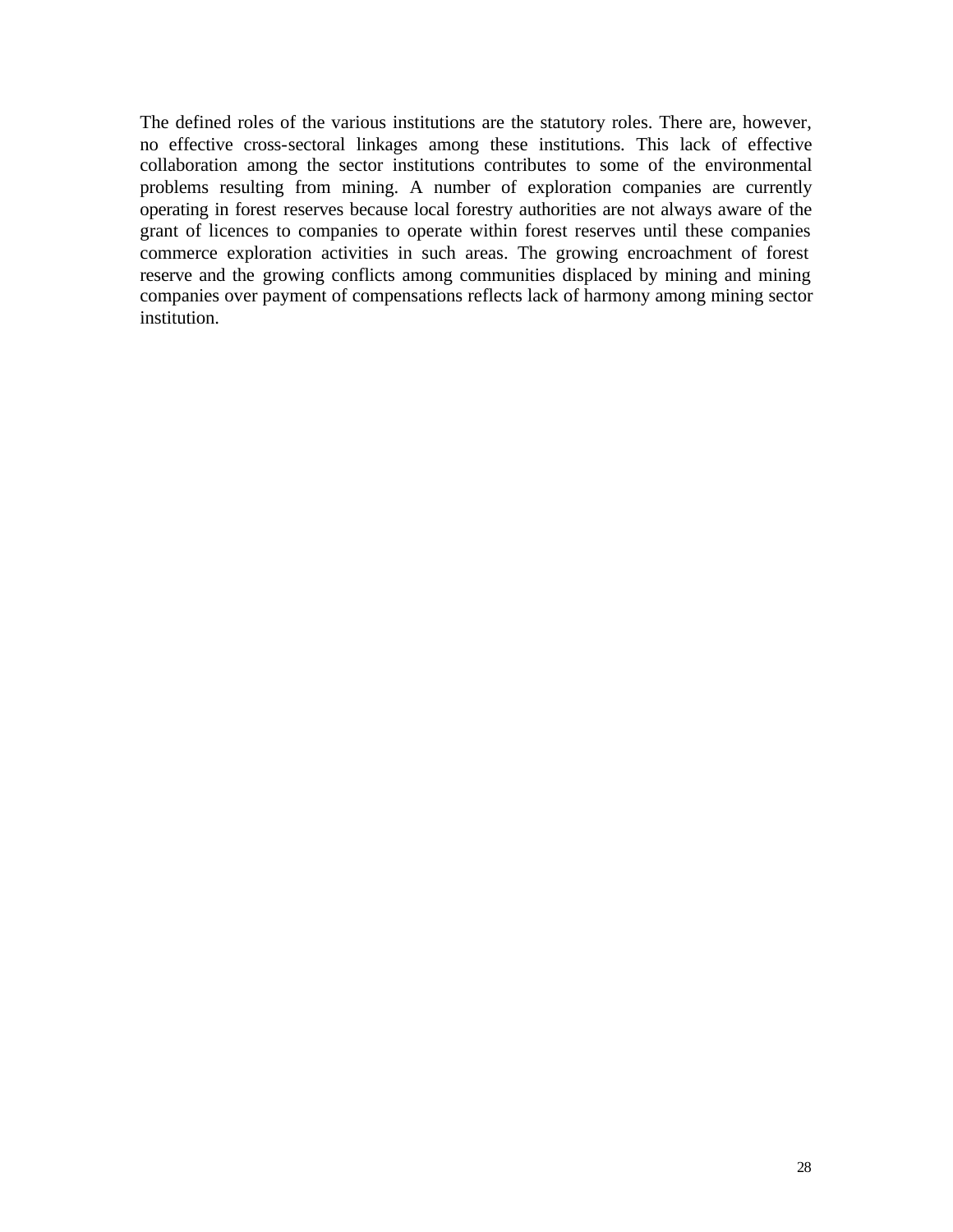The defined roles of the various institutions are the statutory roles. There are, however, no effective cross-sectoral linkages among these institutions. This lack of effective collaboration among the sector institutions contributes to some of the environmental problems resulting from mining. A number of exploration companies are currently operating in forest reserves because local forestry authorities are not always aware of the grant of licences to companies to operate within forest reserves until these companies commerce exploration activities in such areas. The growing encroachment of forest reserve and the growing conflicts among communities displaced by mining and mining companies over payment of compensations reflects lack of harmony among mining sector institution.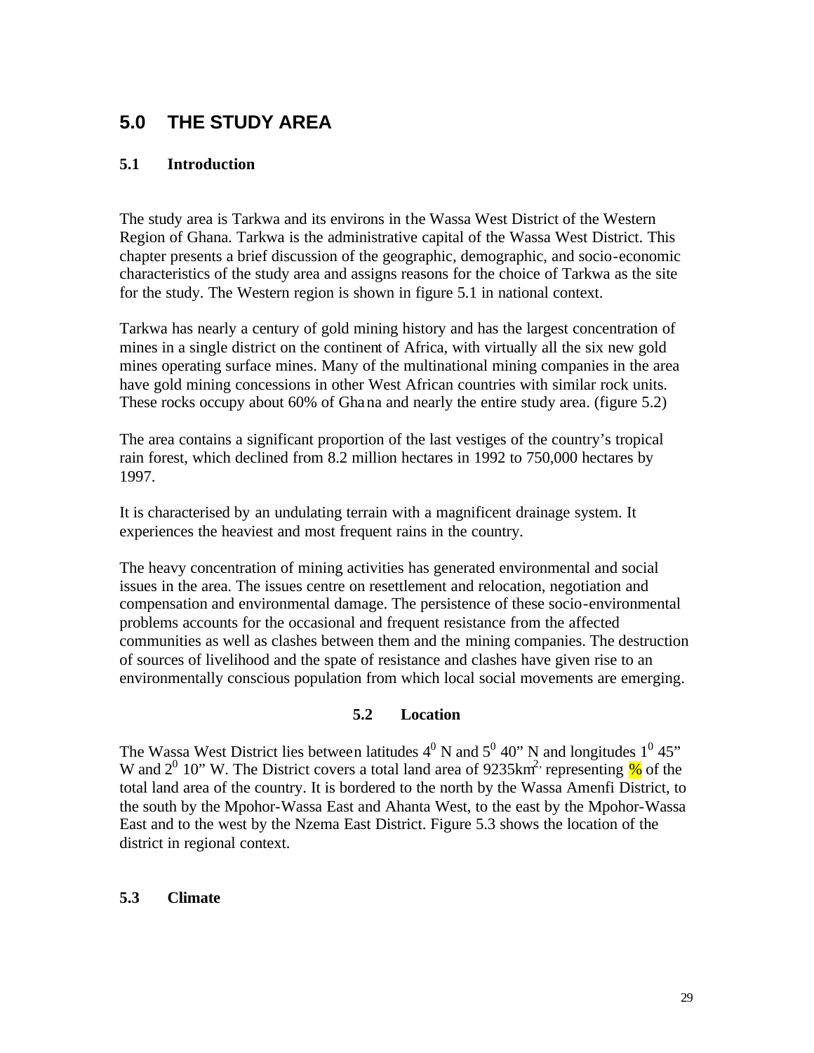# 5.0 THE STUDY AREA

## 5.1 Introduction

The study area is Tarkwa and its environs in the Wassa West District of the Western Region of Ghana. Tarkwa is the administrative capital of the Wassa West District. This chapter presents a brief discussion of the geographic, demographic, and socio-economic characteristics of the study area and assigns reasons for the choice of Tarkwa as the site for the study. The Western region is shown in figure 5.1 in national context.

Tarkwa has nearly a century of gold mining history and has the largest concentration of mines in a single district on the continent of Africa, with virtually all the six new gold mines operating surface mines. Many of the multinational mining companies in the area have gold mining concessions in other West African countries with similar rock units. These rocks occupy about 60% of Ghana and nearly the entire study area. (figure 5.2)

The area contains a significant proportion of the last vestiges of the country's tropical rain forest, which declined from 8.2 million hectares in 1992 to 750,000 hectares by 1997.

It is characterised by an undulating terrain with a magnificent drainage system. It experiences the heaviest and most frequent rains in the country.

The heavy concentration of mining activities has generated environmental and social issues in the area. The issues centre on resettlement and relocation, negotiation and compensation and environmental damage. The persistence of these socio-environmental problems accounts for the occasional and frequent resistance from the affected communities as well as clashes between them and the mining companies. The destruction of sources of livelihood and the spate of resistance and clashes have given rise to an environmentally conscious population from which local social movements are emerging.

## 5.2 Location

The Wassa West District lies between latitudes $4^0$ N and $5^0$ 40" N and longitudes $1^0$ 45" W and $2^0$ 10" W. The District covers a total land area of 9235km$^{2,}$ representing % of the total land area of the country. It is bordered to the north by the Wassa Amenfi District, to the south by the Mpohor-Wassa East and Ahanta West, to the east by the Mpohor-Wassa East and to the west by the Nzema East District. Figure 5.3 shows the location of the district in regional context.

## 5.3 Climate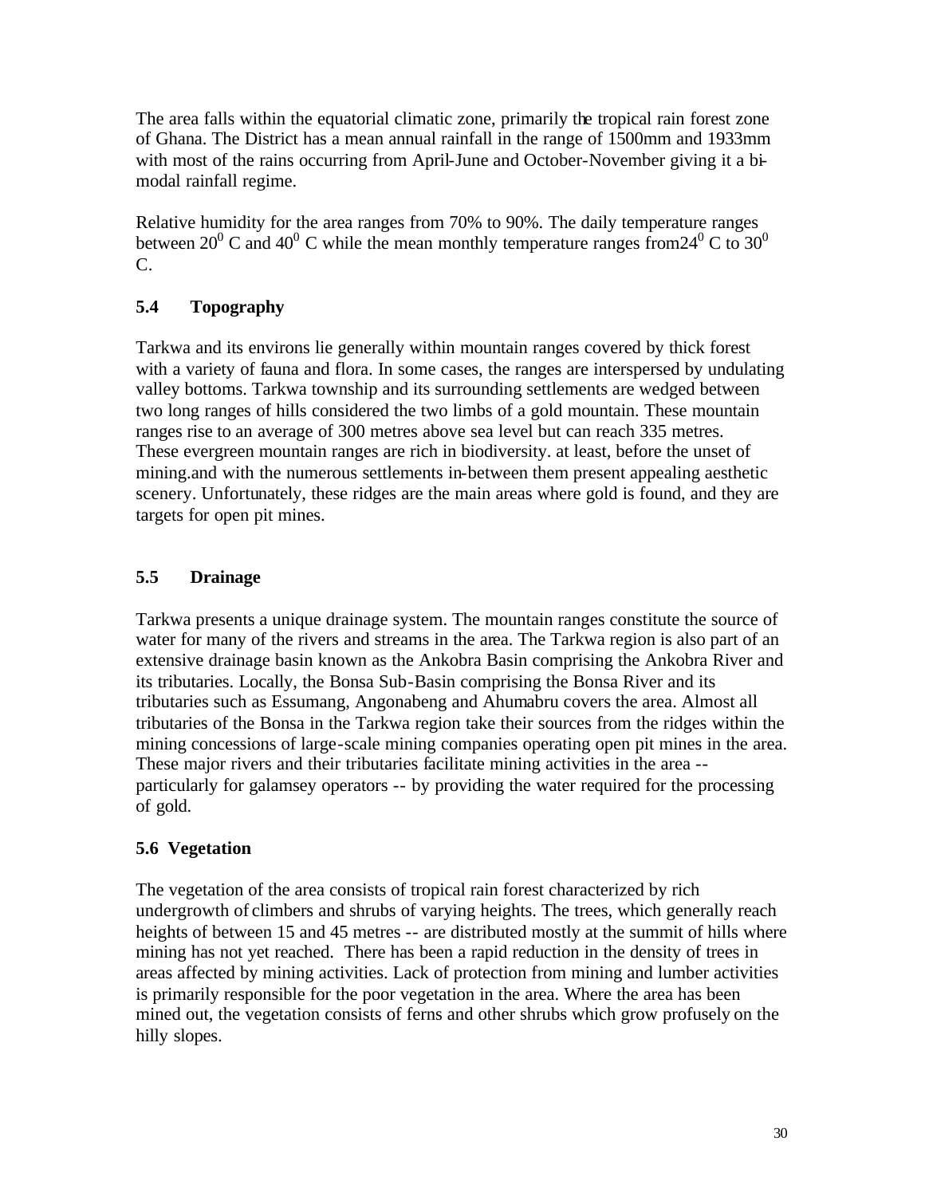The area falls within the equatorial climatic zone, primarily the tropical rain forest zone of Ghana. The District has a mean annual rainfall in the range of 1500mm and 1933mm with most of the rains occurring from April-June and October-November giving it a bi-modal rainfall regime.

Relative humidity for the area ranges from 70% to 90%. The daily temperature ranges between $20^0$ C and $40^0$ C while the mean monthly temperature ranges from$24^0$ C to $30^0$ C.

## 5.4 Topography

Tarkwa and its environs lie generally within mountain ranges covered by thick forest with a variety of fauna and flora. In some cases, the ranges are interspersed by undulating valley bottoms. Tarkwa township and its surrounding settlements are wedged between two long ranges of hills considered the two limbs of a gold mountain. These mountain ranges rise to an average of 300 metres above sea level but can reach 335 metres. These evergreen mountain ranges are rich in biodiversity. at least, before the unset of mining.and with the numerous settlements in-between them present appealing aesthetic scenery. Unfortunately, these ridges are the main areas where gold is found, and they are targets for open pit mines.

## 5.5 Drainage

Tarkwa presents a unique drainage system. The mountain ranges constitute the source of water for many of the rivers and streams in the area. The Tarkwa region is also part of an extensive drainage basin known as the Ankobra Basin comprising the Ankobra River and its tributaries. Locally, the Bonsa Sub-Basin comprising the Bonsa River and its tributaries such as Essumang, Angonabeng and Ahumabru covers the area. Almost all tributaries of the Bonsa in the Tarkwa region take their sources from the ridges within the mining concessions of large-scale mining companies operating open pit mines in the area. These major rivers and their tributaries facilitate mining activities in the area -- particularly for galamsey operators -- by providing the water required for the processing of gold.

## 5.6 Vegetation

The vegetation of the area consists of tropical rain forest characterized by rich undergrowth of climbers and shrubs of varying heights. The trees, which generally reach heights of between 15 and 45 metres -- are distributed mostly at the summit of hills where mining has not yet reached. There has been a rapid reduction in the density of trees in areas affected by mining activities. Lack of protection from mining and lumber activities is primarily responsible for the poor vegetation in the area. Where the area has been mined out, the vegetation consists of ferns and other shrubs which grow profusely on the hilly slopes.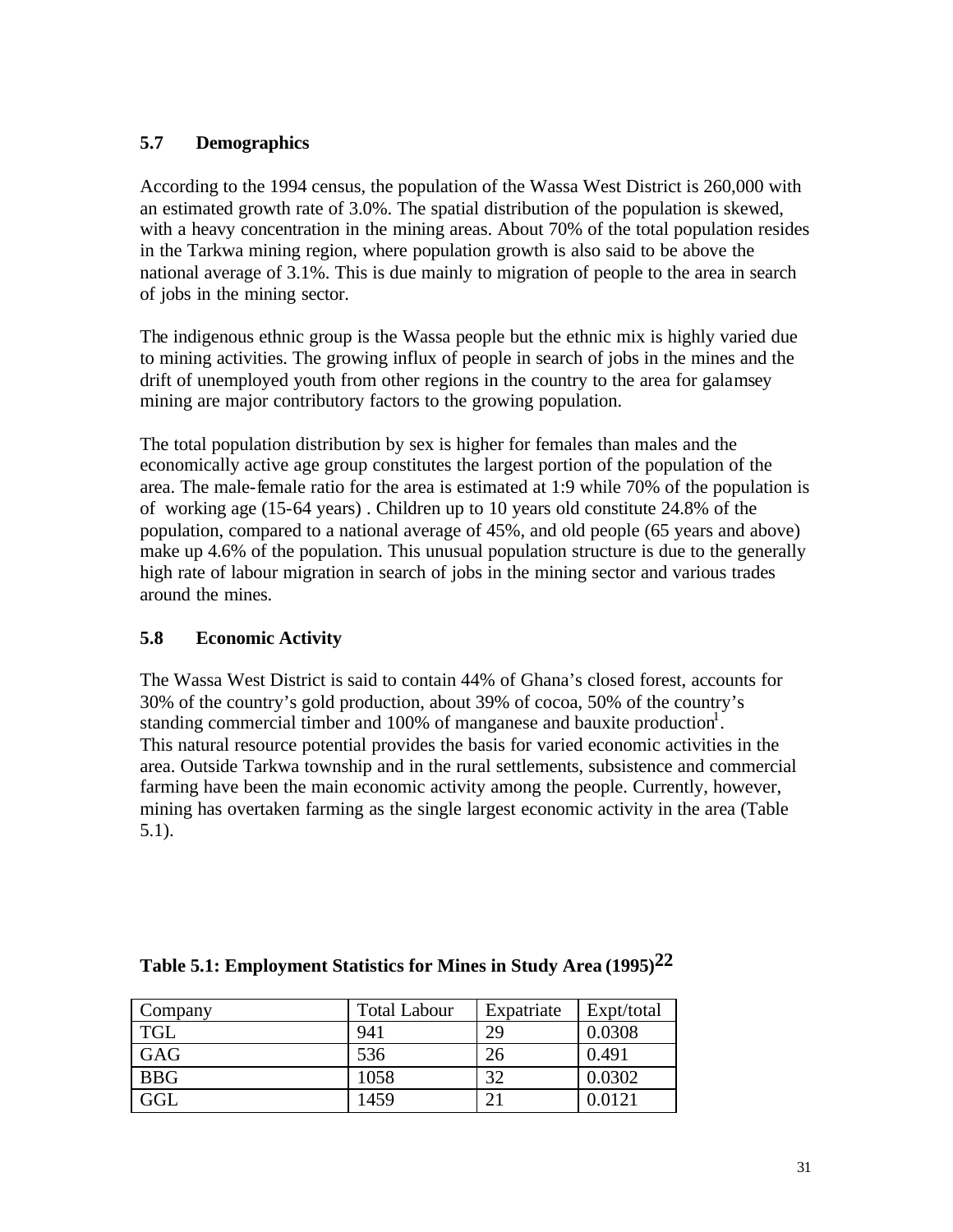## 5.7 Demographics

According to the 1994 census, the population of the Wassa West District is 260,000 with an estimated growth rate of 3.0%. The spatial distribution of the population is skewed, with a heavy concentration in the mining areas. About 70% of the total population resides in the Tarkwa mining region, where population growth is also said to be above the national average of 3.1%. This is due mainly to migration of people to the area in search of jobs in the mining sector.

The indigenous ethnic group is the Wassa people but the ethnic mix is highly varied due to mining activities. The growing influx of people in search of jobs in the mines and the drift of unemployed youth from other regions in the country to the area for galamsey mining are major contributory factors to the growing population.

The total population distribution by sex is higher for females than males and the economically active age group constitutes the largest portion of the population of the area. The male-female ratio for the area is estimated at 1:9 while 70% of the population is of working age (15-64 years) . Children up to 10 years old constitute 24.8% of the population, compared to a national average of 45%, and old people (65 years and above) make up 4.6% of the population. This unusual population structure is due to the generally high rate of labour migration in search of jobs in the mining sector and various trades around the mines.

## 5.8 Economic Activity

The Wassa West District is said to contain 44% of Ghana's closed forest, accounts for 30% of the country's gold production, about 39% of cocoa, 50% of the country's standing commercial timber and 100% of manganese and bauxite production[1]. This natural resource potential provides the basis for varied economic activities in the area. Outside Tarkwa township and in the rural settlements, subsistence and commercial farming have been the main economic activity among the people. Currently, however, mining has overtaken farming as the single largest economic activity in the area (Table 5.1).

**Table 5.1: Employment Statistics for Mines in Study Area (1995)[22]**

| Company | Total Labour | Expatriate | Expt/total |
|---|---|---|---|
| TGL | 941 | 29 | 0.0308 |
| GAG | 536 | 26 | 0.491 |
| BBG | 1058 | 32 | 0.0302 |
| GGL | 1459 | 21 | 0.0121 |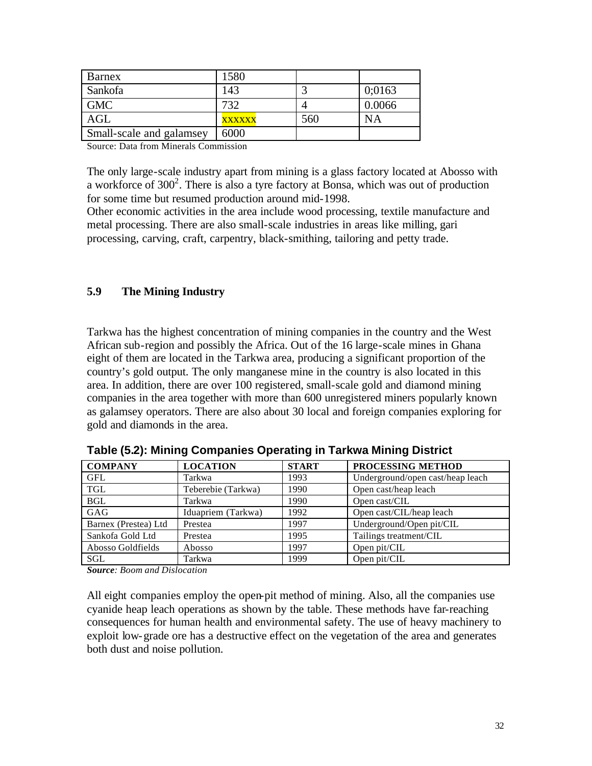| Barnex | 1580 | | |
|---|---|---|---|
| Sankofa | 143 | 3 | 0;0163 |
| GMC | 732 | 4 | 0.0066 |
| AGL | xxxxxx | 560 | NA |
| Small-scale and galamsey | 6000 | | |

Source: Data from Minerals Commission

The only large-scale industry apart from mining is a glass factory located at Abosso with a workforce of 300[2]. There is also a tyre factory at Bonsa, which was out of production for some time but resumed production around mid-1998.
Other economic activities in the area include wood processing, textile manufacture and metal processing. There are also small-scale industries in areas like milling, gari processing, carving, craft, carpentry, black-smithing, tailoring and petty trade.

### 5.9 The Mining Industry

Tarkwa has the highest concentration of mining companies in the country and the West African sub-region and possibly the Africa. Out of the 16 large-scale mines in Ghana eight of them are located in the Tarkwa area, producing a significant proportion of the country's gold output. The only manganese mine in the country is also located in this area. In addition, there are over 100 registered, small-scale gold and diamond mining companies in the area together with more than 600 unregistered miners popularly known as galamsey operators. There are also about 30 local and foreign companies exploring for gold and diamonds in the area.

**Table (5.2): Mining Companies Operating in Tarkwa Mining District**

| COMPANY | LOCATION | START | PROCESSING METHOD |
|---|---|---|---|
| GFL | Tarkwa | 1993 | Underground/open cast/heap leach |
| TGL | Teberebie (Tarkwa) | 1990 | Open cast/heap leach |
| BGL | Tarkwa | 1990 | Open cast/CIL |
| GAG | Iduapriem (Tarkwa) | 1992 | Open cast/CIL/heap leach |
| Barnex (Prestea) Ltd | Prestea | 1997 | Underground/Open pit/CIL |
| Sankofa Gold Ltd | Prestea | 1995 | Tailings treatment/CIL |
| Abosso Goldfields | Abosso | 1997 | Open pit/CIL |
| SGL | Tarkwa | 1999 | Open pit/CIL |

***Source**: Boom and Dislocation*

All eight companies employ the open-pit method of mining. Also, all the companies use cyanide heap leach operations as shown by the table. These methods have far-reaching consequences for human health and environmental safety. The use of heavy machinery to exploit low-grade ore has a destructive effect on the vegetation of the area and generates both dust and noise pollution.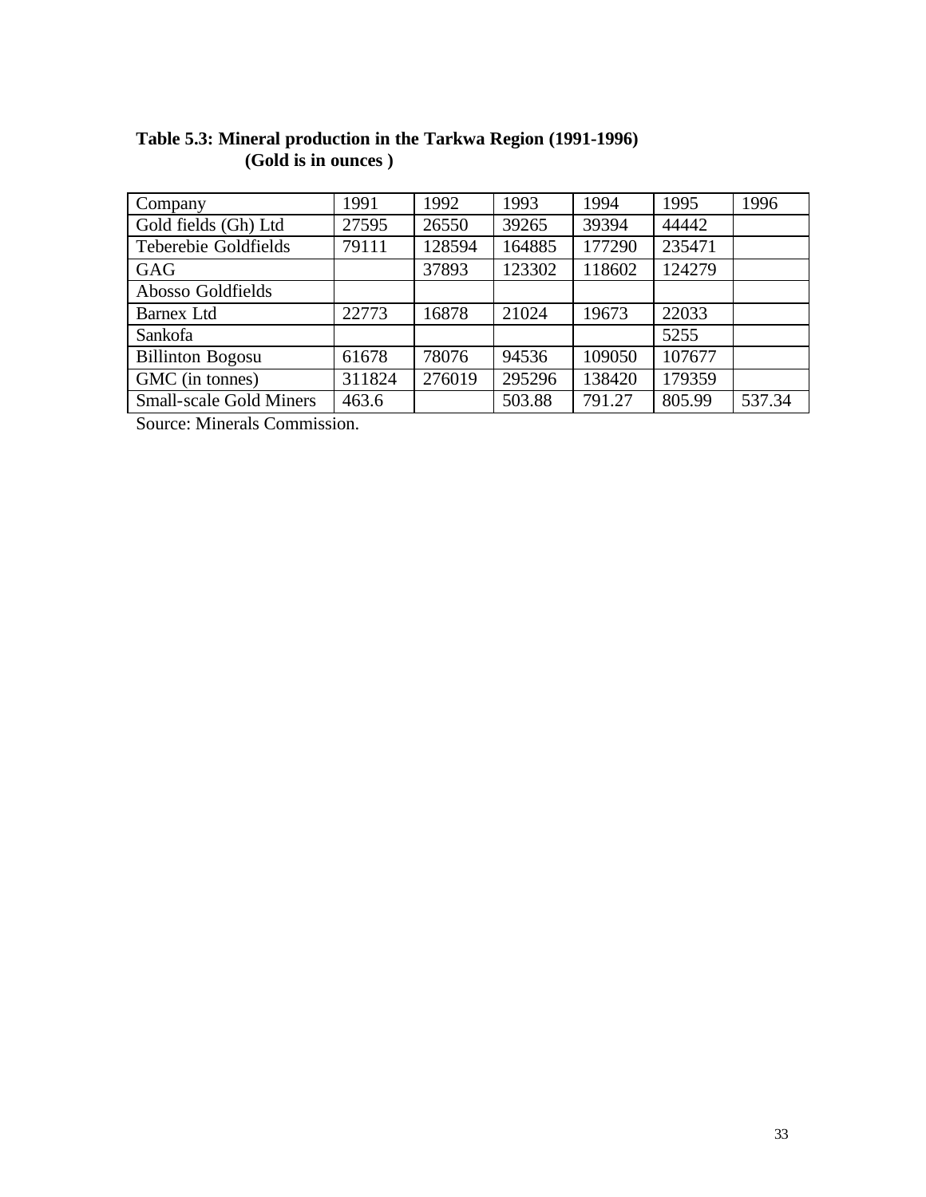**Table 5.3: Mineral production in the Tarkwa Region (1991-1996)**
**(Gold is in ounces )**

| Company | 1991 | 1992 | 1993 | 1994 | 1995 | 1996 |
|---|---|---|---|---|---|---|
| Gold fields (Gh) Ltd | 27595 | 26550 | 39265 | 39394 | 44442 | |
| Teberebie Goldfields | 79111 | 128594 | 164885 | 177290 | 235471 | |
| GAG | | 37893 | 123302 | 118602 | 124279 | |
| Abosso Goldfields | | | | | | |
| Barnex Ltd | 22773 | 16878 | 21024 | 19673 | 22033 | |
| Sankofa | | | | | 5255 | |
| Billinton Bogosu | 61678 | 78076 | 94536 | 109050 | 107677 | |
| GMC (in tonnes) | 311824 | 276019 | 295296 | 138420 | 179359 | |
| Small-scale Gold Miners | 463.6 | | 503.88 | 791.27 | 805.99 | 537.34 |

Source: Minerals Commission.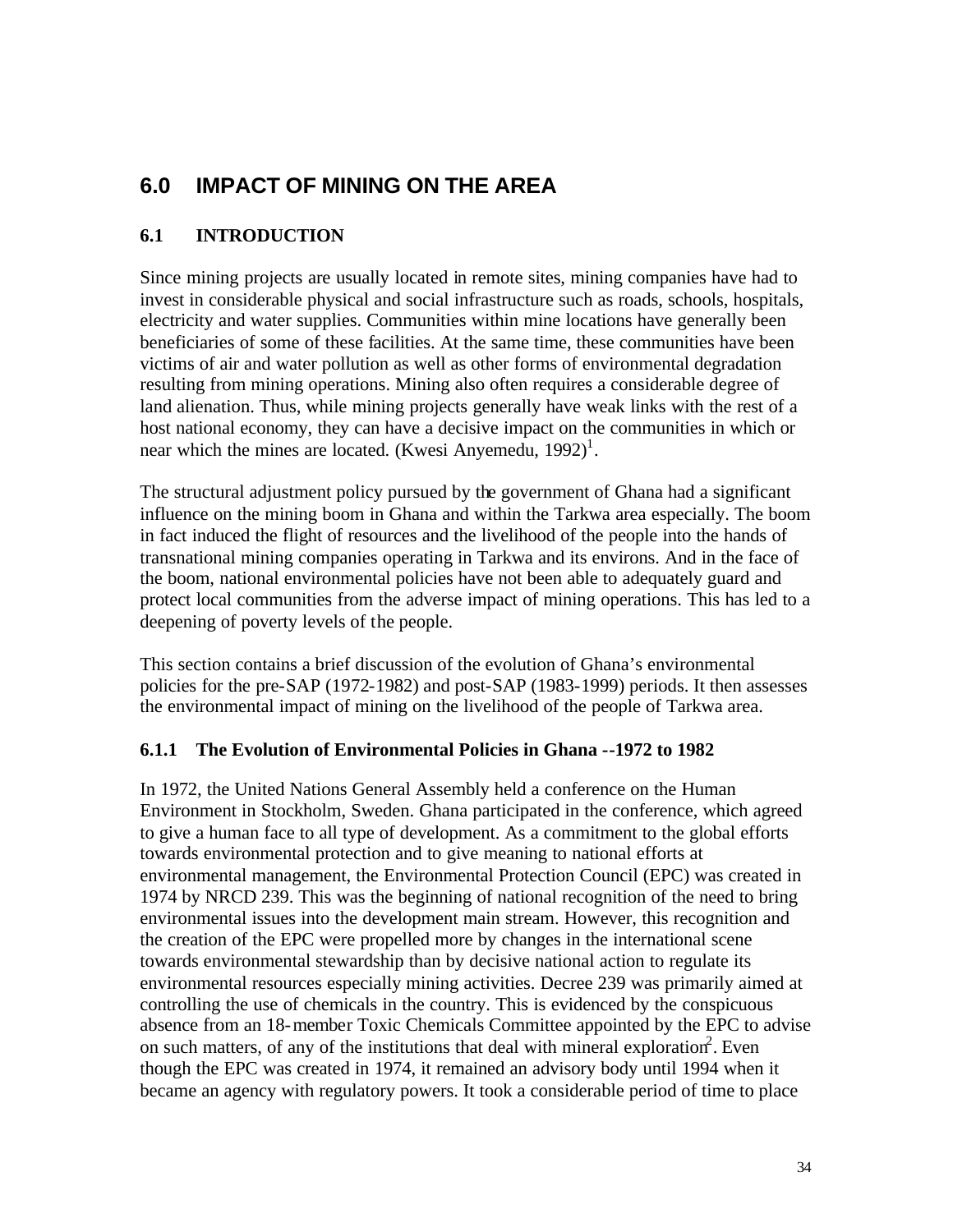## 6.0 IMPACT OF MINING ON THE AREA

### 6.1 INTRODUCTION

Since mining projects are usually located in remote sites, mining companies have had to invest in considerable physical and social infrastructure such as roads, schools, hospitals, electricity and water supplies. Communities within mine locations have generally been beneficiaries of some of these facilities. At the same time, these communities have been victims of air and water pollution as well as other forms of environmental degradation resulting from mining operations. Mining also often requires a considerable degree of land alienation. Thus, while mining projects generally have weak links with the rest of a host national economy, they can have a decisive impact on the communities in which or near which the mines are located. (Kwesi Anyemedu, 1992)[1].

The structural adjustment policy pursued by the government of Ghana had a significant influence on the mining boom in Ghana and within the Tarkwa area especially. The boom in fact induced the flight of resources and the livelihood of the people into the hands of transnational mining companies operating in Tarkwa and its environs. And in the face of the boom, national environmental policies have not been able to adequately guard and protect local communities from the adverse impact of mining operations. This has led to a deepening of poverty levels of the people.

This section contains a brief discussion of the evolution of Ghana's environmental policies for the pre-SAP (1972-1982) and post-SAP (1983-1999) periods. It then assesses the environmental impact of mining on the livelihood of the people of Tarkwa area.

#### 6.1.1 The Evolution of Environmental Policies in Ghana --1972 to 1982

In 1972, the United Nations General Assembly held a conference on the Human Environment in Stockholm, Sweden. Ghana participated in the conference, which agreed to give a human face to all type of development. As a commitment to the global efforts towards environmental protection and to give meaning to national efforts at environmental management, the Environmental Protection Council (EPC) was created in 1974 by NRCD 239. This was the beginning of national recognition of the need to bring environmental issues into the development main stream. However, this recognition and the creation of the EPC were propelled more by changes in the international scene towards environmental stewardship than by decisive national action to regulate its environmental resources especially mining activities. Decree 239 was primarily aimed at controlling the use of chemicals in the country. This is evidenced by the conspicuous absence from an 18-member Toxic Chemicals Committee appointed by the EPC to advise on such matters, of any of the institutions that deal with mineral exploration[2]. Even though the EPC was created in 1974, it remained an advisory body until 1994 when it became an agency with regulatory powers. It took a considerable period of time to place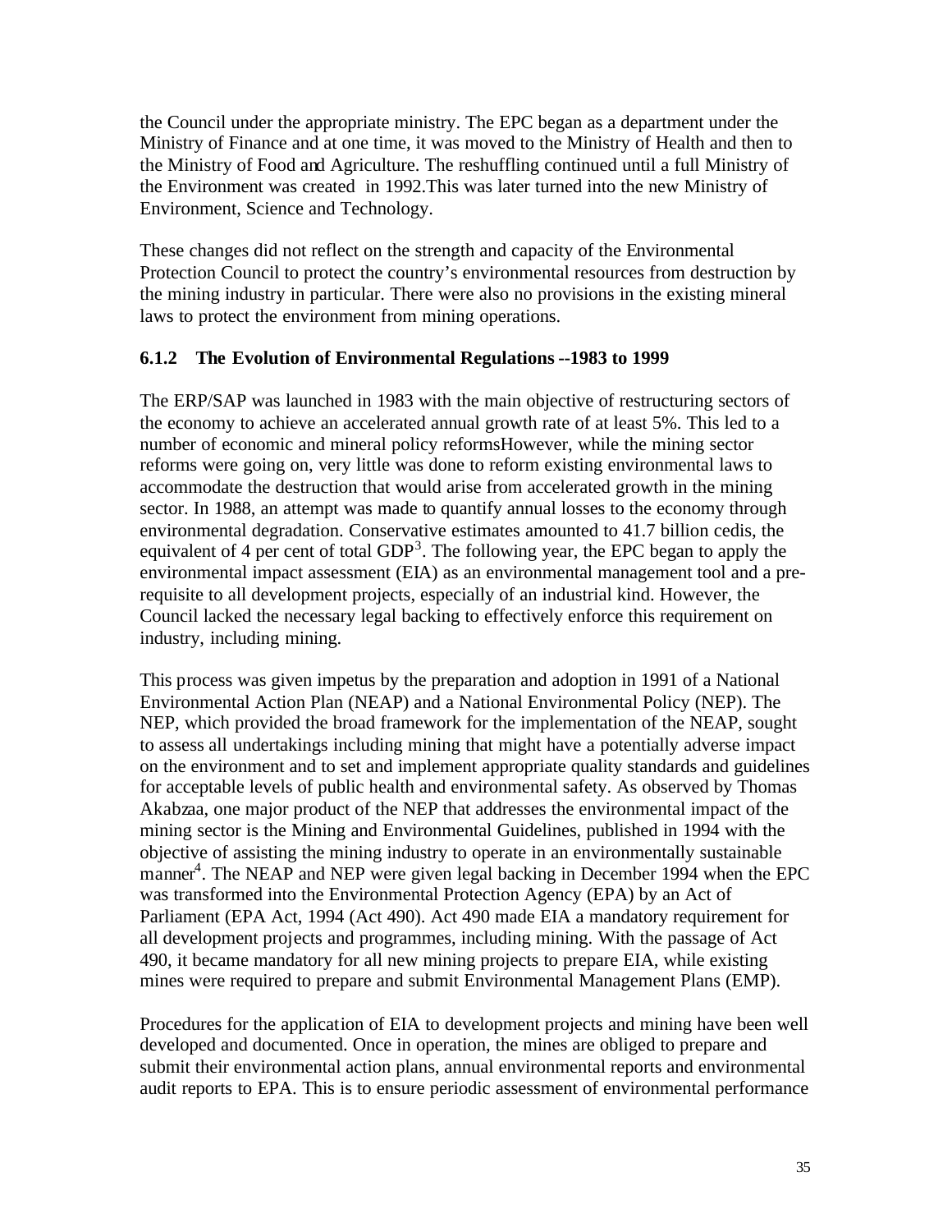the Council under the appropriate ministry. The EPC began as a department under the Ministry of Finance and at one time, it was moved to the Ministry of Health and then to the Ministry of Food and Agriculture. The reshuffling continued until a full Ministry of the Environment was created in 1992.This was later turned into the new Ministry of Environment, Science and Technology.

These changes did not reflect on the strength and capacity of the Environmental Protection Council to protect the country's environmental resources from destruction by the mining industry in particular. There were also no provisions in the existing mineral laws to protect the environment from mining operations.

### 6.1.2 The Evolution of Environmental Regulations --1983 to 1999

The ERP/SAP was launched in 1983 with the main objective of restructuring sectors of the economy to achieve an accelerated annual growth rate of at least 5%. This led to a number of economic and mineral policy reformsHowever, while the mining sector reforms were going on, very little was done to reform existing environmental laws to accommodate the destruction that would arise from accelerated growth in the mining sector. In 1988, an attempt was made to quantify annual losses to the economy through environmental degradation. Conservative estimates amounted to 41.7 billion cedis, the equivalent of 4 per cent of total GDP[3]. The following year, the EPC began to apply the environmental impact assessment (EIA) as an environmental management tool and a pre-requisite to all development projects, especially of an industrial kind. However, the Council lacked the necessary legal backing to effectively enforce this requirement on industry, including mining.

This process was given impetus by the preparation and adoption in 1991 of a National Environmental Action Plan (NEAP) and a National Environmental Policy (NEP). The NEP, which provided the broad framework for the implementation of the NEAP, sought to assess all undertakings including mining that might have a potentially adverse impact on the environment and to set and implement appropriate quality standards and guidelines for acceptable levels of public health and environmental safety. As observed by Thomas Akabzaa, one major product of the NEP that addresses the environmental impact of the mining sector is the Mining and Environmental Guidelines, published in 1994 with the objective of assisting the mining industry to operate in an environmentally sustainable manner[4]. The NEAP and NEP were given legal backing in December 1994 when the EPC was transformed into the Environmental Protection Agency (EPA) by an Act of Parliament (EPA Act, 1994 (Act 490). Act 490 made EIA a mandatory requirement for all development projects and programmes, including mining. With the passage of Act 490, it became mandatory for all new mining projects to prepare EIA, while existing mines were required to prepare and submit Environmental Management Plans (EMP).

Procedures for the application of EIA to development projects and mining have been well developed and documented. Once in operation, the mines are obliged to prepare and submit their environmental action plans, annual environmental reports and environmental audit reports to EPA. This is to ensure periodic assessment of environmental performance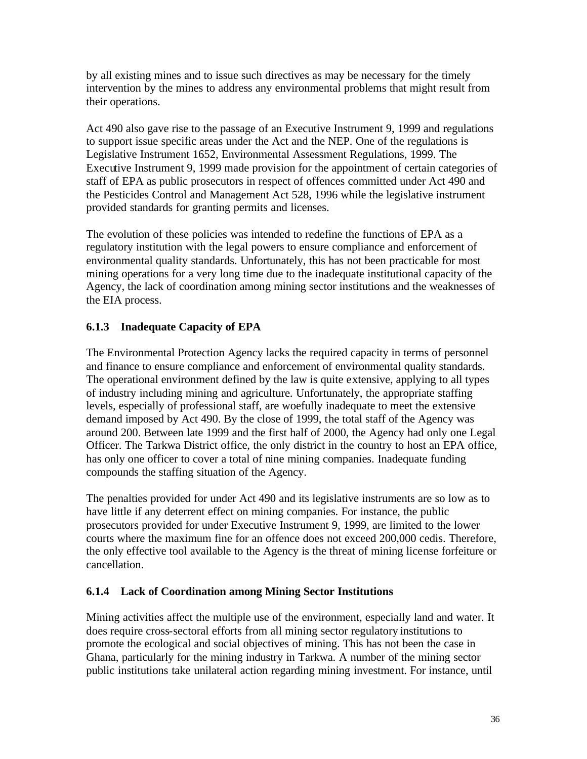by all existing mines and to issue such directives as may be necessary for the timely intervention by the mines to address any environmental problems that might result from their operations.

Act 490 also gave rise to the passage of an Executive Instrument 9, 1999 and regulations to support issue specific areas under the Act and the NEP. One of the regulations is Legislative Instrument 1652, Environmental Assessment Regulations, 1999. The Executive Instrument 9, 1999 made provision for the appointment of certain categories of staff of EPA as public prosecutors in respect of offences committed under Act 490 and the Pesticides Control and Management Act 528, 1996 while the legislative instrument provided standards for granting permits and licenses.

The evolution of these policies was intended to redefine the functions of EPA as a regulatory institution with the legal powers to ensure compliance and enforcement of environmental quality standards. Unfortunately, this has not been practicable for most mining operations for a very long time due to the inadequate institutional capacity of the Agency, the lack of coordination among mining sector institutions and the weaknesses of the EIA process.

### 6.1.3 Inadequate Capacity of EPA

The Environmental Protection Agency lacks the required capacity in terms of personnel and finance to ensure compliance and enforcement of environmental quality standards. The operational environment defined by the law is quite extensive, applying to all types of industry including mining and agriculture. Unfortunately, the appropriate staffing levels, especially of professional staff, are woefully inadequate to meet the extensive demand imposed by Act 490. By the close of 1999, the total staff of the Agency was around 200. Between late 1999 and the first half of 2000, the Agency had only one Legal Officer. The Tarkwa District office, the only district in the country to host an EPA office, has only one officer to cover a total of nine mining companies. Inadequate funding compounds the staffing situation of the Agency.

The penalties provided for under Act 490 and its legislative instruments are so low as to have little if any deterrent effect on mining companies. For instance, the public prosecutors provided for under Executive Instrument 9, 1999, are limited to the lower courts where the maximum fine for an offence does not exceed 200,000 cedis. Therefore, the only effective tool available to the Agency is the threat of mining license forfeiture or cancellation.

### 6.1.4 Lack of Coordination among Mining Sector Institutions

Mining activities affect the multiple use of the environment, especially land and water. It does require cross-sectoral efforts from all mining sector regulatory institutions to promote the ecological and social objectives of mining. This has not been the case in Ghana, particularly for the mining industry in Tarkwa. A number of the mining sector public institutions take unilateral action regarding mining investment. For instance, until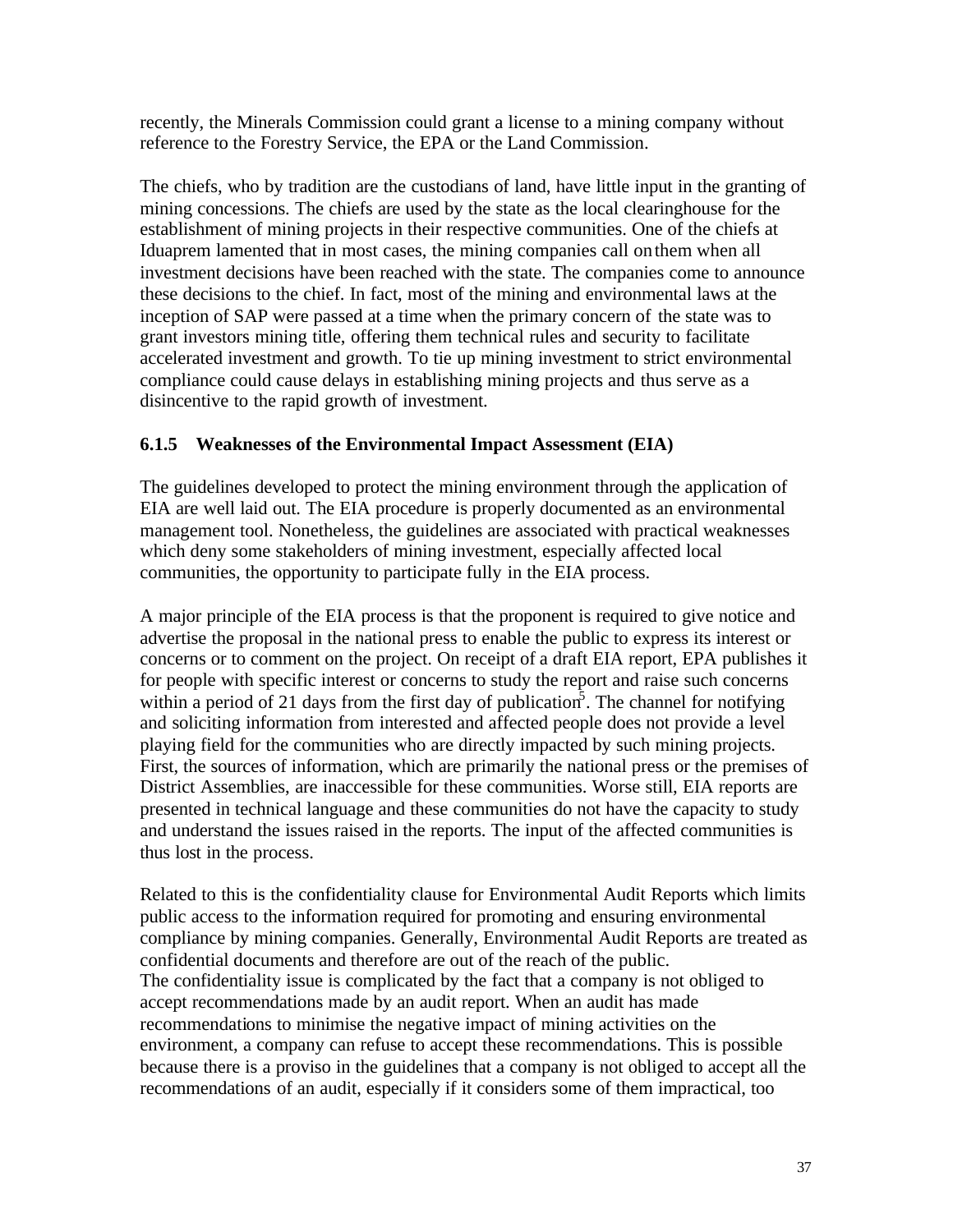recently, the Minerals Commission could grant a license to a mining company without reference to the Forestry Service, the EPA or the Land Commission.

The chiefs, who by tradition are the custodians of land, have little input in the granting of mining concessions. The chiefs are used by the state as the local clearinghouse for the establishment of mining projects in their respective communities. One of the chiefs at Iduaprem lamented that in most cases, the mining companies call on them when all investment decisions have been reached with the state. The companies come to announce these decisions to the chief. In fact, most of the mining and environmental laws at the inception of SAP were passed at a time when the primary concern of the state was to grant investors mining title, offering them technical rules and security to facilitate accelerated investment and growth. To tie up mining investment to strict environmental compliance could cause delays in establishing mining projects and thus serve as a disincentive to the rapid growth of investment.

### 6.1.5 Weaknesses of the Environmental Impact Assessment (EIA)

The guidelines developed to protect the mining environment through the application of EIA are well laid out. The EIA procedure is properly documented as an environmental management tool. Nonetheless, the guidelines are associated with practical weaknesses which deny some stakeholders of mining investment, especially affected local communities, the opportunity to participate fully in the EIA process.

A major principle of the EIA process is that the proponent is required to give notice and advertise the proposal in the national press to enable the public to express its interest or concerns or to comment on the project. On receipt of a draft EIA report, EPA publishes it for people with specific interest or concerns to study the report and raise such concerns within a period of 21 days from the first day of publication[5]. The channel for notifying and soliciting information from interested and affected people does not provide a level playing field for the communities who are directly impacted by such mining projects. First, the sources of information, which are primarily the national press or the premises of District Assemblies, are inaccessible for these communities. Worse still, EIA reports are presented in technical language and these communities do not have the capacity to study and understand the issues raised in the reports. The input of the affected communities is thus lost in the process.

Related to this is the confidentiality clause for Environmental Audit Reports which limits public access to the information required for promoting and ensuring environmental compliance by mining companies. Generally, Environmental Audit Reports are treated as confidential documents and therefore are out of the reach of the public.
The confidentiality issue is complicated by the fact that a company is not obliged to accept recommendations made by an audit report. When an audit has made recommendations to minimise the negative impact of mining activities on the environment, a company can refuse to accept these recommendations. This is possible because there is a proviso in the guidelines that a company is not obliged to accept all the recommendations of an audit, especially if it considers some of them impractical, too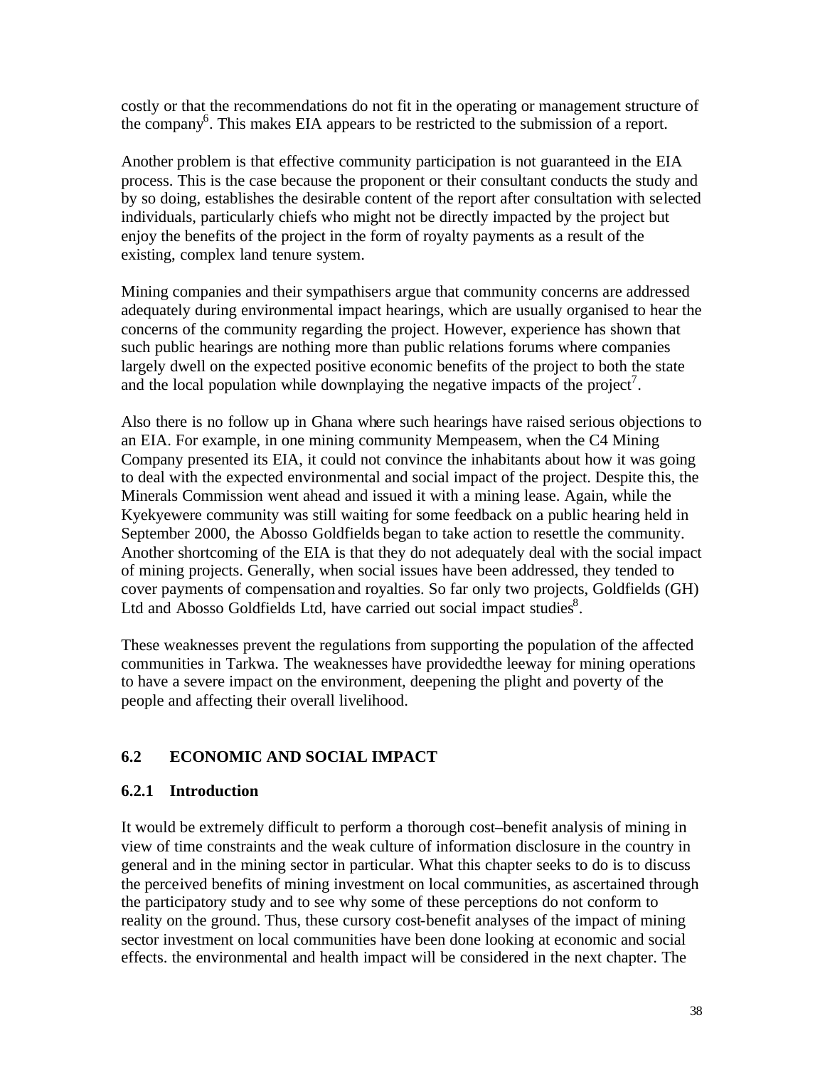costly or that the recommendations do not fit in the operating or management structure of the company[6]. This makes EIA appears to be restricted to the submission of a report.

Another problem is that effective community participation is not guaranteed in the EIA process. This is the case because the proponent or their consultant conducts the study and by so doing, establishes the desirable content of the report after consultation with selected individuals, particularly chiefs who might not be directly impacted by the project but enjoy the benefits of the project in the form of royalty payments as a result of the existing, complex land tenure system.

Mining companies and their sympathisers argue that community concerns are addressed adequately during environmental impact hearings, which are usually organised to hear the concerns of the community regarding the project. However, experience has shown that such public hearings are nothing more than public relations forums where companies largely dwell on the expected positive economic benefits of the project to both the state and the local population while downplaying the negative impacts of the project[7].

Also there is no follow up in Ghana where such hearings have raised serious objections to an EIA. For example, in one mining community Mempeasem, when the C4 Mining Company presented its EIA, it could not convince the inhabitants about how it was going to deal with the expected environmental and social impact of the project. Despite this, the Minerals Commission went ahead and issued it with a mining lease. Again, while the Kyekyewere community was still waiting for some feedback on a public hearing held in September 2000, the Abosso Goldfields began to take action to resettle the community. Another shortcoming of the EIA is that they do not adequately deal with the social impact of mining projects. Generally, when social issues have been addressed, they tended to cover payments of compensation and royalties. So far only two projects, Goldfields (GH) Ltd and Abosso Goldfields Ltd, have carried out social impact studies[8].

These weaknesses prevent the regulations from supporting the population of the affected communities in Tarkwa. The weaknesses have providedthe leeway for mining operations to have a severe impact on the environment, deepening the plight and poverty of the people and affecting their overall livelihood.

## 6.2 ECONOMIC AND SOCIAL IMPACT

### 6.2.1 Introduction

It would be extremely difficult to perform a thorough cost–benefit analysis of mining in view of time constraints and the weak culture of information disclosure in the country in general and in the mining sector in particular. What this chapter seeks to do is to discuss the perceived benefits of mining investment on local communities, as ascertained through the participatory study and to see why some of these perceptions do not conform to reality on the ground. Thus, these cursory cost-benefit analyses of the impact of mining sector investment on local communities have been done looking at economic and social effects. the environmental and health impact will be considered in the next chapter. The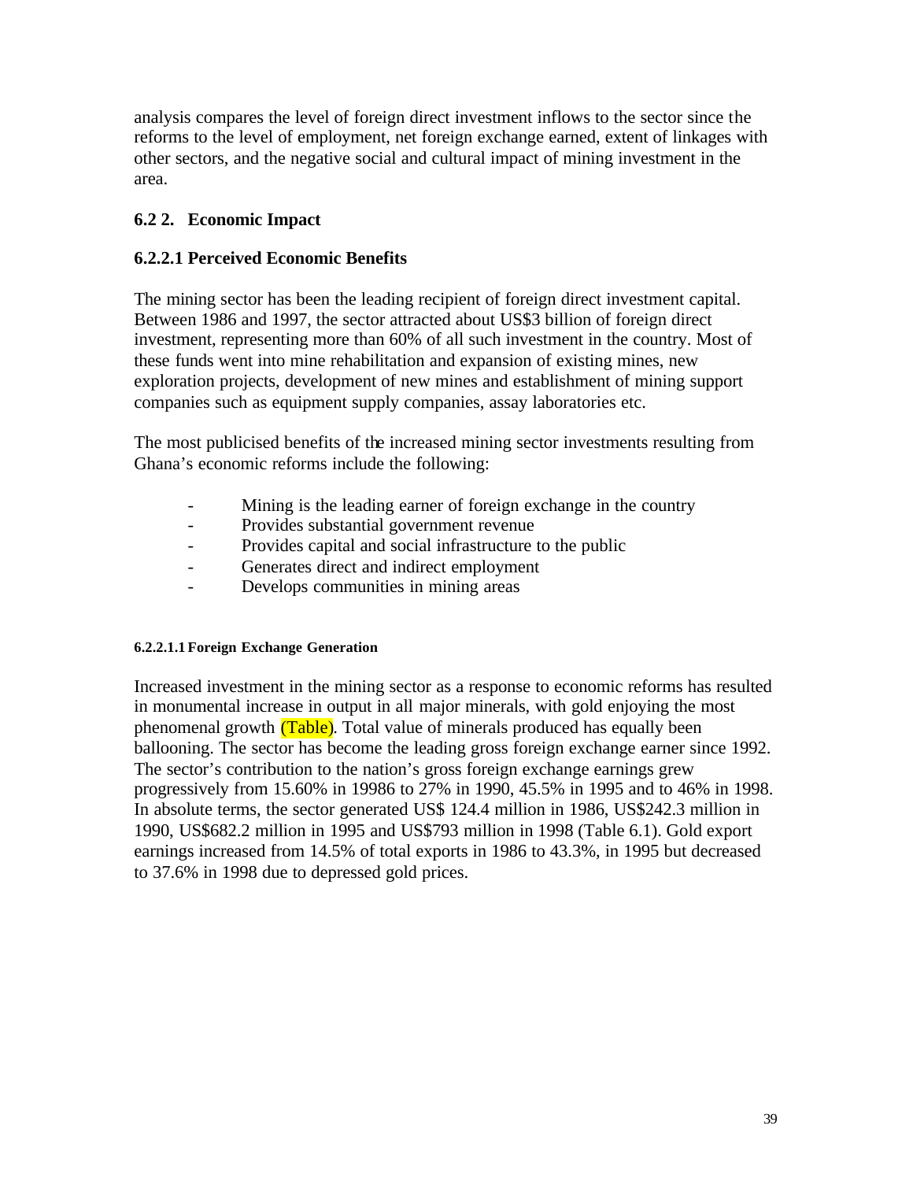analysis compares the level of foreign direct investment inflows to the sector since the reforms to the level of employment, net foreign exchange earned, extent of linkages with other sectors, and the negative social and cultural impact of mining investment in the area.

### 6.2 2. Economic Impact

### 6.2.2.1 Perceived Economic Benefits

The mining sector has been the leading recipient of foreign direct investment capital. Between 1986 and 1997, the sector attracted about US$3 billion of foreign direct investment, representing more than 60% of all such investment in the country. Most of these funds went into mine rehabilitation and expansion of existing mines, new exploration projects, development of new mines and establishment of mining support companies such as equipment supply companies, assay laboratories etc.

The most publicised benefits of the increased mining sector investments resulting from Ghana's economic reforms include the following:

- Mining is the leading earner of foreign exchange in the country
- Provides substantial government revenue
- Provides capital and social infrastructure to the public
- Generates direct and indirect employment
- Develops communities in mining areas

#### 6.2.2.1.1 Foreign Exchange Generation

Increased investment in the mining sector as a response to economic reforms has resulted in monumental increase in output in all major minerals, with gold enjoying the most phenomenal growth (Table). Total value of minerals produced has equally been ballooning. The sector has become the leading gross foreign exchange earner since 1992. The sector's contribution to the nation's gross foreign exchange earnings grew progressively from 15.60% in 19986 to 27% in 1990, 45.5% in 1995 and to 46% in 1998. In absolute terms, the sector generated US$ 124.4 million in 1986, US$242.3 million in 1990, US$682.2 million in 1995 and US$793 million in 1998 (Table 6.1). Gold export earnings increased from 14.5% of total exports in 1986 to 43.3%, in 1995 but decreased to 37.6% in 1998 due to depressed gold prices.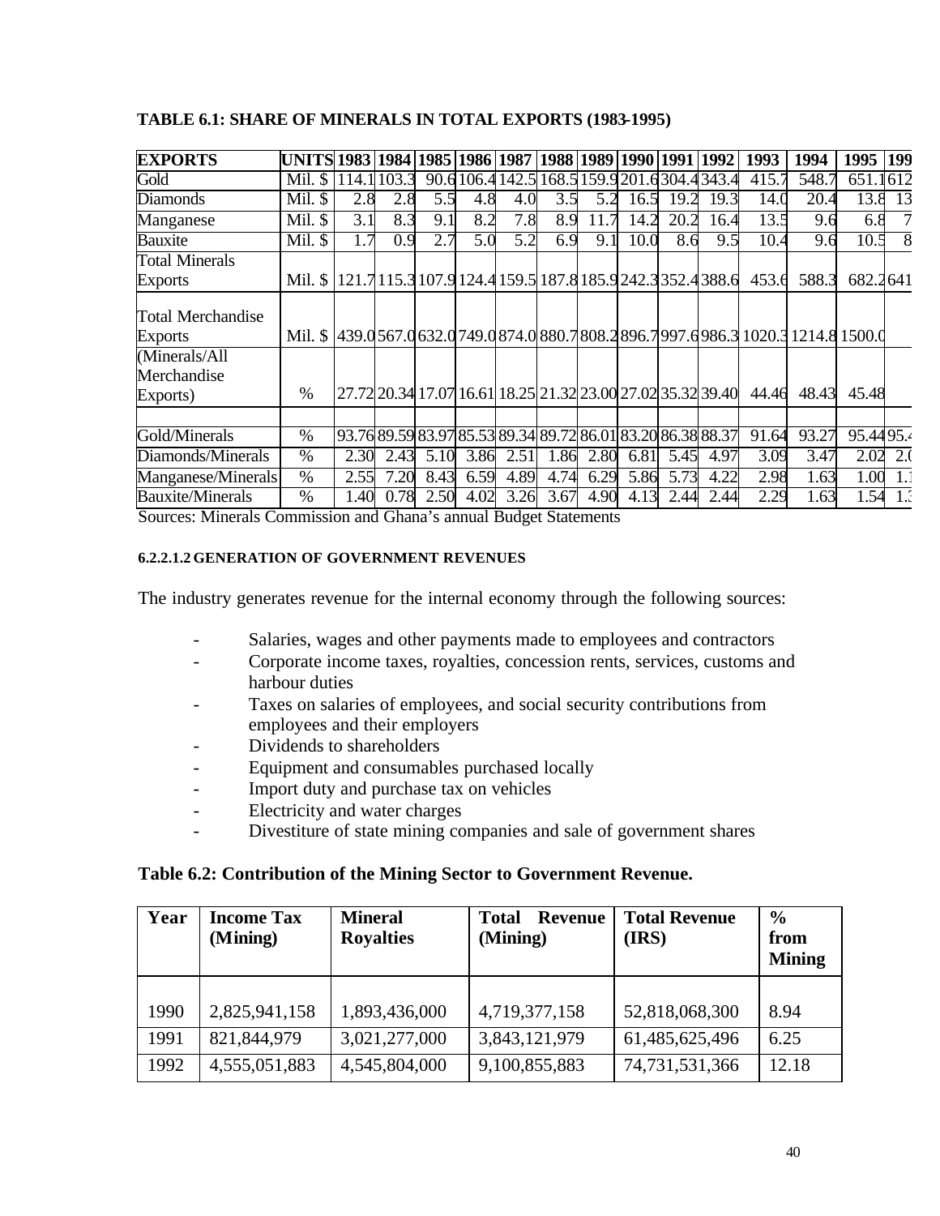**TABLE 6.1: SHARE OF MINERALS IN TOTAL EXPORTS (1983-1995)**

| EXPORTS | UNITS | 1983 | 1984 | 1985 | 1986 | 1987 | 1988 | 1989 | 1990 | 1991 | 1992 | 1993 | 1994 | 1995 | 199 |
|---|---|---|---|---|---|---|---|---|---|---|---|---|---|---|---|
| Gold | Mil. $ | 114.1 | 103.3 | 90.6 | 106.4 | 142.5 | 168.5 | 159.9 | 201.6 | 304.4 | 343.4 | 415.7 | 548.7 | 651.1 | 612 |
| Diamonds | Mil. $ | 2.8 | 2.8 | 5.5 | 4.8 | 4.0 | 3.5 | 5.2 | 16.5 | 19.2 | 19.3 | 14.0 | 20.4 | 13.8 | 13 |
| Manganese | Mil. $ | 3.1 | 8.3 | 9.1 | 8.2 | 7.8 | 8.9 | 11.7 | 14.2 | 20.2 | 16.4 | 13.5 | 9.6 | 6.8 | 7 |
| Bauxite | Mil. $ | 1.7 | 0.9 | 2.7 | 5.0 | 5.2 | 6.9 | 9.1 | 10.0 | 8.6 | 9.5 | 10.4 | 9.6 | 10.5 | 8 |
| Total Minerals Exports | Mil. $ | 121.7 | 115.3 | 107.9 | 124.4 | 159.5 | 187.8 | 185.9 | 242.3 | 352.4 | 388.6 | 453.6 | 588.3 | 682.2 | 641 |
| Total Merchandise Exports | Mil. $ | 439.0 | 567.0 | 632.0 | 749.0 | 874.0 | 880.7 | 808.2 | 896.7 | 997.6 | 986.3 | 1020.3 | 1214.8 | 1500.0 | |
| (Minerals/All Merchandise Exports) | % | 27.72 | 20.34 | 17.07 | 16.61 | 18.25 | 21.32 | 23.00 | 27.02 | 35.32 | 39.40 | 44.46 | 48.43 | 45.48 | |
| | | | | | | | | | | | | | | | |
| Gold/Minerals | % | 93.76 | 89.59 | 83.97 | 85.53 | 89.34 | 89.72 | 86.01 | 83.20 | 86.38 | 88.37 | 91.64 | 93.27 | 95.44 | 95.4 |
| Diamonds/Minerals | % | 2.30 | 2.43 | 5.10 | 3.86 | 2.51 | 1.86 | 2.80 | 6.81 | 5.45 | 4.97 | 3.09 | 3.47 | 2.02 | 2.0 |
| Manganese/Minerals | % | 2.55 | 7.20 | 8.43 | 6.59 | 4.89 | 4.74 | 6.29 | 5.86 | 5.73 | 4.22 | 2.98 | 1.63 | 1.00 | 1.1 |
| Bauxite/Minerals | % | 1.40 | 0.78 | 2.50 | 4.02 | 3.26 | 3.67 | 4.90 | 4.13 | 2.44 | 2.44 | 2.29 | 1.63 | 1.54 | 1.3 |

Sources: Minerals Commission and Ghana's annual Budget Statements

###### 6.2.2.1.2 GENERATION OF GOVERNMENT REVENUES

The industry generates revenue for the internal economy through the following sources:

- Salaries, wages and other payments made to employees and contractors
- Corporate income taxes, royalties, concession rents, services, customs and harbour duties
- Taxes on salaries of employees, and social security contributions from employees and their employers
- Dividends to shareholders
- Equipment and consumables purchased locally
- Import duty and purchase tax on vehicles
- Electricity and water charges
- Divestiture of state mining companies and sale of government shares

**Table 6.2: Contribution of the Mining Sector to Government Revenue.**

| Year | Income Tax (Mining) | Mineral Royalties | Total Revenue (Mining) | Total Revenue (IRS) | % from Mining |
|---|---|---|---|---|---|
| 1990 | 2,825,941,158 | 1,893,436,000 | 4,719,377,158 | 52,818,068,300 | 8.94 |
| 1991 | 821,844,979 | 3,021,277,000 | 3,843,121,979 | 61,485,625,496 | 6.25 |
| 1992 | 4,555,051,883 | 4,545,804,000 | 9,100,855,883 | 74,731,531,366 | 12.18 |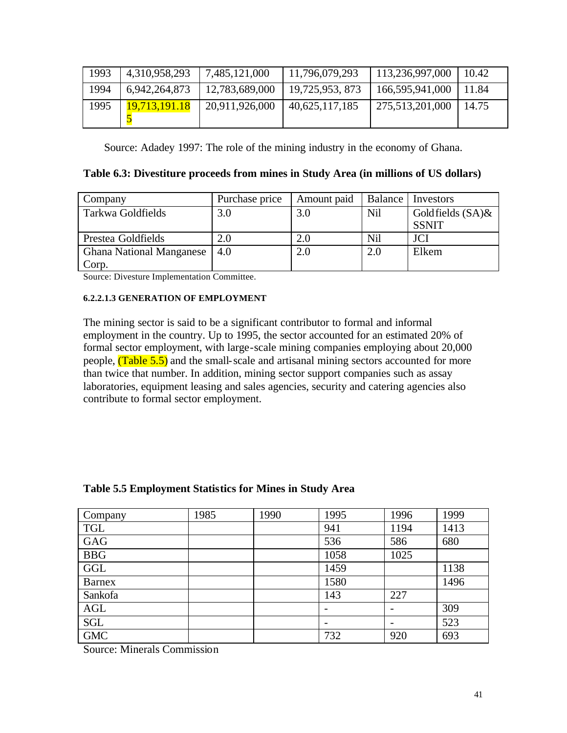| 1993 | 4,310,958,293 | 7,485,121,000 | 11,796,079,293 | 113,236,997,000 | 10.42 |
|---|---|---|---|---|---|
| 1994 | 6,942,264,873 | 12,783,689,000 | 19,725,953, 873 | 166,595,941,000 | 11.84 |
| 1995 | 19,713,191.185 | 20,911,926,000 | 40,625,117,185 | 275,513,201,000 | 14.75 |

Source: Adadey 1997: The role of the mining industry in the economy of Ghana.

**Table 6.3: Divestiture proceeds from mines in Study Area (in millions of US dollars)**

| Company | Purchase price | Amount paid | Balance | Investors |
|---|---|---|---|---|
| Tarkwa Goldfields | 3.0 | 3.0 | Nil | Goldfields (SA)& SSNIT |
| Prestea Goldfields | 2.0 | 2.0 | Nil | JCI |
| Ghana National Manganese Corp. | 4.0 | 2.0 | 2.0 | Elkem |

Source: Divesture Implementation Committee.

#### 6.2.2.1.3 GENERATION OF EMPLOYMENT

The mining sector is said to be a significant contributor to formal and informal employment in the country. Up to 1995, the sector accounted for an estimated 20% of formal sector employment, with large-scale mining companies employing about 20,000 people, (Table 5.5) and the small-scale and artisanal mining sectors accounted for more than twice that number. In addition, mining sector support companies such as assay laboratories, equipment leasing and sales agencies, security and catering agencies also contribute to formal sector employment.

**Table 5.5 Employment Statistics for Mines in Study Area**

| Company | 1985 | 1990 | 1995 | 1996 | 1999 |
|---|---|---|---|---|---|
| TGL | | | 941 | 1194 | 1413 |
| GAG | | | 536 | 586 | 680 |
| BBG | | | 1058 | 1025 | |
| GGL | | | 1459 | | 1138 |
| Barnex | | | 1580 | | 1496 |
| Sankofa | | | 143 | 227 | |
| AGL | | | - | - | 309 |
| SGL | | | - | - | 523 |
| GMC | | | 732 | 920 | 693 |

Source: Minerals Commission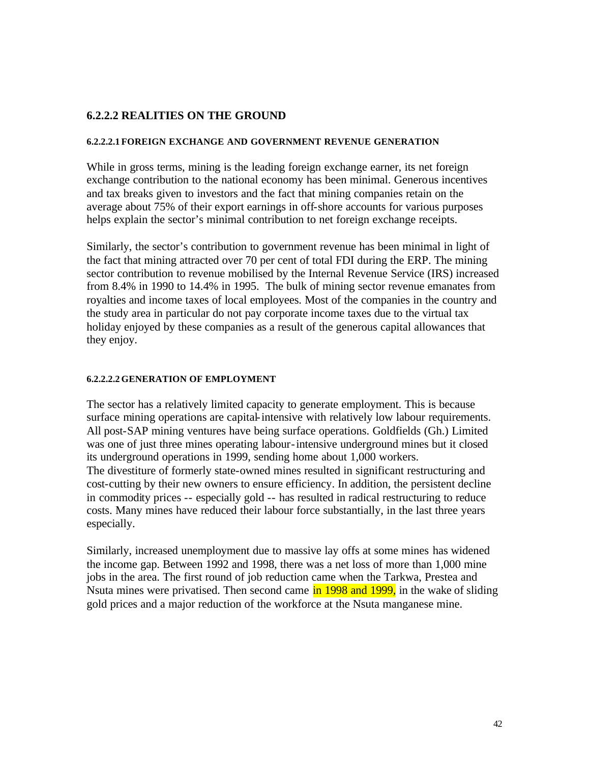### 6.2.2.2 REALITIES ON THE GROUND

#### 6.2.2.2.1 FOREIGN EXCHANGE AND GOVERNMENT REVENUE GENERATION

While in gross terms, mining is the leading foreign exchange earner, its net foreign exchange contribution to the national economy has been minimal. Generous incentives and tax breaks given to investors and the fact that mining companies retain on the average about 75% of their export earnings in off-shore accounts for various purposes helps explain the sector's minimal contribution to net foreign exchange receipts.

Similarly, the sector's contribution to government revenue has been minimal in light of the fact that mining attracted over 70 per cent of total FDI during the ERP. The mining sector contribution to revenue mobilised by the Internal Revenue Service (IRS) increased from 8.4% in 1990 to 14.4% in 1995. The bulk of mining sector revenue emanates from royalties and income taxes of local employees. Most of the companies in the country and the study area in particular do not pay corporate income taxes due to the virtual tax holiday enjoyed by these companies as a result of the generous capital allowances that they enjoy.

#### 6.2.2.2.2 GENERATION OF EMPLOYMENT

The sector has a relatively limited capacity to generate employment. This is because surface mining operations are capital-intensive with relatively low labour requirements. All post-SAP mining ventures have being surface operations. Goldfields (Gh.) Limited was one of just three mines operating labour-intensive underground mines but it closed its underground operations in 1999, sending home about 1,000 workers.
The divestiture of formerly state-owned mines resulted in significant restructuring and cost-cutting by their new owners to ensure efficiency. In addition, the persistent decline in commodity prices -- especially gold -- has resulted in radical restructuring to reduce costs. Many mines have reduced their labour force substantially, in the last three years especially.

Similarly, increased unemployment due to massive lay offs at some mines has widened the income gap. Between 1992 and 1998, there was a net loss of more than 1,000 mine jobs in the area. The first round of job reduction came when the Tarkwa, Prestea and Nsuta mines were privatised. Then second came in 1998 and 1999, in the wake of sliding gold prices and a major reduction of the workforce at the Nsuta manganese mine.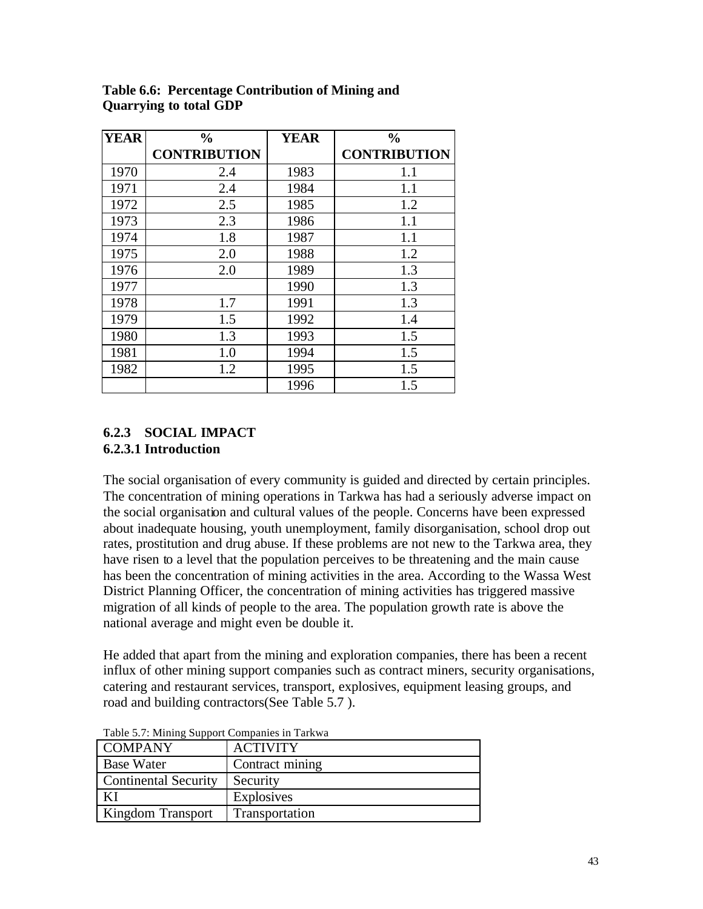**Table 6.6: Percentage Contribution of Mining and Quarrying to total GDP**

| YEAR | % CONTRIBUTION | YEAR | % CONTRIBUTION |
|---|---|---|---|
| 1970 | 2.4 | 1983 | 1.1 |
| 1971 | 2.4 | 1984 | 1.1 |
| 1972 | 2.5 | 1985 | 1.2 |
| 1973 | 2.3 | 1986 | 1.1 |
| 1974 | 1.8 | 1987 | 1.1 |
| 1975 | 2.0 | 1988 | 1.2 |
| 1976 | 2.0 | 1989 | 1.3 |
| 1977 | | 1990 | 1.3 |
| 1978 | 1.7 | 1991 | 1.3 |
| 1979 | 1.5 | 1992 | 1.4 |
| 1980 | 1.3 | 1993 | 1.5 |
| 1981 | 1.0 | 1994 | 1.5 |
| 1982 | 1.2 | 1995 | 1.5 |
| | | 1996 | 1.5 |

### 6.2.3 SOCIAL IMPACT

#### 6.2.3.1 Introduction

The social organisation of every community is guided and directed by certain principles. The concentration of mining operations in Tarkwa has had a seriously adverse impact on the social organisation and cultural values of the people. Concerns have been expressed about inadequate housing, youth unemployment, family disorganisation, school drop out rates, prostitution and drug abuse. If these problems are not new to the Tarkwa area, they have risen to a level that the population perceives to be threatening and the main cause has been the concentration of mining activities in the area. According to the Wassa West District Planning Officer, the concentration of mining activities has triggered massive migration of all kinds of people to the area. The population growth rate is above the national average and might even be double it.

He added that apart from the mining and exploration companies, there has been a recent influx of other mining support companies such as contract miners, security organisations, catering and restaurant services, transport, explosives, equipment leasing groups, and road and building contractors(See Table 5.7 ).

Table 5.7: Mining Support Companies in Tarkwa

| COMPANY | ACTIVITY |
|---|---|
| Base Water | Contract mining |
| Continental Security | Security |
| KI | Explosives |
| Kingdom Transport | Transportation |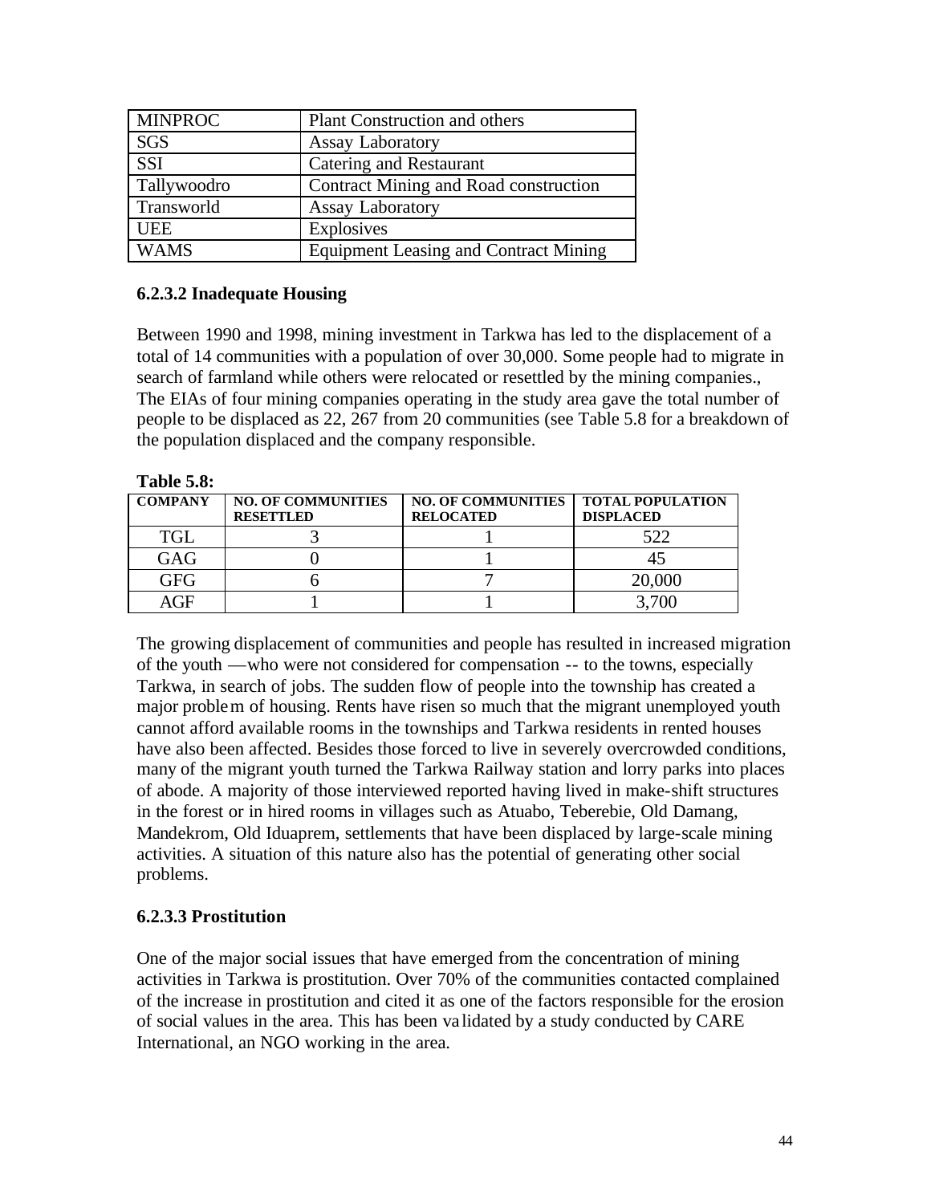| MINPROC | Plant Construction and others |
|---|---|
| SGS | Assay Laboratory |
| SSI | Catering and Restaurant |
| Tallywoodro | Contract Mining and Road construction |
| Transworld | Assay Laboratory |
| UEE | Explosives |
| WAMS | Equipment Leasing and Contract Mining |

### 6.2.3.2 Inadequate Housing

Between 1990 and 1998, mining investment in Tarkwa has led to the displacement of a total of 14 communities with a population of over 30,000. Some people had to migrate in search of farmland while others were relocated or resettled by the mining companies., The EIAs of four mining companies operating in the study area gave the total number of people to be displaced as 22, 267 from 20 communities (see Table 5.8 for a breakdown of the population displaced and the company responsible.

**Table 5.8:**

| COMPANY | NO. OF COMMUNITIES RESETTLED | NO. OF COMMUNITIES RELOCATED | TOTAL POPULATION DISPLACED |
|---|---|---|---|
| TGL | 3 | 1 | 522 |
| GAG | 0 | 1 | 45 |
| GFG | 6 | 7 | 20,000 |
| AGF | 1 | 1 | 3,700 |

The growing displacement of communities and people has resulted in increased migration of the youth —who were not considered for compensation -- to the towns, especially Tarkwa, in search of jobs. The sudden flow of people into the township has created a major problem of housing. Rents have risen so much that the migrant unemployed youth cannot afford available rooms in the townships and Tarkwa residents in rented houses have also been affected. Besides those forced to live in severely overcrowded conditions, many of the migrant youth turned the Tarkwa Railway station and lorry parks into places of abode. A majority of those interviewed reported having lived in make-shift structures in the forest or in hired rooms in villages such as Atuabo, Teberebie, Old Damang, Mandekrom, Old Iduaprem, settlements that have been displaced by large-scale mining activities. A situation of this nature also has the potential of generating other social problems.

### 6.2.3.3 Prostitution

One of the major social issues that have emerged from the concentration of mining activities in Tarkwa is prostitution. Over 70% of the communities contacted complained of the increase in prostitution and cited it as one of the factors responsible for the erosion of social values in the area. This has been validated by a study conducted by CARE International, an NGO working in the area.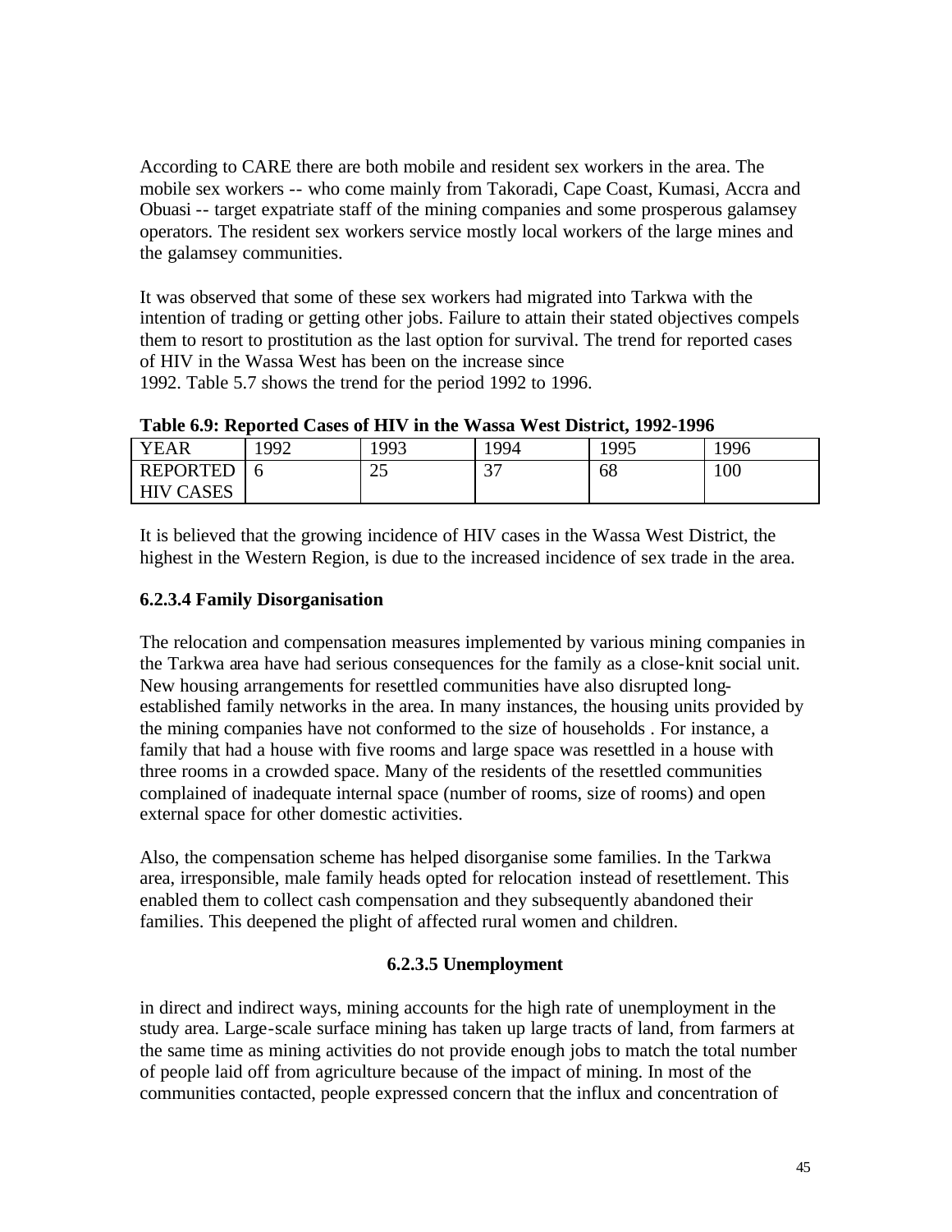According to CARE there are both mobile and resident sex workers in the area. The mobile sex workers -- who come mainly from Takoradi, Cape Coast, Kumasi, Accra and Obuasi -- target expatriate staff of the mining companies and some prosperous galamsey operators. The resident sex workers service mostly local workers of the large mines and the galamsey communities.

It was observed that some of these sex workers had migrated into Tarkwa with the intention of trading or getting other jobs. Failure to attain their stated objectives compels them to resort to prostitution as the last option for survival. The trend for reported cases of HIV in the Wassa West has been on the increase since 1992. Table 5.7 shows the trend for the period 1992 to 1996.

**Table 6.9: Reported Cases of HIV in the Wassa West District, 1992-1996**

| YEAR | 1992 | 1993 | 1994 | 1995 | 1996 |
|---|---|---|---|---|---|
| REPORTED HIV CASES | 6 | 25 | 37 | 68 | 100 |

It is believed that the growing incidence of HIV cases in the Wassa West District, the highest in the Western Region, is due to the increased incidence of sex trade in the area.

### 6.2.3.4 Family Disorganisation

The relocation and compensation measures implemented by various mining companies in the Tarkwa area have had serious consequences for the family as a close-knit social unit. New housing arrangements for resettled communities have also disrupted long-established family networks in the area. In many instances, the housing units provided by the mining companies have not conformed to the size of households . For instance, a family that had a house with five rooms and large space was resettled in a house with three rooms in a crowded space. Many of the residents of the resettled communities complained of inadequate internal space (number of rooms, size of rooms) and open external space for other domestic activities.

Also, the compensation scheme has helped disorganise some families. In the Tarkwa area, irresponsible, male family heads opted for relocation instead of resettlement. This enabled them to collect cash compensation and they subsequently abandoned their families. This deepened the plight of affected rural women and children.

### 6.2.3.5 Unemployment

in direct and indirect ways, mining accounts for the high rate of unemployment in the study area. Large-scale surface mining has taken up large tracts of land, from farmers at the same time as mining activities do not provide enough jobs to match the total number of people laid off from agriculture because of the impact of mining. In most of the communities contacted, people expressed concern that the influx and concentration of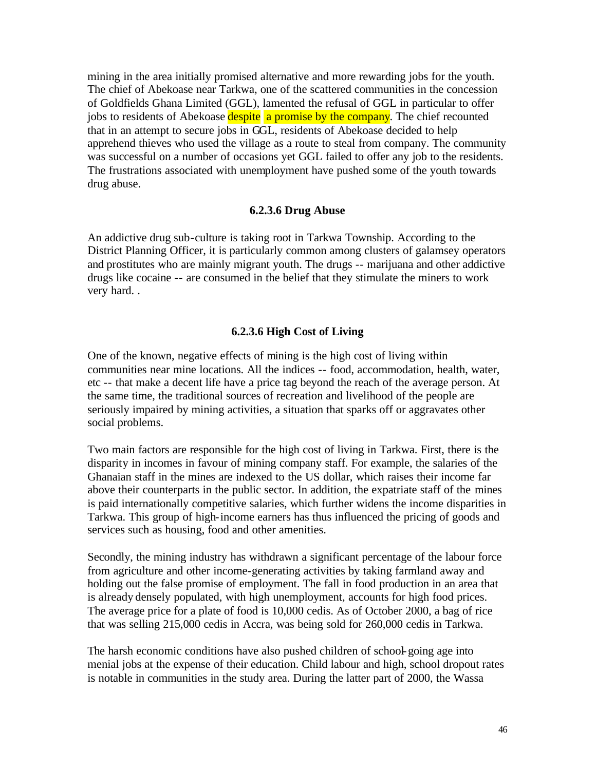mining in the area initially promised alternative and more rewarding jobs for the youth. The chief of Abekoase near Tarkwa, one of the scattered communities in the concession of Goldfields Ghana Limited (GGL), lamented the refusal of GGL in particular to offer jobs to residents of Abekoase despite a promise by the company. The chief recounted that in an attempt to secure jobs in GGL, residents of Abekoase decided to help apprehend thieves who used the village as a route to steal from company. The community was successful on a number of occasions yet GGL failed to offer any job to the residents. The frustrations associated with unemployment have pushed some of the youth towards drug abuse.

#### 6.2.3.6 Drug Abuse

An addictive drug sub-culture is taking root in Tarkwa Township. According to the District Planning Officer, it is particularly common among clusters of galamsey operators and prostitutes who are mainly migrant youth. The drugs -- marijuana and other addictive drugs like cocaine -- are consumed in the belief that they stimulate the miners to work very hard. .

#### 6.2.3.6 High Cost of Living

One of the known, negative effects of mining is the high cost of living within communities near mine locations. All the indices -- food, accommodation, health, water, etc -- that make a decent life have a price tag beyond the reach of the average person. At the same time, the traditional sources of recreation and livelihood of the people are seriously impaired by mining activities, a situation that sparks off or aggravates other social problems.

Two main factors are responsible for the high cost of living in Tarkwa. First, there is the disparity in incomes in favour of mining company staff. For example, the salaries of the Ghanaian staff in the mines are indexed to the US dollar, which raises their income far above their counterparts in the public sector. In addition, the expatriate staff of the mines is paid internationally competitive salaries, which further widens the income disparities in Tarkwa. This group of high-income earners has thus influenced the pricing of goods and services such as housing, food and other amenities.

Secondly, the mining industry has withdrawn a significant percentage of the labour force from agriculture and other income-generating activities by taking farmland away and holding out the false promise of employment. The fall in food production in an area that is already densely populated, with high unemployment, accounts for high food prices. The average price for a plate of food is 10,000 cedis. As of October 2000, a bag of rice that was selling 215,000 cedis in Accra, was being sold for 260,000 cedis in Tarkwa.

The harsh economic conditions have also pushed children of school-going age into menial jobs at the expense of their education. Child labour and high, school dropout rates is notable in communities in the study area. During the latter part of 2000, the Wassa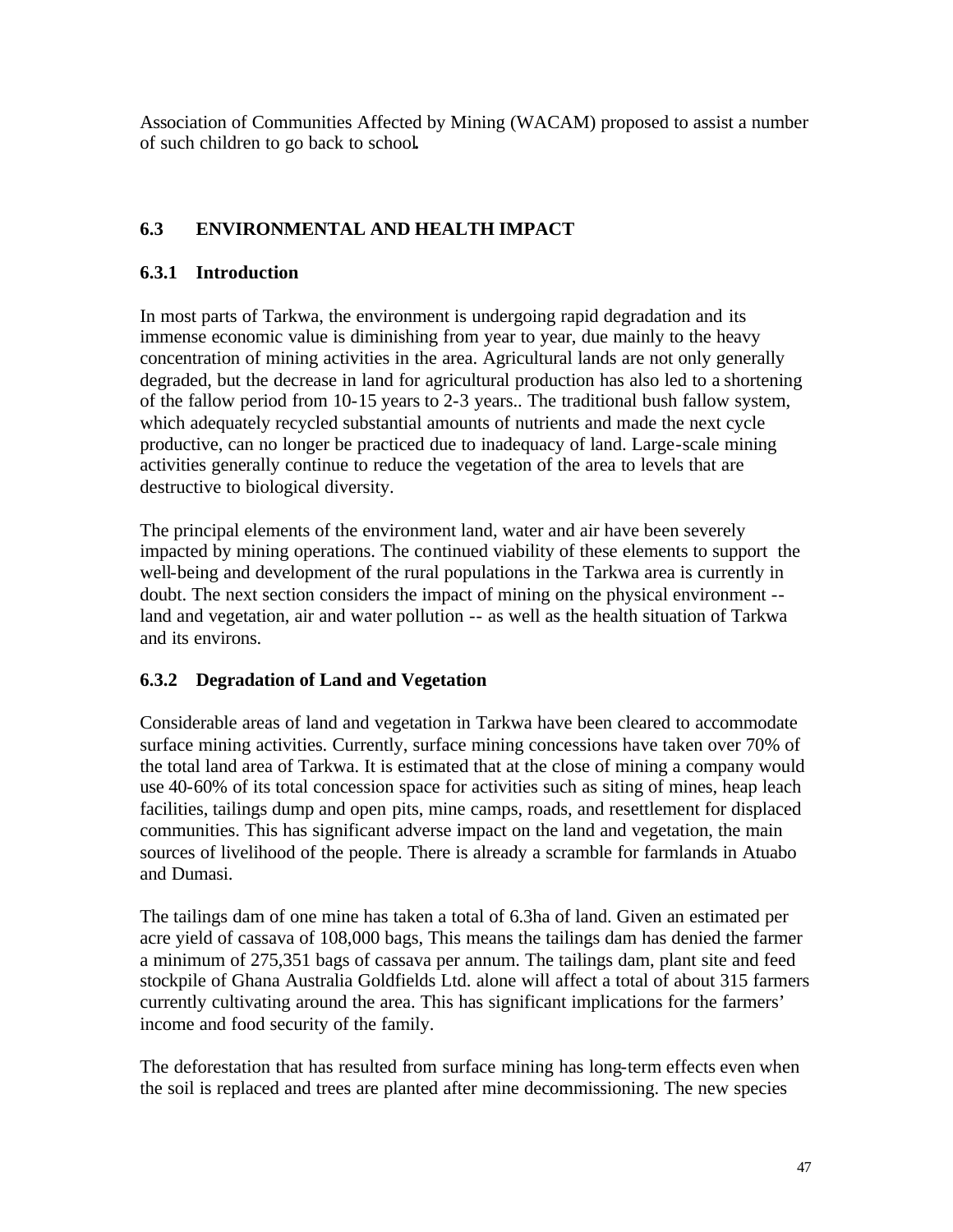Association of Communities Affected by Mining (WACAM) proposed to assist a number of such children to go back to school.

## 6.3 ENVIRONMENTAL AND HEALTH IMPACT

### 6.3.1 Introduction

In most parts of Tarkwa, the environment is undergoing rapid degradation and its immense economic value is diminishing from year to year, due mainly to the heavy concentration of mining activities in the area. Agricultural lands are not only generally degraded, but the decrease in land for agricultural production has also led to a shortening of the fallow period from 10-15 years to 2-3 years.. The traditional bush fallow system, which adequately recycled substantial amounts of nutrients and made the next cycle productive, can no longer be practiced due to inadequacy of land. Large-scale mining activities generally continue to reduce the vegetation of the area to levels that are destructive to biological diversity.

The principal elements of the environment land, water and air have been severely impacted by mining operations. The continued viability of these elements to support the well-being and development of the rural populations in the Tarkwa area is currently in doubt. The next section considers the impact of mining on the physical environment -- land and vegetation, air and water pollution -- as well as the health situation of Tarkwa and its environs.

### 6.3.2 Degradation of Land and Vegetation

Considerable areas of land and vegetation in Tarkwa have been cleared to accommodate surface mining activities. Currently, surface mining concessions have taken over 70% of the total land area of Tarkwa. It is estimated that at the close of mining a company would use 40-60% of its total concession space for activities such as siting of mines, heap leach facilities, tailings dump and open pits, mine camps, roads, and resettlement for displaced communities. This has significant adverse impact on the land and vegetation, the main sources of livelihood of the people. There is already a scramble for farmlands in Atuabo and Dumasi.

The tailings dam of one mine has taken a total of 6.3ha of land. Given an estimated per acre yield of cassava of 108,000 bags, This means the tailings dam has denied the farmer a minimum of 275,351 bags of cassava per annum. The tailings dam, plant site and feed stockpile of Ghana Australia Goldfields Ltd. alone will affect a total of about 315 farmers currently cultivating around the area. This has significant implications for the farmers' income and food security of the family.

The deforestation that has resulted from surface mining has long-term effects even when the soil is replaced and trees are planted after mine decommissioning. The new species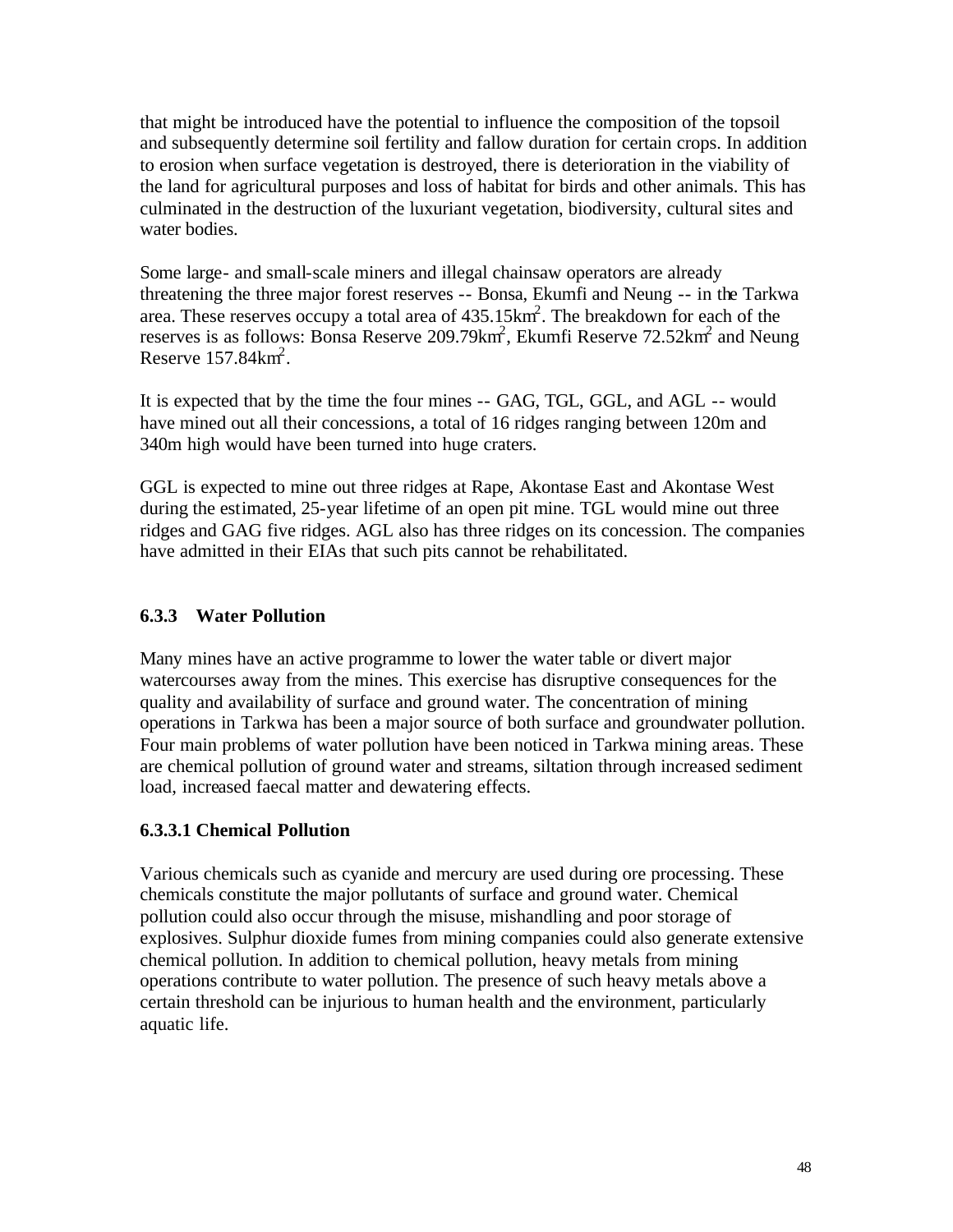that might be introduced have the potential to influence the composition of the topsoil and subsequently determine soil fertility and fallow duration for certain crops. In addition to erosion when surface vegetation is destroyed, there is deterioration in the viability of the land for agricultural purposes and loss of habitat for birds and other animals. This has culminated in the destruction of the luxuriant vegetation, biodiversity, cultural sites and water bodies.

Some large- and small-scale miners and illegal chainsaw operators are already threatening the three major forest reserves -- Bonsa, Ekumfi and Neung -- in the Tarkwa area. These reserves occupy a total area of 435.15km$^2$. The breakdown for each of the reserves is as follows: Bonsa Reserve 209.79km$^2$, Ekumfi Reserve 72.52km$^2$ and Neung Reserve 157.84km$^2$.

It is expected that by the time the four mines -- GAG, TGL, GGL, and AGL -- would have mined out all their concessions, a total of 16 ridges ranging between 120m and 340m high would have been turned into huge craters.

GGL is expected to mine out three ridges at Rape, Akontase East and Akontase West during the estimated, 25-year lifetime of an open pit mine. TGL would mine out three ridges and GAG five ridges. AGL also has three ridges on its concession. The companies have admitted in their EIAs that such pits cannot be rehabilitated.

### 6.3.3 Water Pollution

Many mines have an active programme to lower the water table or divert major watercourses away from the mines. This exercise has disruptive consequences for the quality and availability of surface and ground water. The concentration of mining operations in Tarkwa has been a major source of both surface and groundwater pollution. Four main problems of water pollution have been noticed in Tarkwa mining areas. These are chemical pollution of ground water and streams, siltation through increased sediment load, increased faecal matter and dewatering effects.

#### 6.3.3.1 Chemical Pollution

Various chemicals such as cyanide and mercury are used during ore processing. These chemicals constitute the major pollutants of surface and ground water. Chemical pollution could also occur through the misuse, mishandling and poor storage of explosives. Sulphur dioxide fumes from mining companies could also generate extensive chemical pollution. In addition to chemical pollution, heavy metals from mining operations contribute to water pollution. The presence of such heavy metals above a certain threshold can be injurious to human health and the environment, particularly aquatic life.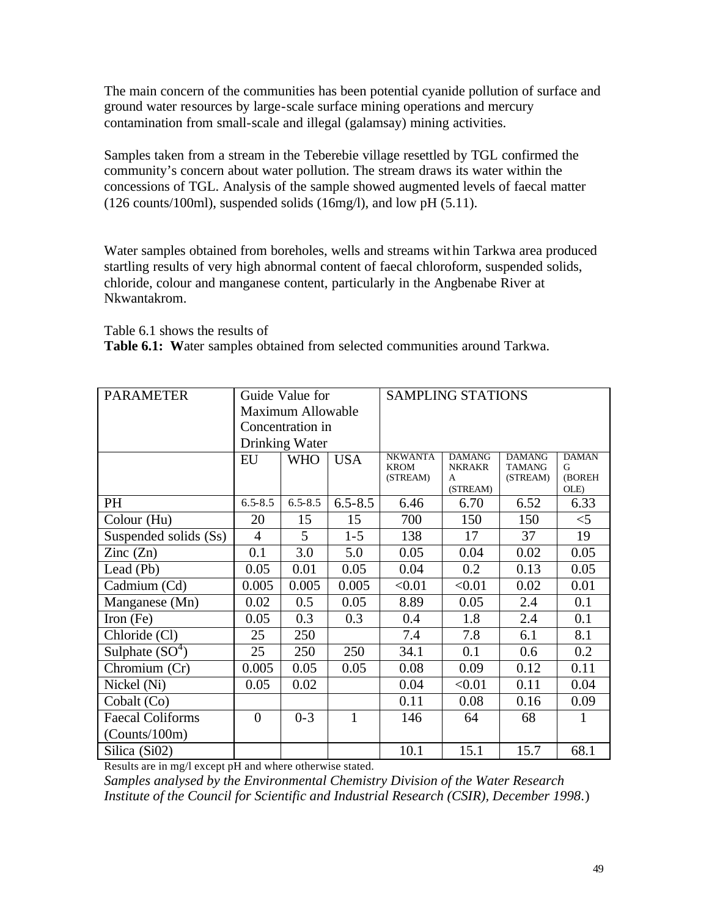The main concern of the communities has been potential cyanide pollution of surface and ground water resources by large-scale surface mining operations and mercury contamination from small-scale and illegal (galamsay) mining activities.

Samples taken from a stream in the Teberebie village resettled by TGL confirmed the community's concern about water pollution. The stream draws its water within the concessions of TGL. Analysis of the sample showed augmented levels of faecal matter (126 counts/100ml), suspended solids (16mg/l), and low pH (5.11).

Water samples obtained from boreholes, wells and streams within Tarkwa area produced startling results of very high abnormal content of faecal chloroform, suspended solids, chloride, colour and manganese content, particularly in the Angbenabe River at Nkwantakrom.

Table 6.1 shows the results of

**Table 6.1: W**ater samples obtained from selected communities around Tarkwa.

| PARAMETER | Guide Value for Maximum Allowable Concentration in Drinking Water | | | SAMPLING STATIONS | | | |
|---|---|---|---|---|---|---|---|
| | EU | WHO | USA | NKWANTAKROM (STREAM) | DAMANG NKRAKRA (STREAM) | DAMANG TAMANG (STREAM) | DAMANG (BOREHOLE) |
| PH | 6.5-8.5 | 6.5-8.5 | 6.5-8.5 | 6.46 | 6.70 | 6.52 | 6.33 |
| Colour (Hu) | 20 | 15 | 15 | 700 | 150 | 150 | <5 |
| Suspended solids (Ss) | 4 | 5 | 1-5 | 138 | 17 | 37 | 19 |
| Zinc (Zn) | 0.1 | 3.0 | 5.0 | 0.05 | 0.04 | 0.02 | 0.05 |
| Lead (Pb) | 0.05 | 0.01 | 0.05 | 0.04 | 0.2 | 0.13 | 0.05 |
| Cadmium (Cd) | 0.005 | 0.005 | 0.005 | <0.01 | <0.01 | 0.02 | 0.01 |
| Manganese (Mn) | 0.02 | 0.5 | 0.05 | 8.89 | 0.05 | 2.4 | 0.1 |
| Iron (Fe) | 0.05 | 0.3 | 0.3 | 0.4 | 1.8 | 2.4 | 0.1 |
| Chloride (Cl) | 25 | 250 | | 7.4 | 7.8 | 6.1 | 8.1 |
| Sulphate ($SO^4$) | 25 | 250 | 250 | 34.1 | 0.1 | 0.6 | 0.2 |
| Chromium (Cr) | 0.005 | 0.05 | 0.05 | 0.08 | 0.09 | 0.12 | 0.11 |
| Nickel (Ni) | 0.05 | 0.02 | | 0.04 | <0.01 | 0.11 | 0.04 |
| Cobalt (Co) | | | | 0.11 | 0.08 | 0.16 | 0.09 |
| Faecal Coliforms (Counts/100m) | 0 | 0-3 | 1 | 146 | 64 | 68 | 1 |
| Silica (Si02) | | | | 10.1 | 15.1 | 15.7 | 68.1 |

Results are in mg/l except pH and where otherwise stated.

*Samples analysed by the Environmental Chemistry Division of the Water Research Institute of the Council for Scientific and Industrial Research (CSIR), December 1998.*)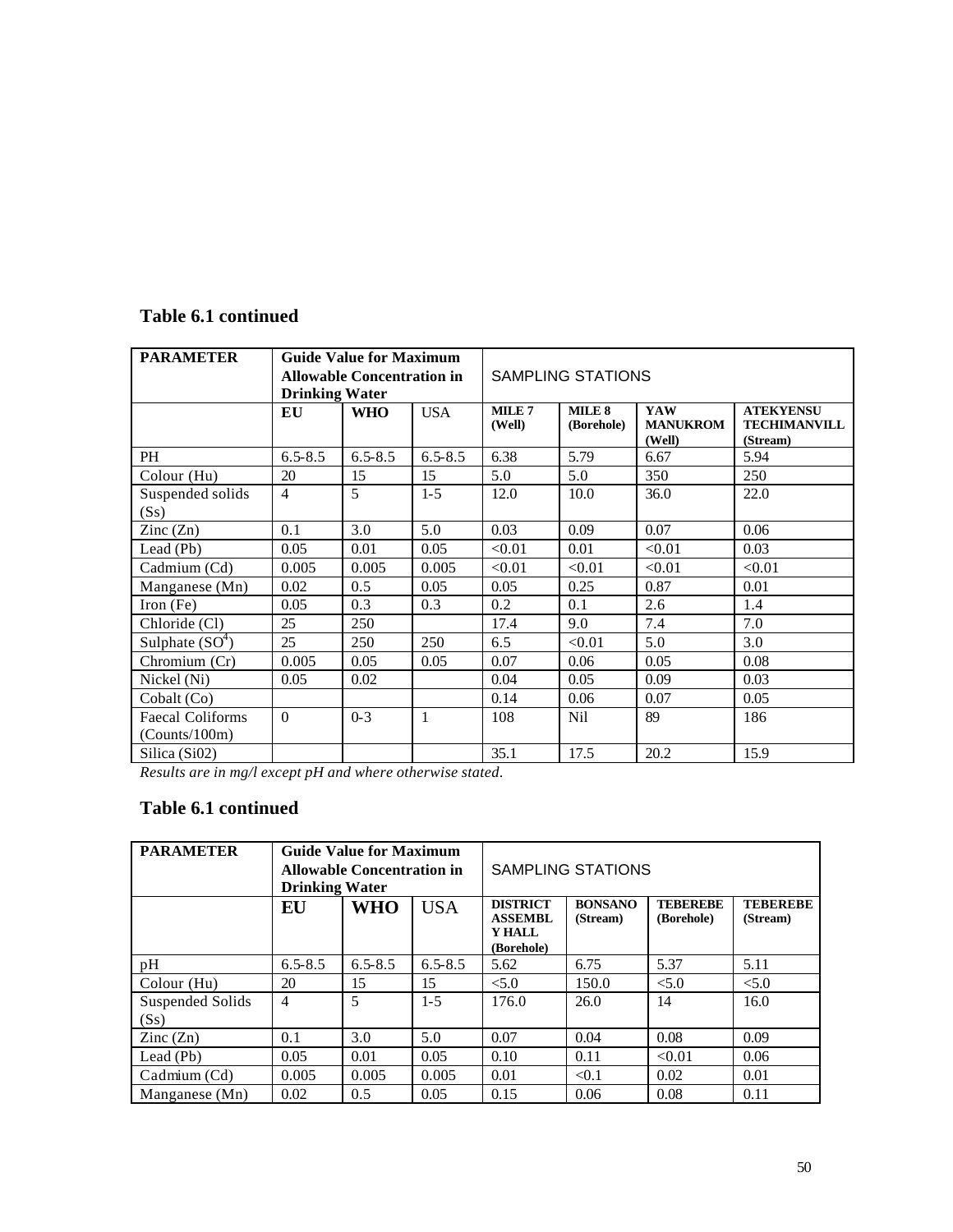## Table 6.1 continued

| PARAMETER | Guide Value for Maximum Allowable Concentration in Drinking Water | | | SAMPLING STATIONS | | | |
|---|---|---|---|---|---|---|---|
| | EU | WHO | USA | MILE 7 (Well) | MILE 8 (Borehole) | YAW MANUKROM (Well) | ATEKYENSU TECHIMANVILL (Stream) |
| PH | 6.5-8.5 | 6.5-8.5 | 6.5-8.5 | 6.38 | 5.79 | 6.67 | 5.94 |
| Colour (Hu) | 20 | 15 | 15 | 5.0 | 5.0 | 350 | 250 |
| Suspended solids (Ss) | 4 | 5 | 1-5 | 12.0 | 10.0 | 36.0 | 22.0 |
| Zinc (Zn) | 0.1 | 3.0 | 5.0 | 0.03 | 0.09 | 0.07 | 0.06 |
| Lead (Pb) | 0.05 | 0.01 | 0.05 | <0.01 | 0.01 | <0.01 | 0.03 |
| Cadmium (Cd) | 0.005 | 0.005 | 0.005 | <0.01 | <0.01 | <0.01 | <0.01 |
| Manganese (Mn) | 0.02 | 0.5 | 0.05 | 0.05 | 0.25 | 0.87 | 0.01 |
| Iron (Fe) | 0.05 | 0.3 | 0.3 | 0.2 | 0.1 | 2.6 | 1.4 |
| Chloride (Cl) | 25 | 250 | | 17.4 | 9.0 | 7.4 | 7.0 |
| Sulphate ($SO^4$) | 25 | 250 | 250 | 6.5 | <0.01 | 5.0 | 3.0 |
| Chromium (Cr) | 0.005 | 0.05 | 0.05 | 0.07 | 0.06 | 0.05 | 0.08 |
| Nickel (Ni) | 0.05 | 0.02 | | 0.04 | 0.05 | 0.09 | 0.03 |
| Cobalt (Co) | | | | 0.14 | 0.06 | 0.07 | 0.05 |
| Faecal Coliforms (Counts/100m) | 0 | 0-3 | 1 | 108 | Nil | 89 | 186 |
| Silica (Si02) | | | | 35.1 | 17.5 | 20.2 | 15.9 |

*Results are in mg/l except pH and where otherwise stated.*

## Table 6.1 continued

| PARAMETER | Guide Value for Maximum Allowable Concentration in Drinking Water | | | SAMPLING STATIONS | | | |
|---|---|---|---|---|---|---|---|
| | EU | WHO | USA | DISTRICT ASSEMBLY HALL (Borehole) | BONSANO (Stream) | TEBEREBE (Borehole) | TEBEREBE (Stream) |
| pH | 6.5-8.5 | 6.5-8.5 | 6.5-8.5 | 5.62 | 6.75 | 5.37 | 5.11 |
| Colour (Hu) | 20 | 15 | 15 | <5.0 | 150.0 | <5.0 | <5.0 |
| Suspended Solids (Ss) | 4 | 5 | 1-5 | 176.0 | 26.0 | 14 | 16.0 |
| Zinc (Zn) | 0.1 | 3.0 | 5.0 | 0.07 | 0.04 | 0.08 | 0.09 |
| Lead (Pb) | 0.05 | 0.01 | 0.05 | 0.10 | 0.11 | <0.01 | 0.06 |
| Cadmium (Cd) | 0.005 | 0.005 | 0.005 | 0.01 | <0.1 | 0.02 | 0.01 |
| Manganese (Mn) | 0.02 | 0.5 | 0.05 | 0.15 | 0.06 | 0.08 | 0.11 |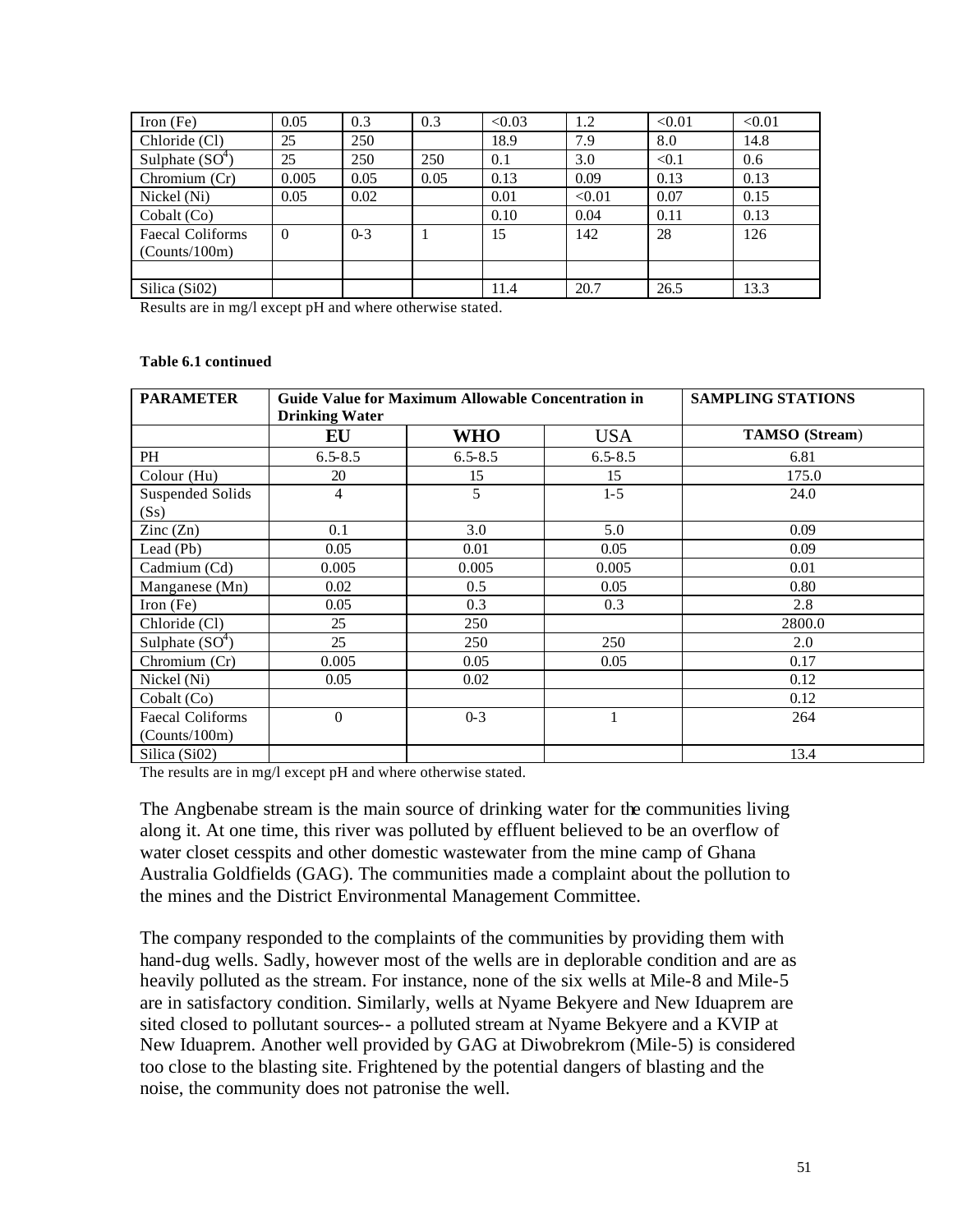| Iron (Fe) | 0.05 | 0.3 | 0.3 | <0.03 | 1.2 | <0.01 | <0.01 |
|---|---|---|---|---|---|---|---|
| Chloride (Cl) | 25 | 250 | | 18.9 | 7.9 | 8.0 | 14.8 |
| Sulphate ($SO^4$) | 25 | 250 | 250 | 0.1 | 3.0 | <0.1 | 0.6 |
| Chromium (Cr) | 0.005 | 0.05 | 0.05 | 0.13 | 0.09 | 0.13 | 0.13 |
| Nickel (Ni) | 0.05 | 0.02 | | 0.01 | <0.01 | 0.07 | 0.15 |
| Cobalt (Co) | | | | 0.10 | 0.04 | 0.11 | 0.13 |
| Faecal Coliforms (Counts/100m) | 0 | 0-3 | 1 | 15 | 142 | 28 | 126 |
| | | | | | | | |
| Silica (Si02) | | | | 11.4 | 20.7 | 26.5 | 13.3 |

Results are in mg/l except pH and where otherwise stated.

**Table 6.1 continued**

| PARAMETER | Guide Value for Maximum Allowable Concentration in Drinking Water | | | SAMPLING STATIONS |
|---|---|---|---|---|
| | **EU** | **WHO** | USA | **TAMSO (Stream)** |
| PH | 6.5-8.5 | 6.5-8.5 | 6.5-8.5 | 6.81 |
| Colour (Hu) | 20 | 15 | 15 | 175.0 |
| Suspended Solids (Ss) | 4 | 5 | 1-5 | 24.0 |
| Zinc (Zn) | 0.1 | 3.0 | 5.0 | 0.09 |
| Lead (Pb) | 0.05 | 0.01 | 0.05 | 0.09 |
| Cadmium (Cd) | 0.005 | 0.005 | 0.005 | 0.01 |
| Manganese (Mn) | 0.02 | 0.5 | 0.05 | 0.80 |
| Iron (Fe) | 0.05 | 0.3 | 0.3 | 2.8 |
| Chloride (Cl) | 25 | 250 | | 2800.0 |
| Sulphate ($SO^4$) | 25 | 250 | 250 | 2.0 |
| Chromium (Cr) | 0.005 | 0.05 | 0.05 | 0.17 |
| Nickel (Ni) | 0.05 | 0.02 | | 0.12 |
| Cobalt (Co) | | | | 0.12 |
| Faecal Coliforms (Counts/100m) | 0 | 0-3 | 1 | 264 |
| Silica (Si02) | | | | 13.4 |

The results are in mg/l except pH and where otherwise stated.

The Angbenabe stream is the main source of drinking water for the communities living along it. At one time, this river was polluted by effluent believed to be an overflow of water closet cesspits and other domestic wastewater from the mine camp of Ghana Australia Goldfields (GAG). The communities made a complaint about the pollution to the mines and the District Environmental Management Committee.

The company responded to the complaints of the communities by providing them with hand-dug wells. Sadly, however most of the wells are in deplorable condition and are as heavily polluted as the stream. For instance, none of the six wells at Mile-8 and Mile-5 are in satisfactory condition. Similarly, wells at Nyame Bekyere and New Iduaprem are sited closed to pollutant sources-- a polluted stream at Nyame Bekyere and a KVIP at New Iduaprem. Another well provided by GAG at Diwobrekrom (Mile-5) is considered too close to the blasting site. Frightened by the potential dangers of blasting and the noise, the community does not patronise the well.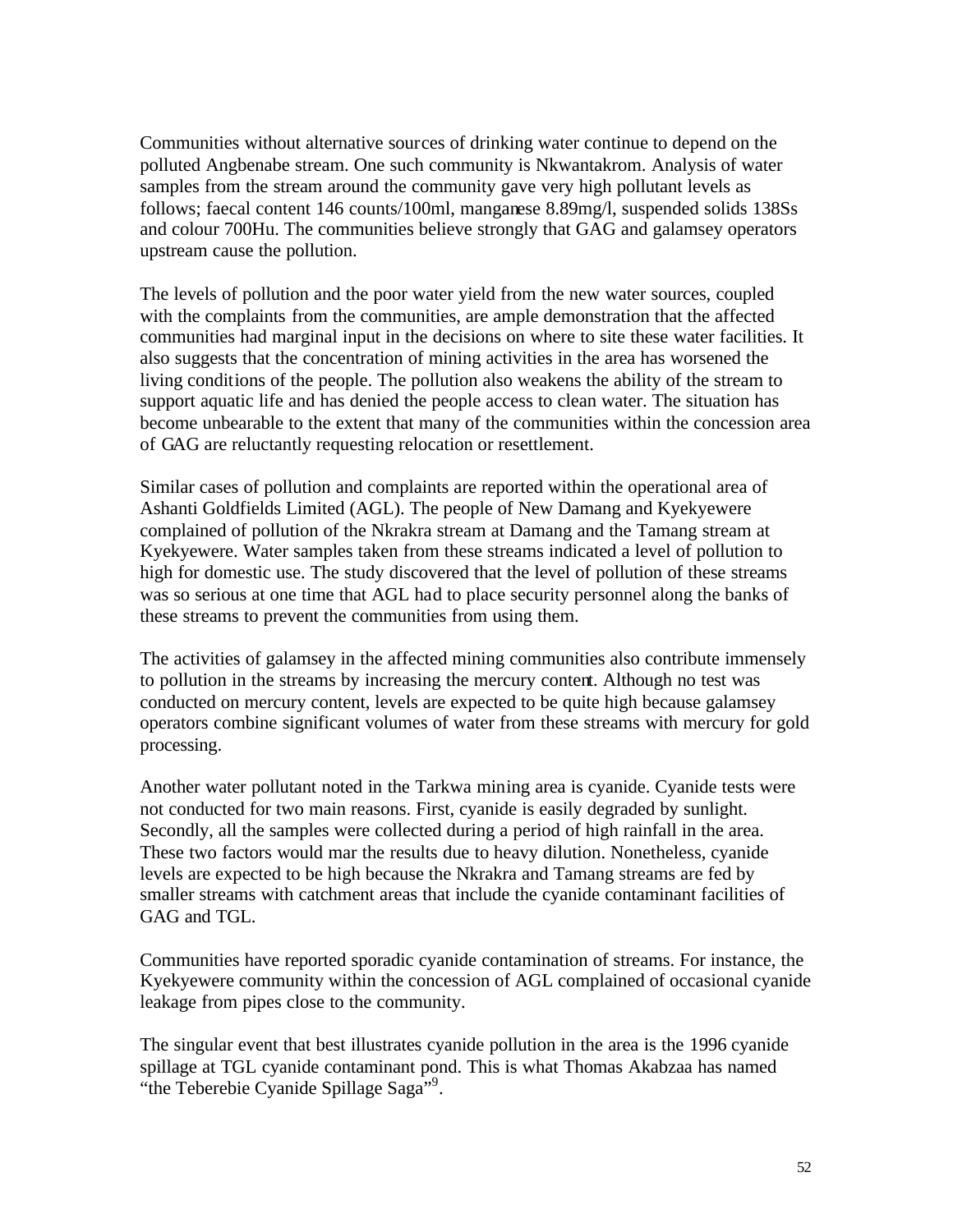Communities without alternative sources of drinking water continue to depend on the polluted Angbenabe stream. One such community is Nkwantakrom. Analysis of water samples from the stream around the community gave very high pollutant levels as follows; faecal content 146 counts/100ml, manganese 8.89mg/l, suspended solids 138Ss and colour 700Hu. The communities believe strongly that GAG and galamsey operators upstream cause the pollution.

The levels of pollution and the poor water yield from the new water sources, coupled with the complaints from the communities, are ample demonstration that the affected communities had marginal input in the decisions on where to site these water facilities. It also suggests that the concentration of mining activities in the area has worsened the living conditions of the people. The pollution also weakens the ability of the stream to support aquatic life and has denied the people access to clean water. The situation has become unbearable to the extent that many of the communities within the concession area of GAG are reluctantly requesting relocation or resettlement.

Similar cases of pollution and complaints are reported within the operational area of Ashanti Goldfields Limited (AGL). The people of New Damang and Kyekyewere complained of pollution of the Nkrakra stream at Damang and the Tamang stream at Kyekyewere. Water samples taken from these streams indicated a level of pollution to high for domestic use. The study discovered that the level of pollution of these streams was so serious at one time that AGL had to place security personnel along the banks of these streams to prevent the communities from using them.

The activities of galamsey in the affected mining communities also contribute immensely to pollution in the streams by increasing the mercury content. Although no test was conducted on mercury content, levels are expected to be quite high because galamsey operators combine significant volumes of water from these streams with mercury for gold processing.

Another water pollutant noted in the Tarkwa mining area is cyanide. Cyanide tests were not conducted for two main reasons. First, cyanide is easily degraded by sunlight. Secondly, all the samples were collected during a period of high rainfall in the area. These two factors would mar the results due to heavy dilution. Nonetheless, cyanide levels are expected to be high because the Nkrakra and Tamang streams are fed by smaller streams with catchment areas that include the cyanide contaminant facilities of GAG and TGL.

Communities have reported sporadic cyanide contamination of streams. For instance, the Kyekyewere community within the concession of AGL complained of occasional cyanide leakage from pipes close to the community.

The singular event that best illustrates cyanide pollution in the area is the 1996 cyanide spillage at TGL cyanide contaminant pond. This is what Thomas Akabzaa has named "the Teberebie Cyanide Spillage Saga"[9].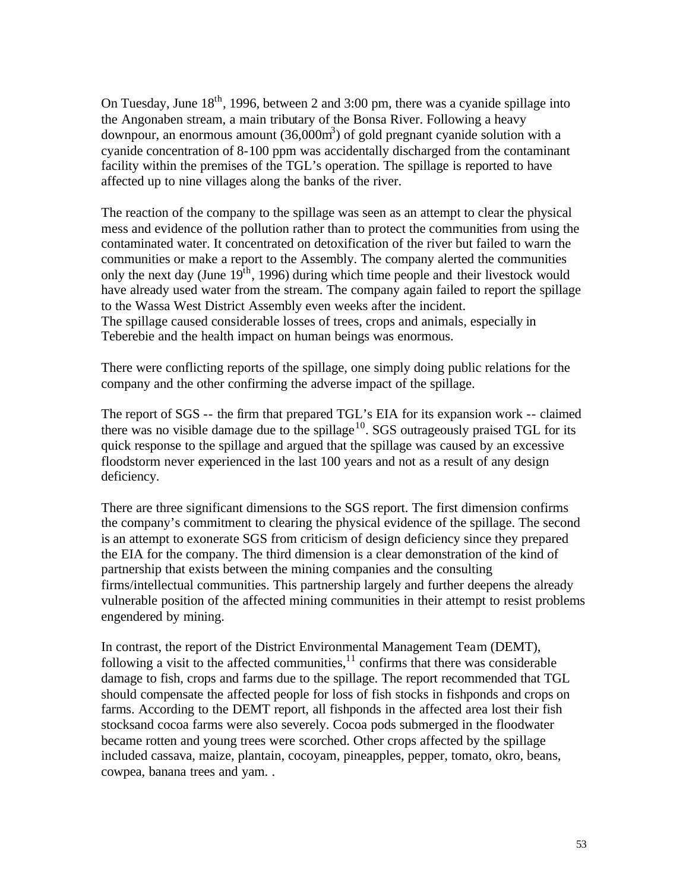On Tuesday, June 18th, 1996, between 2 and 3:00 pm, there was a cyanide spillage into the Angonaben stream, a main tributary of the Bonsa River. Following a heavy downpour, an enormous amount ($36,000m^3$) of gold pregnant cyanide solution with a cyanide concentration of 8-100 ppm was accidentally discharged from the contaminant facility within the premises of the TGL's operation. The spillage is reported to have affected up to nine villages along the banks of the river.

The reaction of the company to the spillage was seen as an attempt to clear the physical mess and evidence of the pollution rather than to protect the communities from using the contaminated water. It concentrated on detoxification of the river but failed to warn the communities or make a report to the Assembly. The company alerted the communities only the next day (June 19th, 1996) during which time people and their livestock would have already used water from the stream. The company again failed to report the spillage to the Wassa West District Assembly even weeks after the incident.
The spillage caused considerable losses of trees, crops and animals, especially in Teberebie and the health impact on human beings was enormous.

There were conflicting reports of the spillage, one simply doing public relations for the company and the other confirming the adverse impact of the spillage.

The report of SGS -- the firm that prepared TGL's EIA for its expansion work -- claimed there was no visible damage due to the spillage[10]. SGS outrageously praised TGL for its quick response to the spillage and argued that the spillage was caused by an excessive floodstorm never experienced in the last 100 years and not as a result of any design deficiency.

There are three significant dimensions to the SGS report. The first dimension confirms the company's commitment to clearing the physical evidence of the spillage. The second is an attempt to exonerate SGS from criticism of design deficiency since they prepared the EIA for the company. The third dimension is a clear demonstration of the kind of partnership that exists between the mining companies and the consulting firms/intellectual communities. This partnership largely and further deepens the already vulnerable position of the affected mining communities in their attempt to resist problems engendered by mining.

In contrast, the report of the District Environmental Management Team (DEMT), following a visit to the affected communities,[11] confirms that there was considerable damage to fish, crops and farms due to the spillage. The report recommended that TGL should compensate the affected people for loss of fish stocks in fishponds and crops on farms. According to the DEMT report, all fishponds in the affected area lost their fish stocksand cocoa farms were also severely. Cocoa pods submerged in the floodwater became rotten and young trees were scorched. Other crops affected by the spillage included cassava, maize, plantain, cocoyam, pineapples, pepper, tomato, okro, beans, cowpea, banana trees and yam. .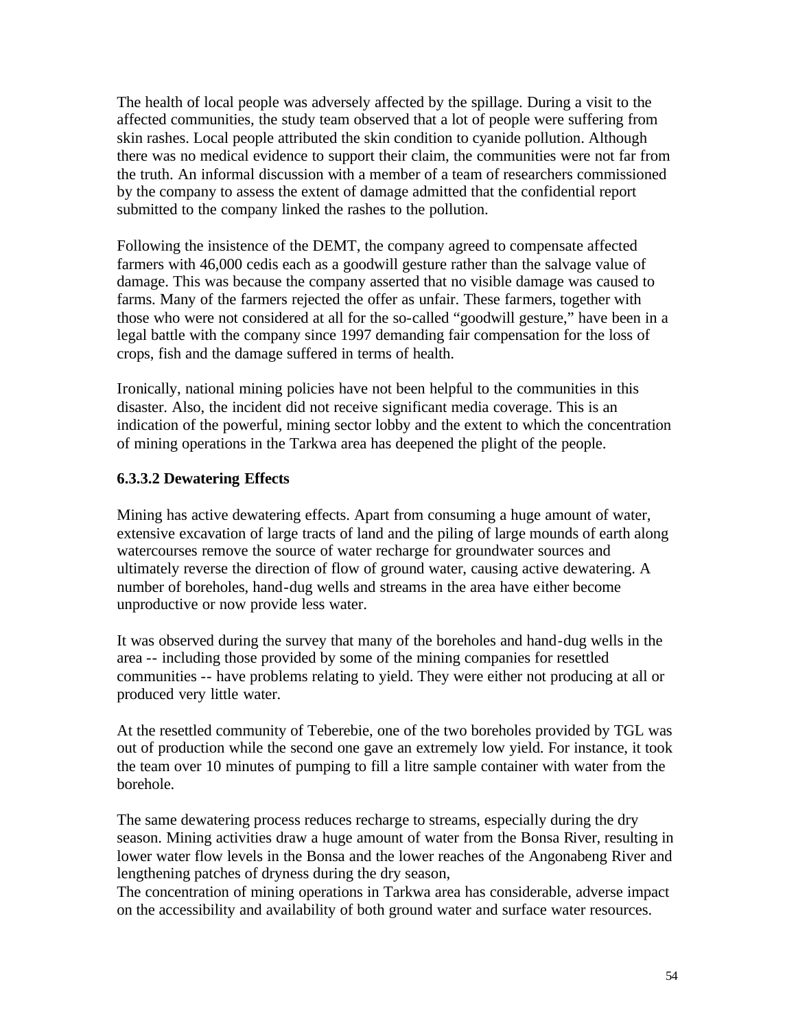The health of local people was adversely affected by the spillage. During a visit to the affected communities, the study team observed that a lot of people were suffering from skin rashes. Local people attributed the skin condition to cyanide pollution. Although there was no medical evidence to support their claim, the communities were not far from the truth. An informal discussion with a member of a team of researchers commissioned by the company to assess the extent of damage admitted that the confidential report submitted to the company linked the rashes to the pollution.

Following the insistence of the DEMT, the company agreed to compensate affected farmers with 46,000 cedis each as a goodwill gesture rather than the salvage value of damage. This was because the company asserted that no visible damage was caused to farms. Many of the farmers rejected the offer as unfair. These farmers, together with those who were not considered at all for the so-called "goodwill gesture," have been in a legal battle with the company since 1997 demanding fair compensation for the loss of crops, fish and the damage suffered in terms of health.

Ironically, national mining policies have not been helpful to the communities in this disaster. Also, the incident did not receive significant media coverage. This is an indication of the powerful, mining sector lobby and the extent to which the concentration of mining operations in the Tarkwa area has deepened the plight of the people.

#### 6.3.3.2 Dewatering Effects

Mining has active dewatering effects. Apart from consuming a huge amount of water, extensive excavation of large tracts of land and the piling of large mounds of earth along watercourses remove the source of water recharge for groundwater sources and ultimately reverse the direction of flow of ground water, causing active dewatering. A number of boreholes, hand-dug wells and streams in the area have either become unproductive or now provide less water.

It was observed during the survey that many of the boreholes and hand-dug wells in the area -- including those provided by some of the mining companies for resettled communities -- have problems relating to yield. They were either not producing at all or produced very little water.

At the resettled community of Teberebie, one of the two boreholes provided by TGL was out of production while the second one gave an extremely low yield. For instance, it took the team over 10 minutes of pumping to fill a litre sample container with water from the borehole.

The same dewatering process reduces recharge to streams, especially during the dry season. Mining activities draw a huge amount of water from the Bonsa River, resulting in lower water flow levels in the Bonsa and the lower reaches of the Angonabeng River and lengthening patches of dryness during the dry season,
The concentration of mining operations in Tarkwa area has considerable, adverse impact on the accessibility and availability of both ground water and surface water resources.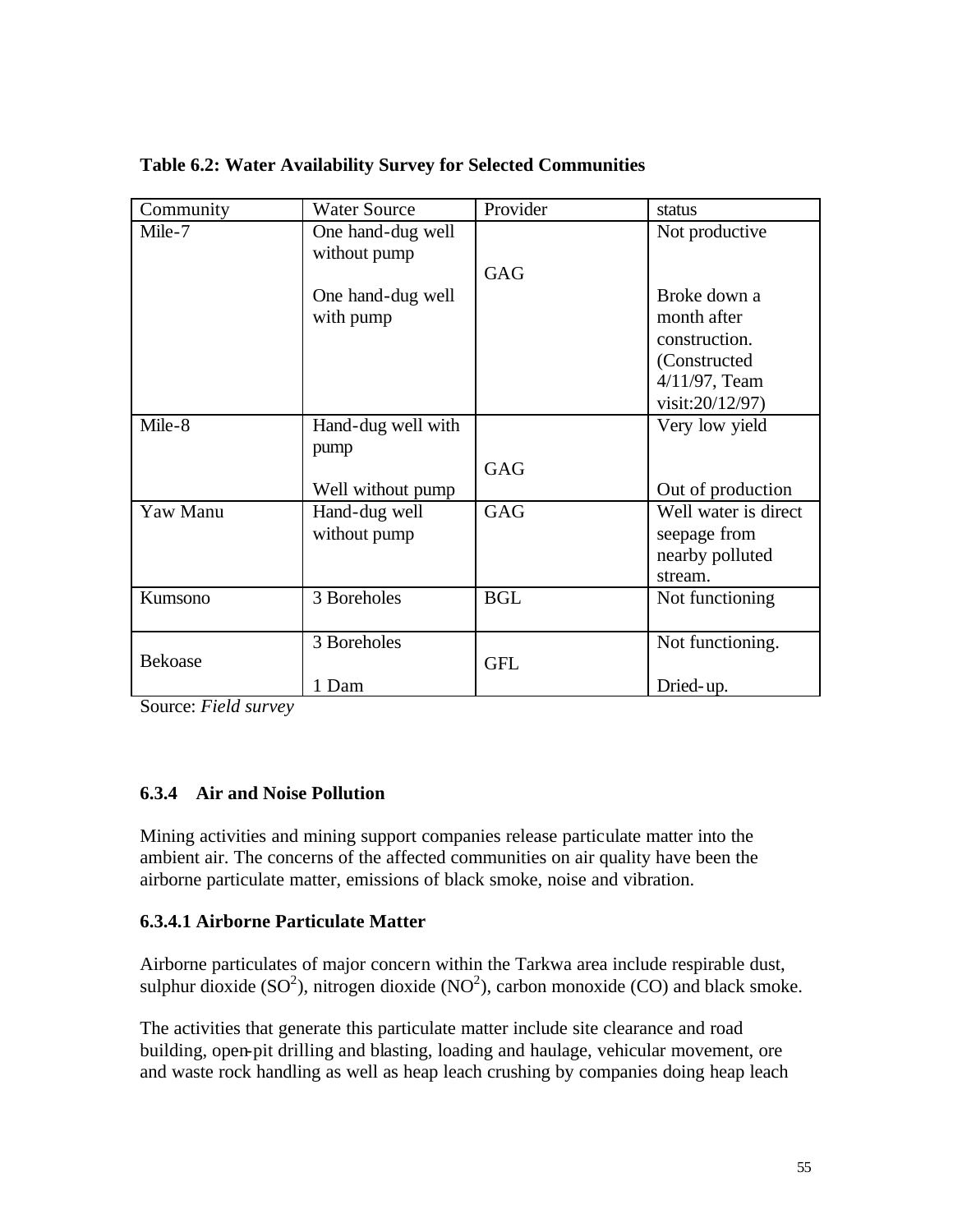**Table 6.2: Water Availability Survey for Selected Communities**

| Community | Water Source | Provider | status |
|---|---|---|---|
| Mile-7 | One hand-dug well without pump | GAG | Not productive |
| | One hand-dug well with pump | | Broke down a month after construction. (Constructed 4/11/97, Team visit:20/12/97) |
| Mile-8 | Hand-dug well with pump | GAG | Very low yield |
| | Well without pump | | Out of production |
| Yaw Manu | Hand-dug well without pump | GAG | Well water is direct seepage from nearby polluted stream. |
| Kumsono | 3 Boreholes | BGL | Not functioning |
| Bekoase | 3 Boreholes | GFL | Not functioning. |
| | 1 Dam | | Dried-up. |

Source: *Field survey*

### 6.3.4 Air and Noise Pollution

Mining activities and mining support companies release particulate matter into the ambient air. The concerns of the affected communities on air quality have been the airborne particulate matter, emissions of black smoke, noise and vibration.

#### 6.3.4.1 Airborne Particulate Matter

Airborne particulates of major concern within the Tarkwa area include respirable dust, sulphur dioxide ($SO^2$), nitrogen dioxide ($NO^2$), carbon monoxide (CO) and black smoke.

The activities that generate this particulate matter include site clearance and road building, open-pit drilling and blasting, loading and haulage, vehicular movement, ore and waste rock handling as well as heap leach crushing by companies doing heap leach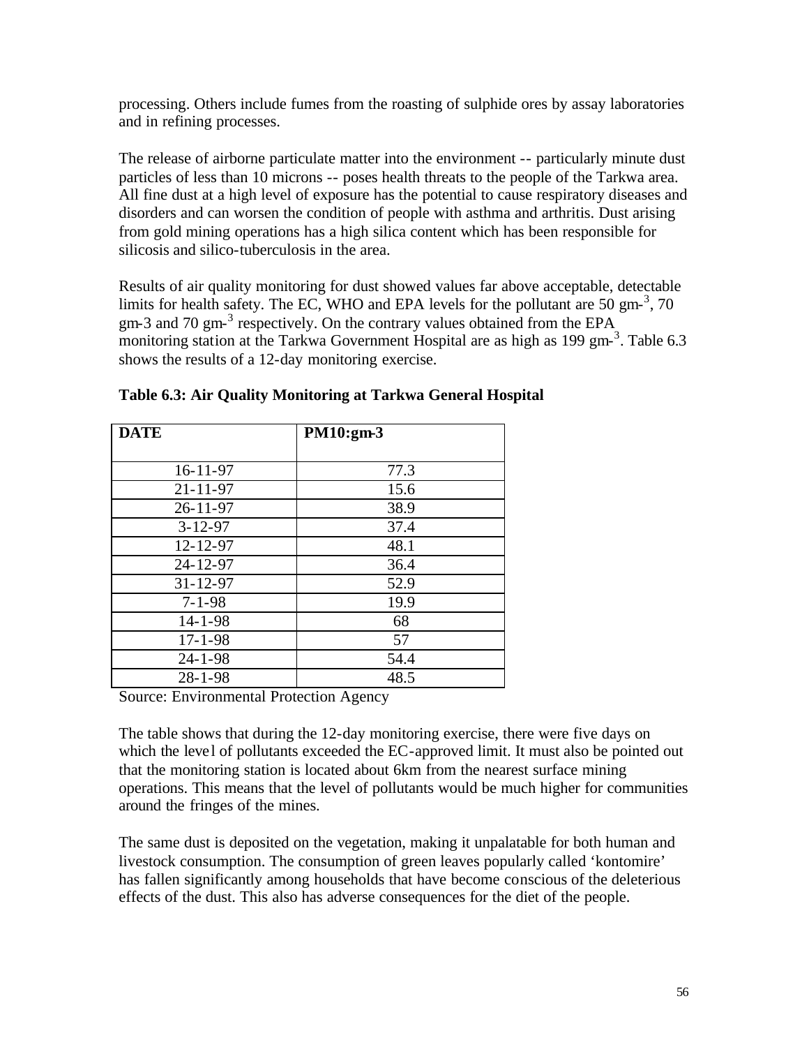processing. Others include fumes from the roasting of sulphide ores by assay laboratories and in refining processes.

The release of airborne particulate matter into the environment -- particularly minute dust particles of less than 10 microns -- poses health threats to the people of the Tarkwa area. All fine dust at a high level of exposure has the potential to cause respiratory diseases and disorders and can worsen the condition of people with asthma and arthritis. Dust arising from gold mining operations has a high silica content which has been responsible for silicosis and silico-tuberculosis in the area.

Results of air quality monitoring for dust showed values far above acceptable, detectable limits for health safety. The EC, WHO and EPA levels for the pollutant are 50 $gm^{-3}$, 70 gm-3 and 70 $gm^{-3}$ respectively. On the contrary values obtained from the EPA monitoring station at the Tarkwa Government Hospital are as high as 199 $gm^{-3}$. Table 6.3 shows the results of a 12-day monitoring exercise.

**Table 6.3: Air Quality Monitoring at Tarkwa General Hospital**

| DATE | PM10:gm-3 |
|---|---|
| 16-11-97 | 77.3 |
| 21-11-97 | 15.6 |
| 26-11-97 | 38.9 |
| 3-12-97 | 37.4 |
| 12-12-97 | 48.1 |
| 24-12-97 | 36.4 |
| 31-12-97 | 52.9 |
| 7-1-98 | 19.9 |
| 14-1-98 | 68 |
| 17-1-98 | 57 |
| 24-1-98 | 54.4 |
| 28-1-98 | 48.5 |

Source: Environmental Protection Agency

The table shows that during the 12-day monitoring exercise, there were five days on which the level of pollutants exceeded the EC-approved limit. It must also be pointed out that the monitoring station is located about 6km from the nearest surface mining operations. This means that the level of pollutants would be much higher for communities around the fringes of the mines.

The same dust is deposited on the vegetation, making it unpalatable for both human and livestock consumption. The consumption of green leaves popularly called 'kontomire' has fallen significantly among households that have become conscious of the deleterious effects of the dust. This also has adverse consequences for the diet of the people.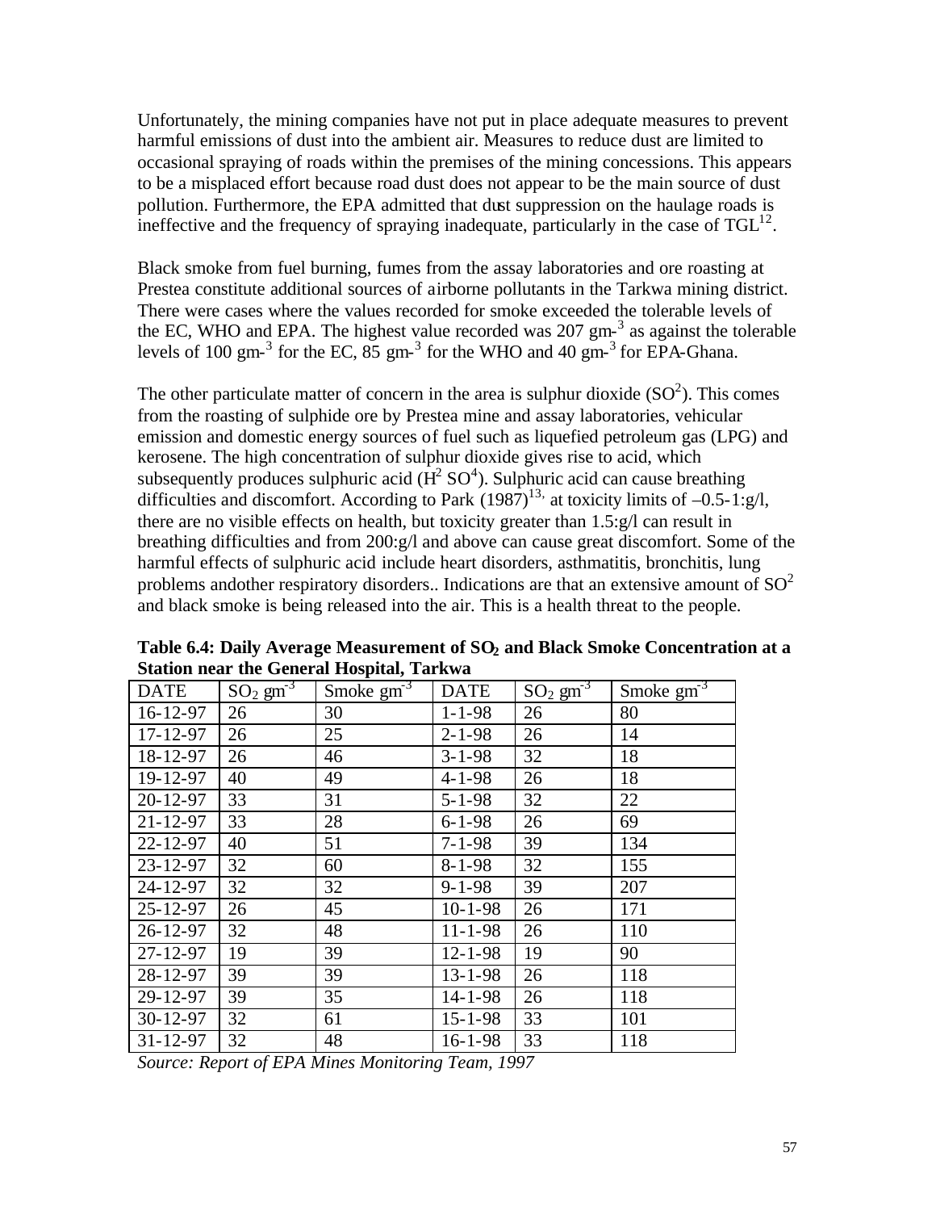Unfortunately, the mining companies have not put in place adequate measures to prevent harmful emissions of dust into the ambient air. Measures to reduce dust are limited to occasional spraying of roads within the premises of the mining concessions. This appears to be a misplaced effort because road dust does not appear to be the main source of dust pollution. Furthermore, the EPA admitted that dust suppression on the haulage roads is ineffective and the frequency of spraying inadequate, particularly in the case of TGL[12].

Black smoke from fuel burning, fumes from the assay laboratories and ore roasting at Prestea constitute additional sources of airborne pollutants in the Tarkwa mining district. There were cases where the values recorded for smoke exceeded the tolerable levels of the EC, WHO and EPA. The highest value recorded was 207 $gm^{-3}$ as against the tolerable levels of 100 $gm^{-3}$ for the EC, 85 $gm^{-3}$ for the WHO and 40 $gm^{-3}$ for EPA-Ghana.

The other particulate matter of concern in the area is sulphur dioxide ($SO^2$). This comes from the roasting of sulphide ore by Prestea mine and assay laboratories, vehicular emission and domestic energy sources of fuel such as liquefied petroleum gas (LPG) and kerosene. The high concentration of sulphur dioxide gives rise to acid, which subsequently produces sulphuric acid ($H^2 SO^4$). Sulphuric acid can cause breathing difficulties and discomfort. According to Park (1987)[13,] at toxicity limits of –0.5-1:g/l, there are no visible effects on health, but toxicity greater than 1.5:g/l can result in breathing difficulties and from 200:g/l and above can cause great discomfort. Some of the harmful effects of sulphuric acid include heart disorders, asthmatitis, bronchitis, lung problems andother respiratory disorders.. Indications are that an extensive amount of $SO^2$ and black smoke is being released into the air. This is a health threat to the people.

**Table 6.4: Daily Average Measurement of $SO_2$ and Black Smoke Concentration at a Station near the General Hospital, Tarkwa**

| DATE | $SO_2$ $gm^{-3}$ | Smoke $gm^{-3}$ | DATE | $SO_2$ $gm^{-3}$ | Smoke $gm^{-3}$ |
|---|---|---|---|---|---|
| 16-12-97 | 26 | 30 | 1-1-98 | 26 | 80 |
| 17-12-97 | 26 | 25 | 2-1-98 | 26 | 14 |
| 18-12-97 | 26 | 46 | 3-1-98 | 32 | 18 |
| 19-12-97 | 40 | 49 | 4-1-98 | 26 | 18 |
| 20-12-97 | 33 | 31 | 5-1-98 | 32 | 22 |
| 21-12-97 | 33 | 28 | 6-1-98 | 26 | 69 |
| 22-12-97 | 40 | 51 | 7-1-98 | 39 | 134 |
| 23-12-97 | 32 | 60 | 8-1-98 | 32 | 155 |
| 24-12-97 | 32 | 32 | 9-1-98 | 39 | 207 |
| 25-12-97 | 26 | 45 | 10-1-98 | 26 | 171 |
| 26-12-97 | 32 | 48 | 11-1-98 | 26 | 110 |
| 27-12-97 | 19 | 39 | 12-1-98 | 19 | 90 |
| 28-12-97 | 39 | 39 | 13-1-98 | 26 | 118 |
| 29-12-97 | 39 | 35 | 14-1-98 | 26 | 118 |
| 30-12-97 | 32 | 61 | 15-1-98 | 33 | 101 |
| 31-12-97 | 32 | 48 | 16-1-98 | 33 | 118 |

*Source: Report of EPA Mines Monitoring Team, 1997*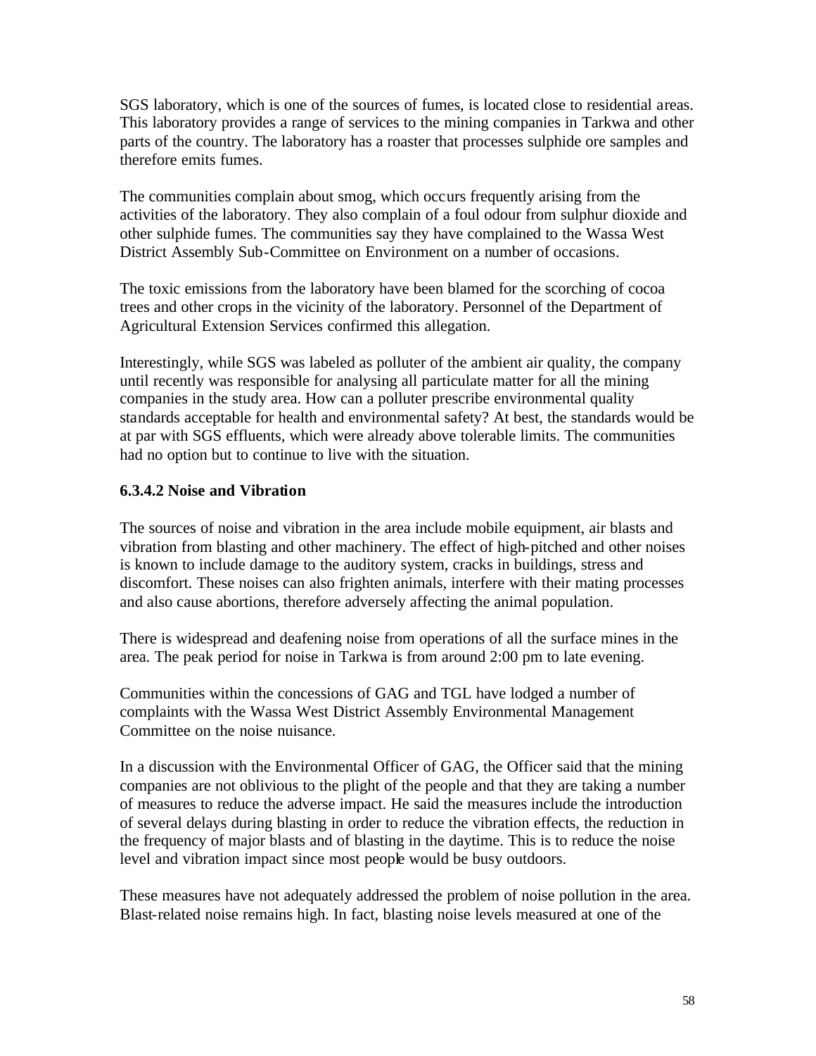SGS laboratory, which is one of the sources of fumes, is located close to residential areas. This laboratory provides a range of services to the mining companies in Tarkwa and other parts of the country. The laboratory has a roaster that processes sulphide ore samples and therefore emits fumes.

The communities complain about smog, which occurs frequently arising from the activities of the laboratory. They also complain of a foul odour from sulphur dioxide and other sulphide fumes. The communities say they have complained to the Wassa West District Assembly Sub-Committee on Environment on a number of occasions.

The toxic emissions from the laboratory have been blamed for the scorching of cocoa trees and other crops in the vicinity of the laboratory. Personnel of the Department of Agricultural Extension Services confirmed this allegation.

Interestingly, while SGS was labeled as polluter of the ambient air quality, the company until recently was responsible for analysing all particulate matter for all the mining companies in the study area. How can a polluter prescribe environmental quality standards acceptable for health and environmental safety? At best, the standards would be at par with SGS effluents, which were already above tolerable limits. The communities had no option but to continue to live with the situation.

#### 6.3.4.2 Noise and Vibration

The sources of noise and vibration in the area include mobile equipment, air blasts and vibration from blasting and other machinery. The effect of high-pitched and other noises is known to include damage to the auditory system, cracks in buildings, stress and discomfort. These noises can also frighten animals, interfere with their mating processes and also cause abortions, therefore adversely affecting the animal population.

There is widespread and deafening noise from operations of all the surface mines in the area. The peak period for noise in Tarkwa is from around 2:00 pm to late evening.

Communities within the concessions of GAG and TGL have lodged a number of complaints with the Wassa West District Assembly Environmental Management Committee on the noise nuisance.

In a discussion with the Environmental Officer of GAG, the Officer said that the mining companies are not oblivious to the plight of the people and that they are taking a number of measures to reduce the adverse impact. He said the measures include the introduction of several delays during blasting in order to reduce the vibration effects, the reduction in the frequency of major blasts and of blasting in the daytime. This is to reduce the noise level and vibration impact since most people would be busy outdoors.

These measures have not adequately addressed the problem of noise pollution in the area. Blast-related noise remains high. In fact, blasting noise levels measured at one of the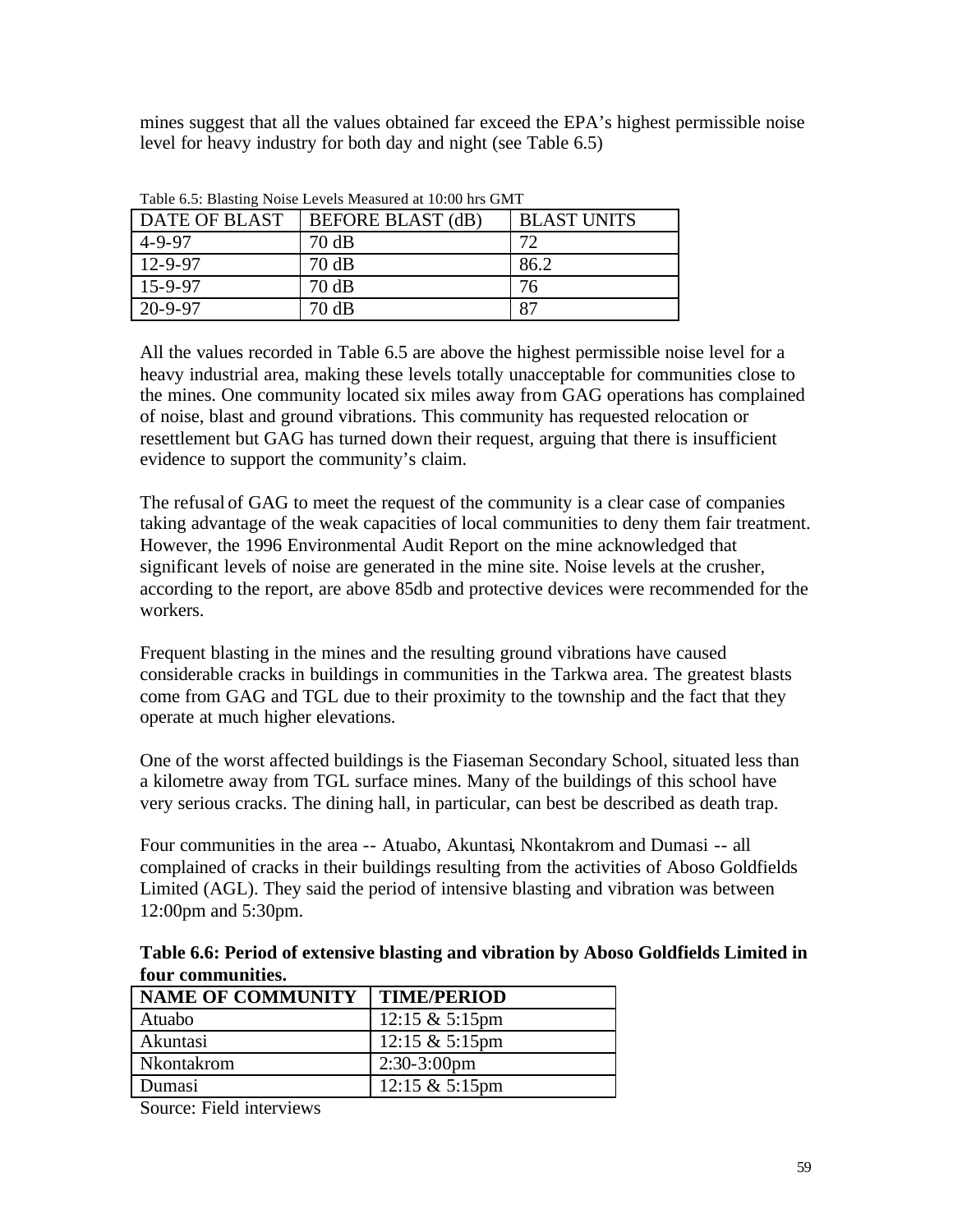mines suggest that all the values obtained far exceed the EPA's highest permissible noise level for heavy industry for both day and night (see Table 6.5)

Table 6.5: Blasting Noise Levels Measured at 10:00 hrs GMT

| DATE OF BLAST | BEFORE BLAST (dB) | BLAST UNITS |
|---|---|---|
| 4-9-97 | 70 dB | 72 |
| 12-9-97 | 70 dB | 86.2 |
| 15-9-97 | 70 dB | 76 |
| 20-9-97 | 70 dB | 87 |

All the values recorded in Table 6.5 are above the highest permissible noise level for a heavy industrial area, making these levels totally unacceptable for communities close to the mines. One community located six miles away from GAG operations has complained of noise, blast and ground vibrations. This community has requested relocation or resettlement but GAG has turned down their request, arguing that there is insufficient evidence to support the community's claim.

The refusal of GAG to meet the request of the community is a clear case of companies taking advantage of the weak capacities of local communities to deny them fair treatment. However, the 1996 Environmental Audit Report on the mine acknowledged that significant levels of noise are generated in the mine site. Noise levels at the crusher, according to the report, are above 85db and protective devices were recommended for the workers.

Frequent blasting in the mines and the resulting ground vibrations have caused considerable cracks in buildings in communities in the Tarkwa area. The greatest blasts come from GAG and TGL due to their proximity to the township and the fact that they operate at much higher elevations.

One of the worst affected buildings is the Fiaseman Secondary School, situated less than a kilometre away from TGL surface mines. Many of the buildings of this school have very serious cracks. The dining hall, in particular, can best be described as death trap.

Four communities in the area -- Atuabo, Akuntasi, Nkontakrom and Dumasi -- all complained of cracks in their buildings resulting from the activities of Aboso Goldfields Limited (AGL). They said the period of intensive blasting and vibration was between 12:00pm and 5:30pm.

**Table 6.6: Period of extensive blasting and vibration by Aboso Goldfields Limited in four communities.**

| NAME OF COMMUNITY | TIME/PERIOD |
|---|---|
| Atuabo | 12:15 & 5:15pm |
| Akuntasi | 12:15 & 5:15pm |
| Nkontakrom | 2:30-3:00pm |
| Dumasi | 12:15 & 5:15pm |

Source: Field interviews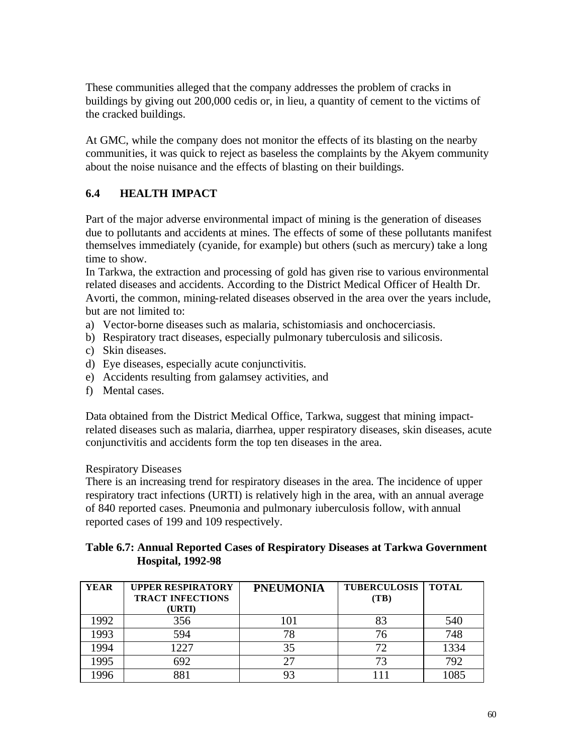These communities alleged that the company addresses the problem of cracks in buildings by giving out 200,000 cedis or, in lieu, a quantity of cement to the victims of the cracked buildings.

At GMC, while the company does not monitor the effects of its blasting on the nearby communities, it was quick to reject as baseless the complaints by the Akyem community about the noise nuisance and the effects of blasting on their buildings.

### 6.4 HEALTH IMPACT

Part of the major adverse environmental impact of mining is the generation of diseases due to pollutants and accidents at mines. The effects of some of these pollutants manifest themselves immediately (cyanide, for example) but others (such as mercury) take a long time to show.

In Tarkwa, the extraction and processing of gold has given rise to various environmental related diseases and accidents. According to the District Medical Officer of Health Dr. Avorti, the common, mining-related diseases observed in the area over the years include, but are not limited to:

a) Vector-borne diseases such as malaria, schistomiasis and onchocerciasis.
b) Respiratory tract diseases, especially pulmonary tuberculosis and silicosis.
c) Skin diseases.
d) Eye diseases, especially acute conjunctivitis.
e) Accidents resulting from galamsey activities, and
f) Mental cases.

Data obtained from the District Medical Office, Tarkwa, suggest that mining impact-related diseases such as malaria, diarrhea, upper respiratory diseases, skin diseases, acute conjunctivitis and accidents form the top ten diseases in the area.

Respiratory Diseases

There is an increasing trend for respiratory diseases in the area. The incidence of upper respiratory tract infections (URTI) is relatively high in the area, with an annual average of 840 reported cases. Pneumonia and pulmonary iuberculosis follow, with annual reported cases of 199 and 109 respectively.

**Table 6.7: Annual Reported Cases of Respiratory Diseases at Tarkwa Government Hospital, 1992-98**

| YEAR | UPPER RESPIRATORY TRACT INFECTIONS (URTI) | PNEUMONIA | TUBERCULOSIS (TB) | TOTAL |
|---|---|---|---|---|
| 1992 | 356 | 101 | 83 | 540 |
| 1993 | 594 | 78 | 76 | 748 |
| 1994 | 1227 | 35 | 72 | 1334 |
| 1995 | 692 | 27 | 73 | 792 |
| 1996 | 881 | 93 | 111 | 1085 |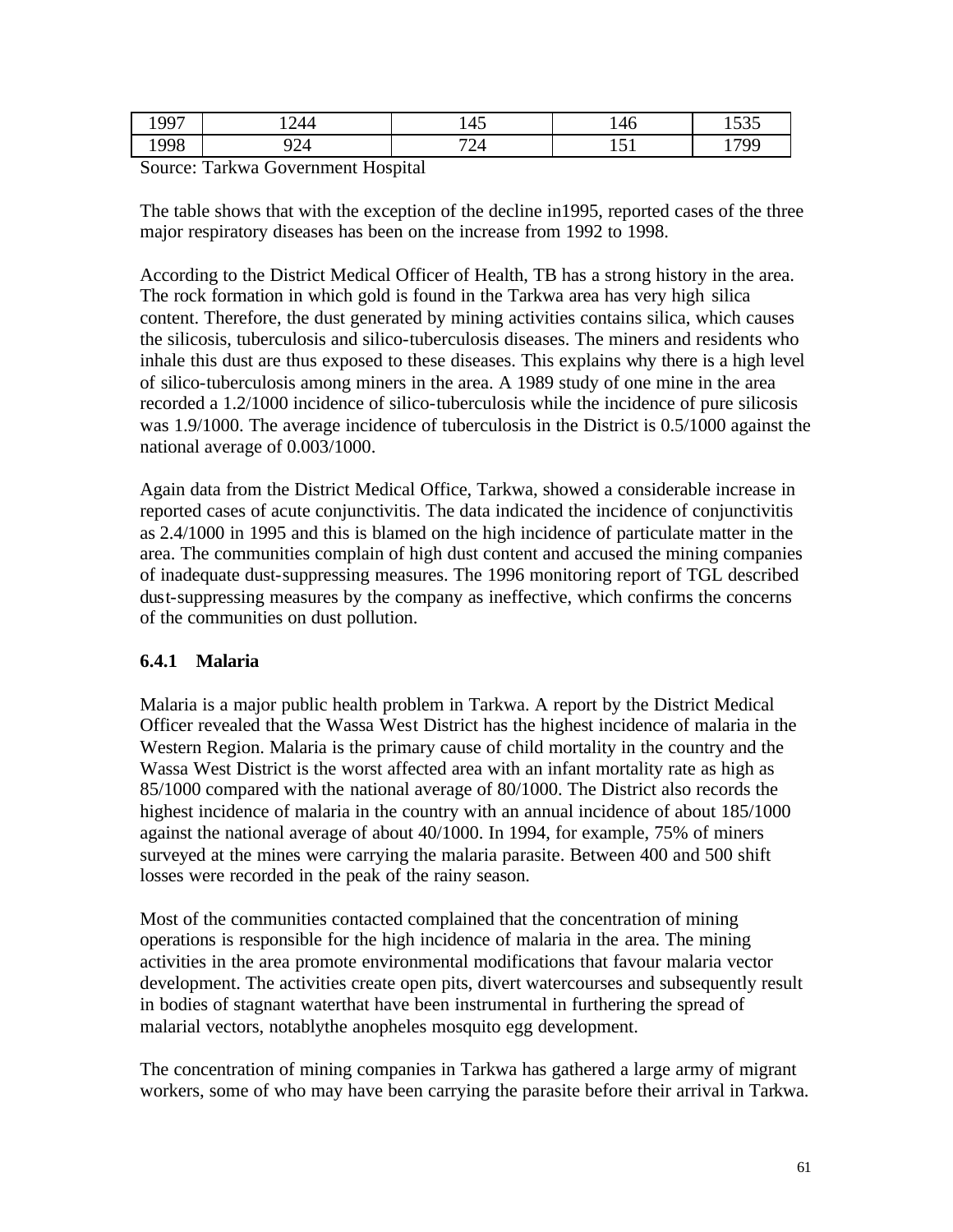| 1997 | 1244 | 145 | 146 | 1535 |
|---|---|---|---|---|
| 1998 | 924 | 724 | 151 | 1799 |

Source: Tarkwa Government Hospital

The table shows that with the exception of the decline in1995, reported cases of the three major respiratory diseases has been on the increase from 1992 to 1998.

According to the District Medical Officer of Health, TB has a strong history in the area. The rock formation in which gold is found in the Tarkwa area has very high silica content. Therefore, the dust generated by mining activities contains silica, which causes the silicosis, tuberculosis and silico-tuberculosis diseases. The miners and residents who inhale this dust are thus exposed to these diseases. This explains why there is a high level of silico-tuberculosis among miners in the area. A 1989 study of one mine in the area recorded a 1.2/1000 incidence of silico-tuberculosis while the incidence of pure silicosis was 1.9/1000. The average incidence of tuberculosis in the District is 0.5/1000 against the national average of 0.003/1000.

Again data from the District Medical Office, Tarkwa, showed a considerable increase in reported cases of acute conjunctivitis. The data indicated the incidence of conjunctivitis as 2.4/1000 in 1995 and this is blamed on the high incidence of particulate matter in the area. The communities complain of high dust content and accused the mining companies of inadequate dust-suppressing measures. The 1996 monitoring report of TGL described dust-suppressing measures by the company as ineffective, which confirms the concerns of the communities on dust pollution.

### 6.4.1 Malaria

Malaria is a major public health problem in Tarkwa. A report by the District Medical Officer revealed that the Wassa West District has the highest incidence of malaria in the Western Region. Malaria is the primary cause of child mortality in the country and the Wassa West District is the worst affected area with an infant mortality rate as high as 85/1000 compared with the national average of 80/1000. The District also records the highest incidence of malaria in the country with an annual incidence of about 185/1000 against the national average of about 40/1000. In 1994, for example, 75% of miners surveyed at the mines were carrying the malaria parasite. Between 400 and 500 shift losses were recorded in the peak of the rainy season.

Most of the communities contacted complained that the concentration of mining operations is responsible for the high incidence of malaria in the area. The mining activities in the area promote environmental modifications that favour malaria vector development. The activities create open pits, divert watercourses and subsequently result in bodies of stagnant waterthat have been instrumental in furthering the spread of malarial vectors, notablythe anopheles mosquito egg development.

The concentration of mining companies in Tarkwa has gathered a large army of migrant workers, some of who may have been carrying the parasite before their arrival in Tarkwa.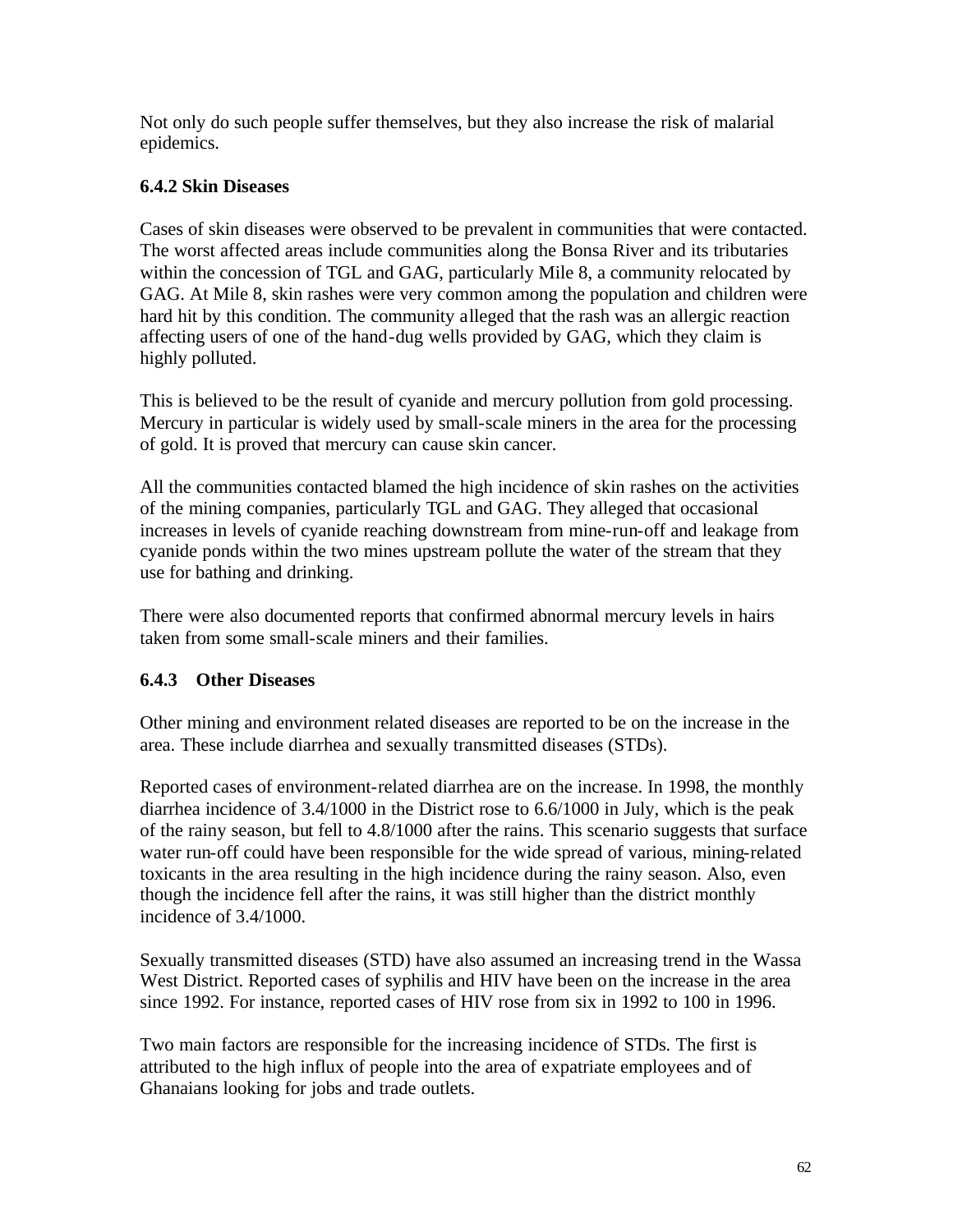Not only do such people suffer themselves, but they also increase the risk of malarial epidemics.

### 6.4.2 Skin Diseases

Cases of skin diseases were observed to be prevalent in communities that were contacted. The worst affected areas include communities along the Bonsa River and its tributaries within the concession of TGL and GAG, particularly Mile 8, a community relocated by GAG. At Mile 8, skin rashes were very common among the population and children were hard hit by this condition. The community alleged that the rash was an allergic reaction affecting users of one of the hand-dug wells provided by GAG, which they claim is highly polluted.

This is believed to be the result of cyanide and mercury pollution from gold processing. Mercury in particular is widely used by small-scale miners in the area for the processing of gold. It is proved that mercury can cause skin cancer.

All the communities contacted blamed the high incidence of skin rashes on the activities of the mining companies, particularly TGL and GAG. They alleged that occasional increases in levels of cyanide reaching downstream from mine-run-off and leakage from cyanide ponds within the two mines upstream pollute the water of the stream that they use for bathing and drinking.

There were also documented reports that confirmed abnormal mercury levels in hairs taken from some small-scale miners and their families.

### 6.4.3 Other Diseases

Other mining and environment related diseases are reported to be on the increase in the area. These include diarrhea and sexually transmitted diseases (STDs).

Reported cases of environment-related diarrhea are on the increase. In 1998, the monthly diarrhea incidence of 3.4/1000 in the District rose to 6.6/1000 in July, which is the peak of the rainy season, but fell to 4.8/1000 after the rains. This scenario suggests that surface water run-off could have been responsible for the wide spread of various, mining-related toxicants in the area resulting in the high incidence during the rainy season. Also, even though the incidence fell after the rains, it was still higher than the district monthly incidence of 3.4/1000.

Sexually transmitted diseases (STD) have also assumed an increasing trend in the Wassa West District. Reported cases of syphilis and HIV have been on the increase in the area since 1992. For instance, reported cases of HIV rose from six in 1992 to 100 in 1996.

Two main factors are responsible for the increasing incidence of STDs. The first is attributed to the high influx of people into the area of expatriate employees and of Ghanaians looking for jobs and trade outlets.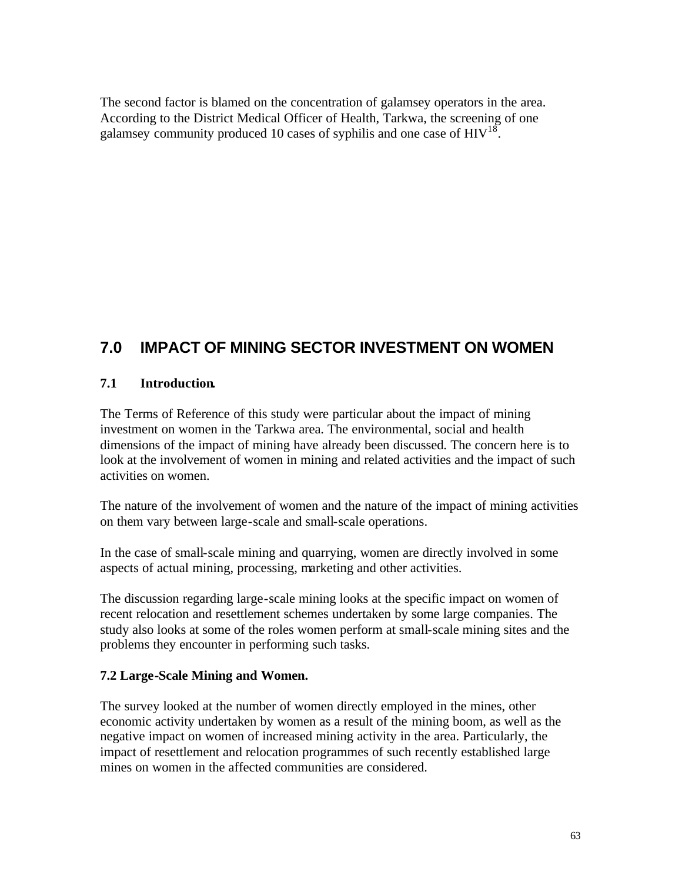The second factor is blamed on the concentration of galamsey operators in the area. According to the District Medical Officer of Health, Tarkwa, the screening of one galamsey community produced 10 cases of syphilis and one case of HIV[18].

## 7.0 IMPACT OF MINING SECTOR INVESTMENT ON WOMEN

### 7.1 Introduction.

The Terms of Reference of this study were particular about the impact of mining investment on women in the Tarkwa area. The environmental, social and health dimensions of the impact of mining have already been discussed. The concern here is to look at the involvement of women in mining and related activities and the impact of such activities on women.

The nature of the involvement of women and the nature of the impact of mining activities on them vary between large-scale and small-scale operations.

In the case of small-scale mining and quarrying, women are directly involved in some aspects of actual mining, processing, marketing and other activities.

The discussion regarding large-scale mining looks at the specific impact on women of recent relocation and resettlement schemes undertaken by some large companies. The study also looks at some of the roles women perform at small-scale mining sites and the problems they encounter in performing such tasks.

### 7.2 Large-Scale Mining and Women.

The survey looked at the number of women directly employed in the mines, other economic activity undertaken by women as a result of the mining boom, as well as the negative impact on women of increased mining activity in the area. Particularly, the impact of resettlement and relocation programmes of such recently established large mines on women in the affected communities are considered.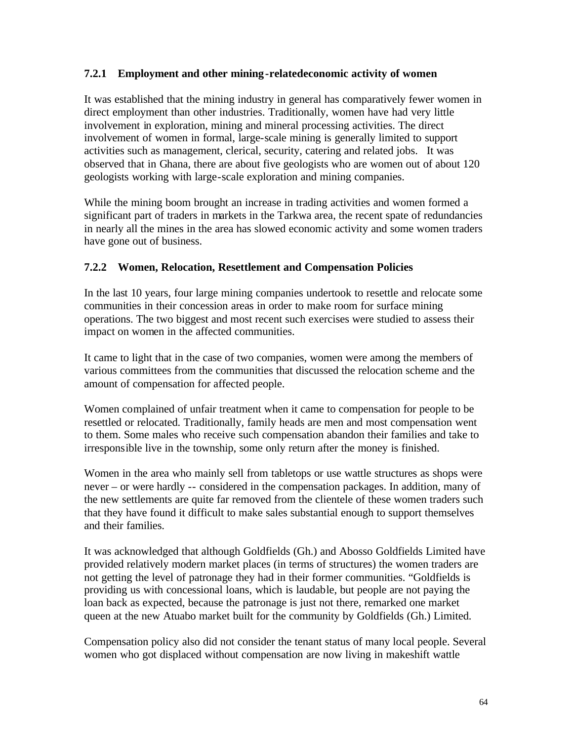### 7.2.1 Employment and other mining-relatedeconomic activity of women

It was established that the mining industry in general has comparatively fewer women in direct employment than other industries. Traditionally, women have had very little involvement in exploration, mining and mineral processing activities. The direct involvement of women in formal, large-scale mining is generally limited to support activities such as management, clerical, security, catering and related jobs. It was observed that in Ghana, there are about five geologists who are women out of about 120 geologists working with large-scale exploration and mining companies.

While the mining boom brought an increase in trading activities and women formed a significant part of traders in markets in the Tarkwa area, the recent spate of redundancies in nearly all the mines in the area has slowed economic activity and some women traders have gone out of business.

### 7.2.2 Women, Relocation, Resettlement and Compensation Policies

In the last 10 years, four large mining companies undertook to resettle and relocate some communities in their concession areas in order to make room for surface mining operations. The two biggest and most recent such exercises were studied to assess their impact on women in the affected communities.

It came to light that in the case of two companies, women were among the members of various committees from the communities that discussed the relocation scheme and the amount of compensation for affected people.

Women complained of unfair treatment when it came to compensation for people to be resettled or relocated. Traditionally, family heads are men and most compensation went to them. Some males who receive such compensation abandon their families and take to irresponsible live in the township, some only return after the money is finished.

Women in the area who mainly sell from tabletops or use wattle structures as shops were never – or were hardly -- considered in the compensation packages. In addition, many of the new settlements are quite far removed from the clientele of these women traders such that they have found it difficult to make sales substantial enough to support themselves and their families.

It was acknowledged that although Goldfields (Gh.) and Abosso Goldfields Limited have provided relatively modern market places (in terms of structures) the women traders are not getting the level of patronage they had in their former communities. "Goldfields is providing us with concessional loans, which is laudable, but people are not paying the loan back as expected, because the patronage is just not there, remarked one market queen at the new Atuabo market built for the community by Goldfields (Gh.) Limited.

Compensation policy also did not consider the tenant status of many local people. Several women who got displaced without compensation are now living in makeshift wattle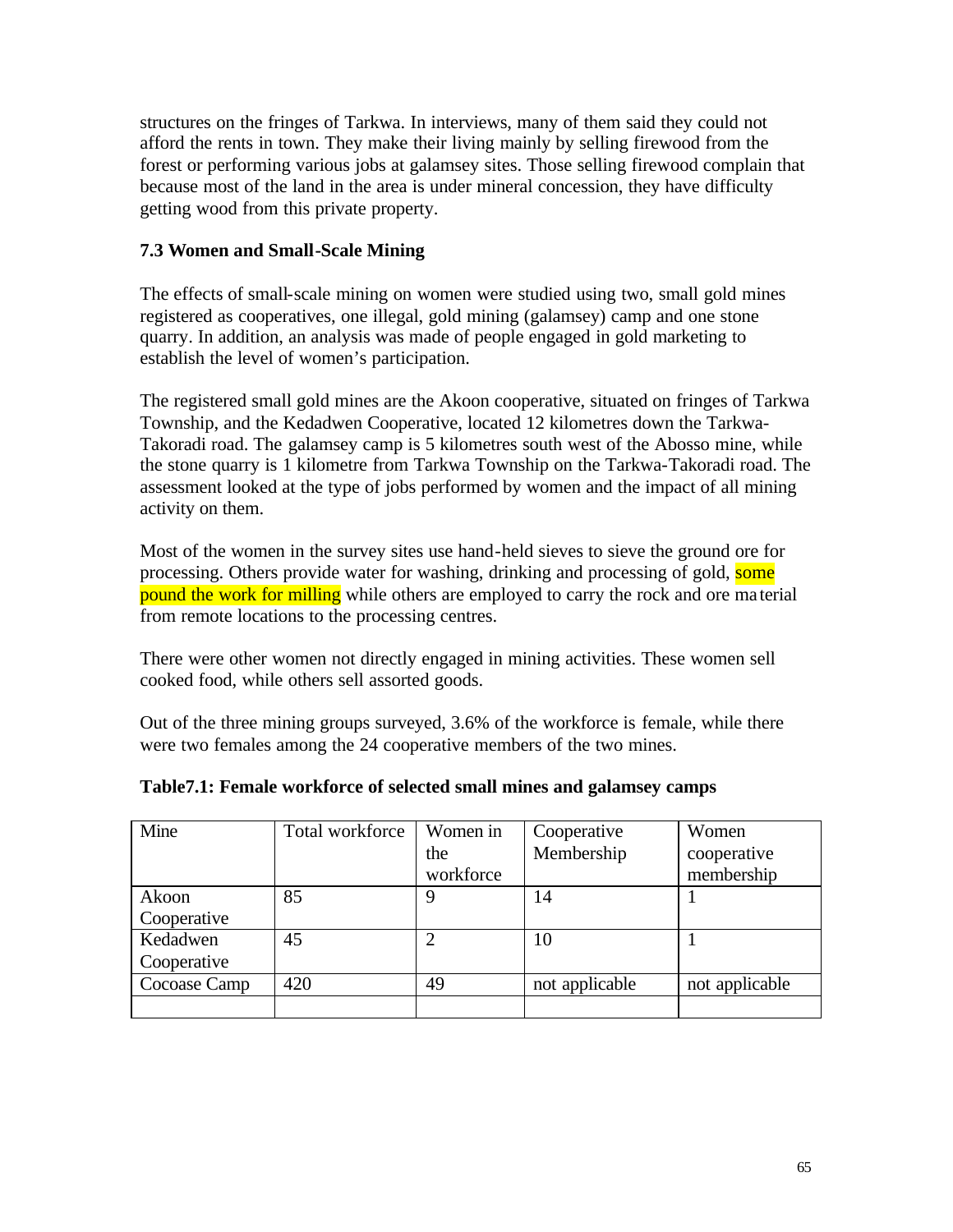structures on the fringes of Tarkwa. In interviews, many of them said they could not afford the rents in town. They make their living mainly by selling firewood from the forest or performing various jobs at galamsey sites. Those selling firewood complain that because most of the land in the area is under mineral concession, they have difficulty getting wood from this private property.

### 7.3 Women and Small-Scale Mining

The effects of small-scale mining on women were studied using two, small gold mines registered as cooperatives, one illegal, gold mining (galamsey) camp and one stone quarry. In addition, an analysis was made of people engaged in gold marketing to establish the level of women's participation.

The registered small gold mines are the Akoon cooperative, situated on fringes of Tarkwa Township, and the Kedadwen Cooperative, located 12 kilometres down the Tarkwa-Takoradi road. The galamsey camp is 5 kilometres south west of the Abosso mine, while the stone quarry is 1 kilometre from Tarkwa Township on the Tarkwa-Takoradi road. The assessment looked at the type of jobs performed by women and the impact of all mining activity on them.

Most of the women in the survey sites use hand-held sieves to sieve the ground ore for processing. Others provide water for washing, drinking and processing of gold, some pound the work for milling while others are employed to carry the rock and ore material from remote locations to the processing centres.

There were other women not directly engaged in mining activities. These women sell cooked food, while others sell assorted goods.

Out of the three mining groups surveyed, 3.6% of the workforce is female, while there were two females among the 24 cooperative members of the two mines.

**Table7.1: Female workforce of selected small mines and galamsey camps**

| Mine | Total workforce | Women in the workforce | Cooperative Membership | Women cooperative membership |
|---|---|---|---|---|
| Akoon Cooperative | 85 | 9 | 14 | 1 |
| Kedadwen Cooperative | 45 | 2 | 10 | 1 |
| Cocoase Camp | 420 | 49 | not applicable | not applicable |
| | | | | |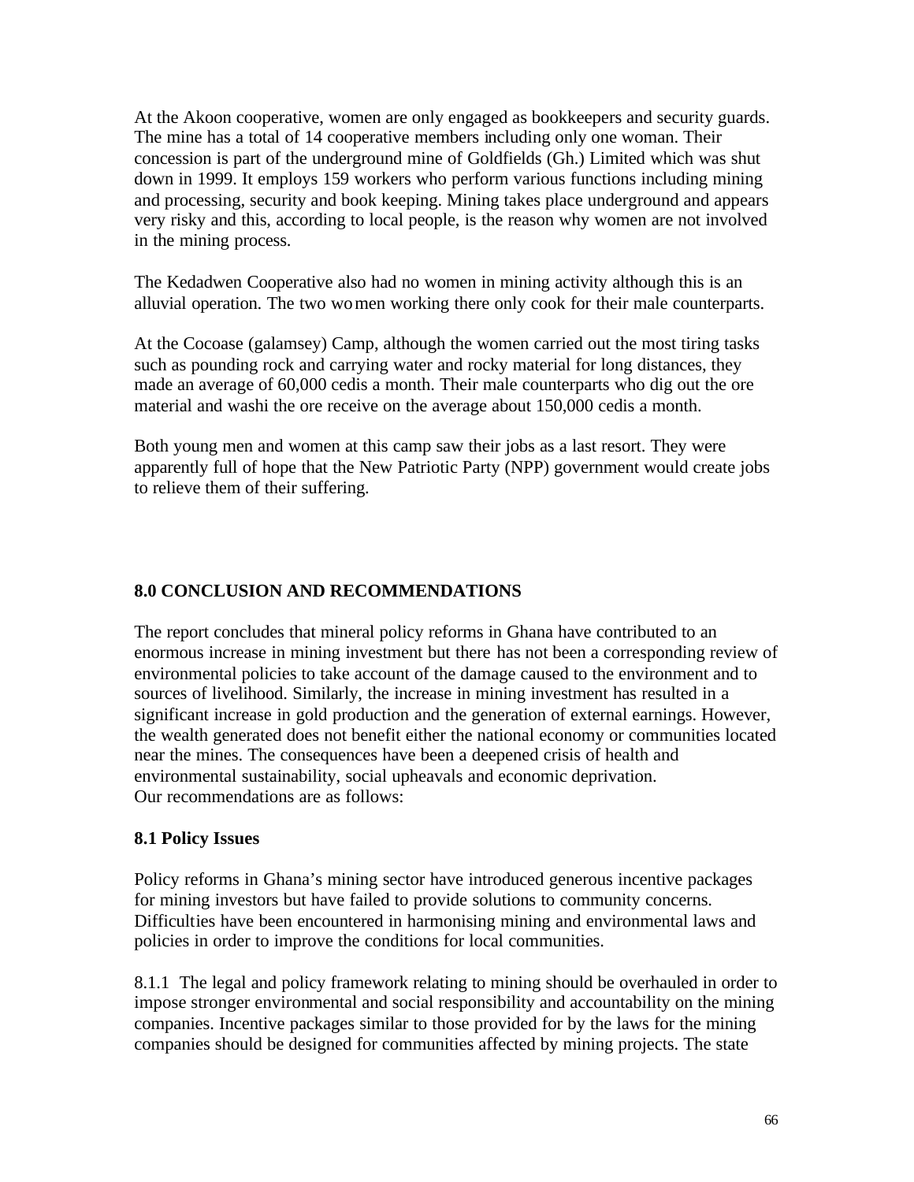At the Akoon cooperative, women are only engaged as bookkeepers and security guards. The mine has a total of 14 cooperative members including only one woman. Their concession is part of the underground mine of Goldfields (Gh.) Limited which was shut down in 1999. It employs 159 workers who perform various functions including mining and processing, security and book keeping. Mining takes place underground and appears very risky and this, according to local people, is the reason why women are not involved in the mining process.

The Kedadwen Cooperative also had no women in mining activity although this is an alluvial operation. The two women working there only cook for their male counterparts.

At the Cocoase (galamsey) Camp, although the women carried out the most tiring tasks such as pounding rock and carrying water and rocky material for long distances, they made an average of 60,000 cedis a month. Their male counterparts who dig out the ore material and washi the ore receive on the average about 150,000 cedis a month.

Both young men and women at this camp saw their jobs as a last resort. They were apparently full of hope that the New Patriotic Party (NPP) government would create jobs to relieve them of their suffering.

## 8.0 CONCLUSION AND RECOMMENDATIONS

The report concludes that mineral policy reforms in Ghana have contributed to an enormous increase in mining investment but there has not been a corresponding review of environmental policies to take account of the damage caused to the environment and to sources of livelihood. Similarly, the increase in mining investment has resulted in a significant increase in gold production and the generation of external earnings. However, the wealth generated does not benefit either the national economy or communities located near the mines. The consequences have been a deepened crisis of health and environmental sustainability, social upheavals and economic deprivation.
Our recommendations are as follows:

### 8.1 Policy Issues

Policy reforms in Ghana's mining sector have introduced generous incentive packages for mining investors but have failed to provide solutions to community concerns. Difficulties have been encountered in harmonising mining and environmental laws and policies in order to improve the conditions for local communities.

8.1.1 The legal and policy framework relating to mining should be overhauled in order to impose stronger environmental and social responsibility and accountability on the mining companies. Incentive packages similar to those provided for by the laws for the mining companies should be designed for communities affected by mining projects. The state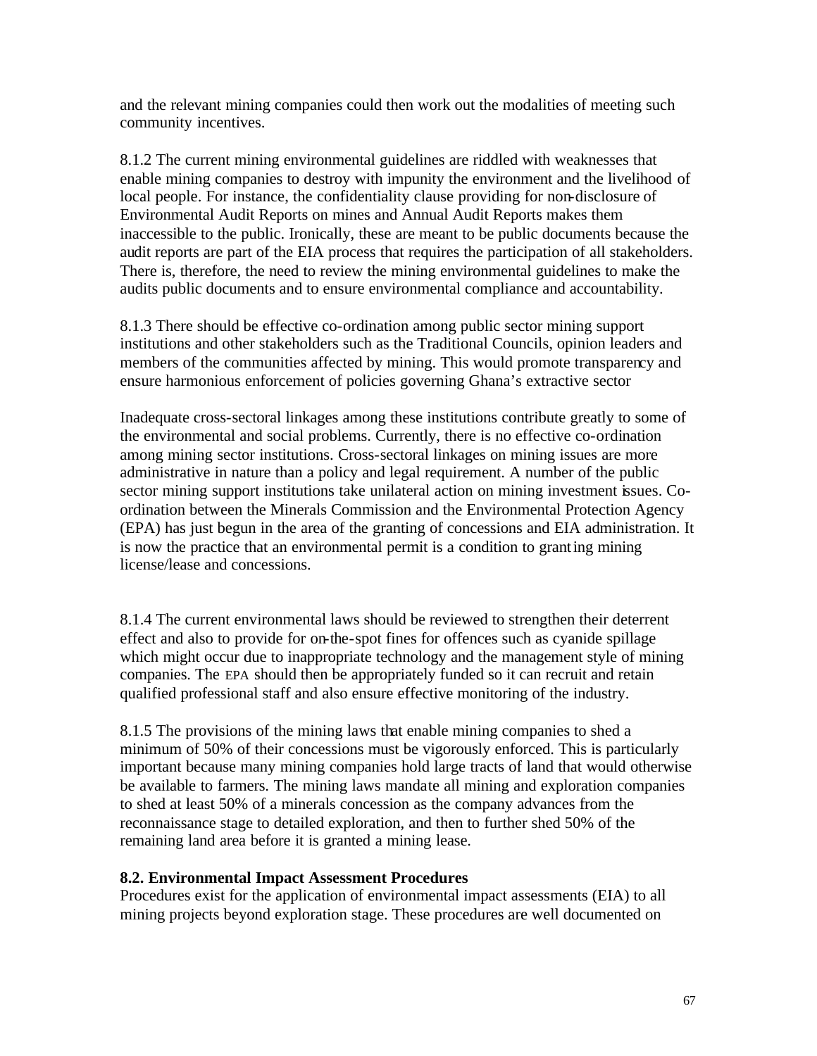and the relevant mining companies could then work out the modalities of meeting such community incentives.

8.1.2 The current mining environmental guidelines are riddled with weaknesses that enable mining companies to destroy with impunity the environment and the livelihood of local people. For instance, the confidentiality clause providing for non-disclosure of Environmental Audit Reports on mines and Annual Audit Reports makes them inaccessible to the public. Ironically, these are meant to be public documents because the audit reports are part of the EIA process that requires the participation of all stakeholders. There is, therefore, the need to review the mining environmental guidelines to make the audits public documents and to ensure environmental compliance and accountability.

8.1.3 There should be effective co-ordination among public sector mining support institutions and other stakeholders such as the Traditional Councils, opinion leaders and members of the communities affected by mining. This would promote transparency and ensure harmonious enforcement of policies governing Ghana's extractive sector

Inadequate cross-sectoral linkages among these institutions contribute greatly to some of the environmental and social problems. Currently, there is no effective co-ordination among mining sector institutions. Cross-sectoral linkages on mining issues are more administrative in nature than a policy and legal requirement. A number of the public sector mining support institutions take unilateral action on mining investment issues. Co-ordination between the Minerals Commission and the Environmental Protection Agency (EPA) has just begun in the area of the granting of concessions and EIA administration. It is now the practice that an environmental permit is a condition to granting mining license/lease and concessions.

8.1.4 The current environmental laws should be reviewed to strengthen their deterrent effect and also to provide for on-the-spot fines for offences such as cyanide spillage which might occur due to inappropriate technology and the management style of mining companies. The EPA should then be appropriately funded so it can recruit and retain qualified professional staff and also ensure effective monitoring of the industry.

8.1.5 The provisions of the mining laws that enable mining companies to shed a minimum of 50% of their concessions must be vigorously enforced. This is particularly important because many mining companies hold large tracts of land that would otherwise be available to farmers. The mining laws mandate all mining and exploration companies to shed at least 50% of a minerals concession as the company advances from the reconnaissance stage to detailed exploration, and then to further shed 50% of the remaining land area before it is granted a mining lease.

**8.2. Environmental Impact Assessment Procedures**

Procedures exist for the application of environmental impact assessments (EIA) to all mining projects beyond exploration stage. These procedures are well documented on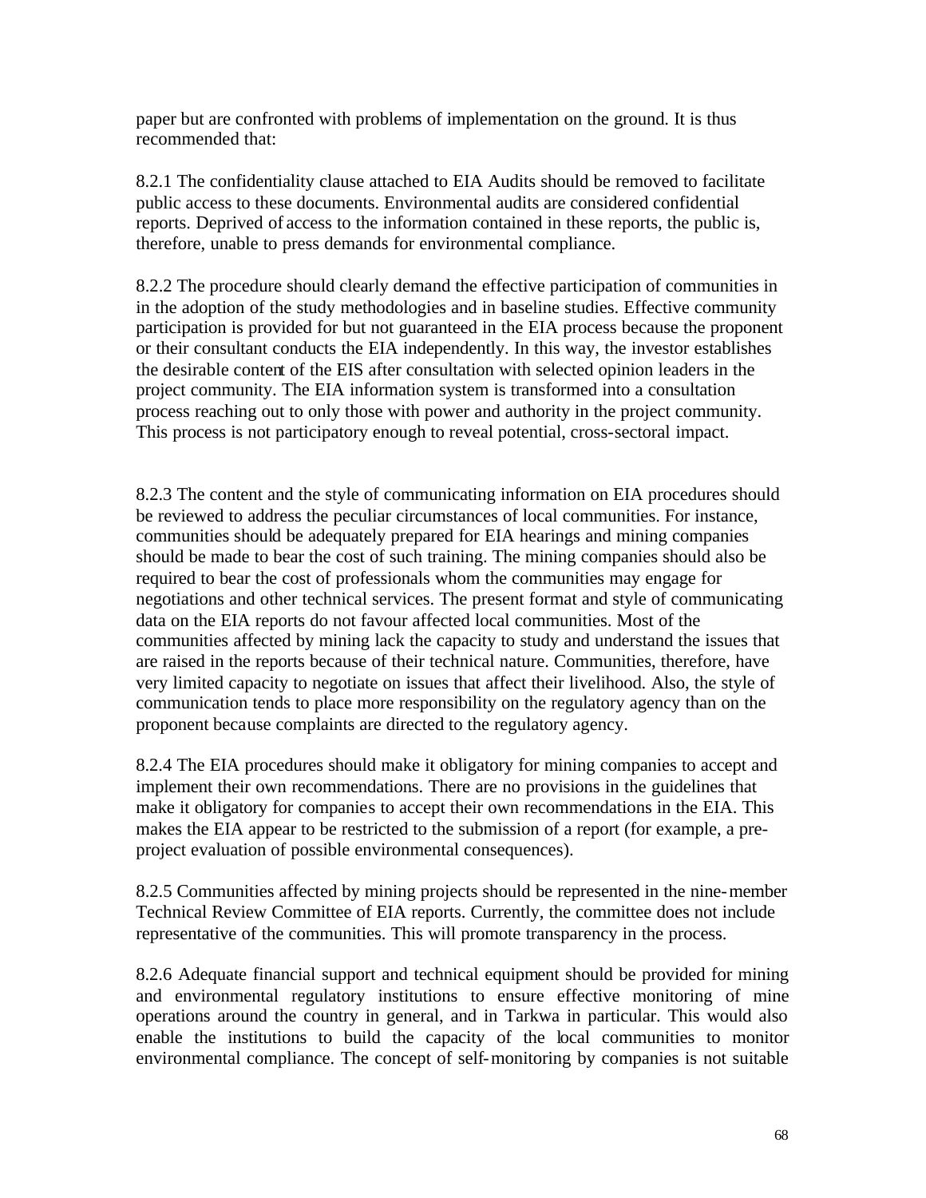paper but are confronted with problems of implementation on the ground. It is thus recommended that:

8.2.1 The confidentiality clause attached to EIA Audits should be removed to facilitate public access to these documents. Environmental audits are considered confidential reports. Deprived of access to the information contained in these reports, the public is, therefore, unable to press demands for environmental compliance.

8.2.2 The procedure should clearly demand the effective participation of communities in in the adoption of the study methodologies and in baseline studies. Effective community participation is provided for but not guaranteed in the EIA process because the proponent or their consultant conducts the EIA independently. In this way, the investor establishes the desirable content of the EIS after consultation with selected opinion leaders in the project community. The EIA information system is transformed into a consultation process reaching out to only those with power and authority in the project community. This process is not participatory enough to reveal potential, cross-sectoral impact.

8.2.3 The content and the style of communicating information on EIA procedures should be reviewed to address the peculiar circumstances of local communities. For instance, communities should be adequately prepared for EIA hearings and mining companies should be made to bear the cost of such training. The mining companies should also be required to bear the cost of professionals whom the communities may engage for negotiations and other technical services. The present format and style of communicating data on the EIA reports do not favour affected local communities. Most of the communities affected by mining lack the capacity to study and understand the issues that are raised in the reports because of their technical nature. Communities, therefore, have very limited capacity to negotiate on issues that affect their livelihood. Also, the style of communication tends to place more responsibility on the regulatory agency than on the proponent because complaints are directed to the regulatory agency.

8.2.4 The EIA procedures should make it obligatory for mining companies to accept and implement their own recommendations. There are no provisions in the guidelines that make it obligatory for companies to accept their own recommendations in the EIA. This makes the EIA appear to be restricted to the submission of a report (for example, a pre-project evaluation of possible environmental consequences).

8.2.5 Communities affected by mining projects should be represented in the nine-member Technical Review Committee of EIA reports. Currently, the committee does not include representative of the communities. This will promote transparency in the process.

8.2.6 Adequate financial support and technical equipment should be provided for mining and environmental regulatory institutions to ensure effective monitoring of mine operations around the country in general, and in Tarkwa in particular. This would also enable the institutions to build the capacity of the local communities to monitor environmental compliance. The concept of self-monitoring by companies is not suitable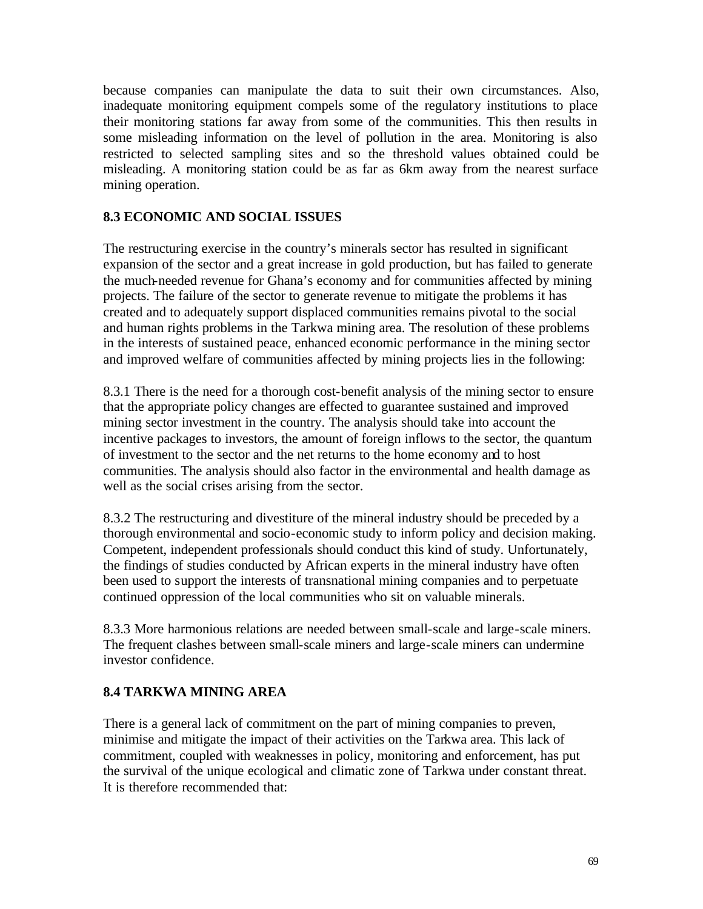because companies can manipulate the data to suit their own circumstances. Also, inadequate monitoring equipment compels some of the regulatory institutions to place their monitoring stations far away from some of the communities. This then results in some misleading information on the level of pollution in the area. Monitoring is also restricted to selected sampling sites and so the threshold values obtained could be misleading. A monitoring station could be as far as 6km away from the nearest surface mining operation.

## 8.3 ECONOMIC AND SOCIAL ISSUES

The restructuring exercise in the country's minerals sector has resulted in significant expansion of the sector and a great increase in gold production, but has failed to generate the much-needed revenue for Ghana's economy and for communities affected by mining projects. The failure of the sector to generate revenue to mitigate the problems it has created and to adequately support displaced communities remains pivotal to the social and human rights problems in the Tarkwa mining area. The resolution of these problems in the interests of sustained peace, enhanced economic performance in the mining sector and improved welfare of communities affected by mining projects lies in the following:

8.3.1 There is the need for a thorough cost-benefit analysis of the mining sector to ensure that the appropriate policy changes are effected to guarantee sustained and improved mining sector investment in the country. The analysis should take into account the incentive packages to investors, the amount of foreign inflows to the sector, the quantum of investment to the sector and the net returns to the home economy and to host communities. The analysis should also factor in the environmental and health damage as well as the social crises arising from the sector.

8.3.2 The restructuring and divestiture of the mineral industry should be preceded by a thorough environmental and socio-economic study to inform policy and decision making. Competent, independent professionals should conduct this kind of study. Unfortunately, the findings of studies conducted by African experts in the mineral industry have often been used to support the interests of transnational mining companies and to perpetuate continued oppression of the local communities who sit on valuable minerals.

8.3.3 More harmonious relations are needed between small-scale and large-scale miners. The frequent clashes between small-scale miners and large-scale miners can undermine investor confidence.

## 8.4 TARKWA MINING AREA

There is a general lack of commitment on the part of mining companies to preven, minimise and mitigate the impact of their activities on the Tarkwa area. This lack of commitment, coupled with weaknesses in policy, monitoring and enforcement, has put the survival of the unique ecological and climatic zone of Tarkwa under constant threat. It is therefore recommended that: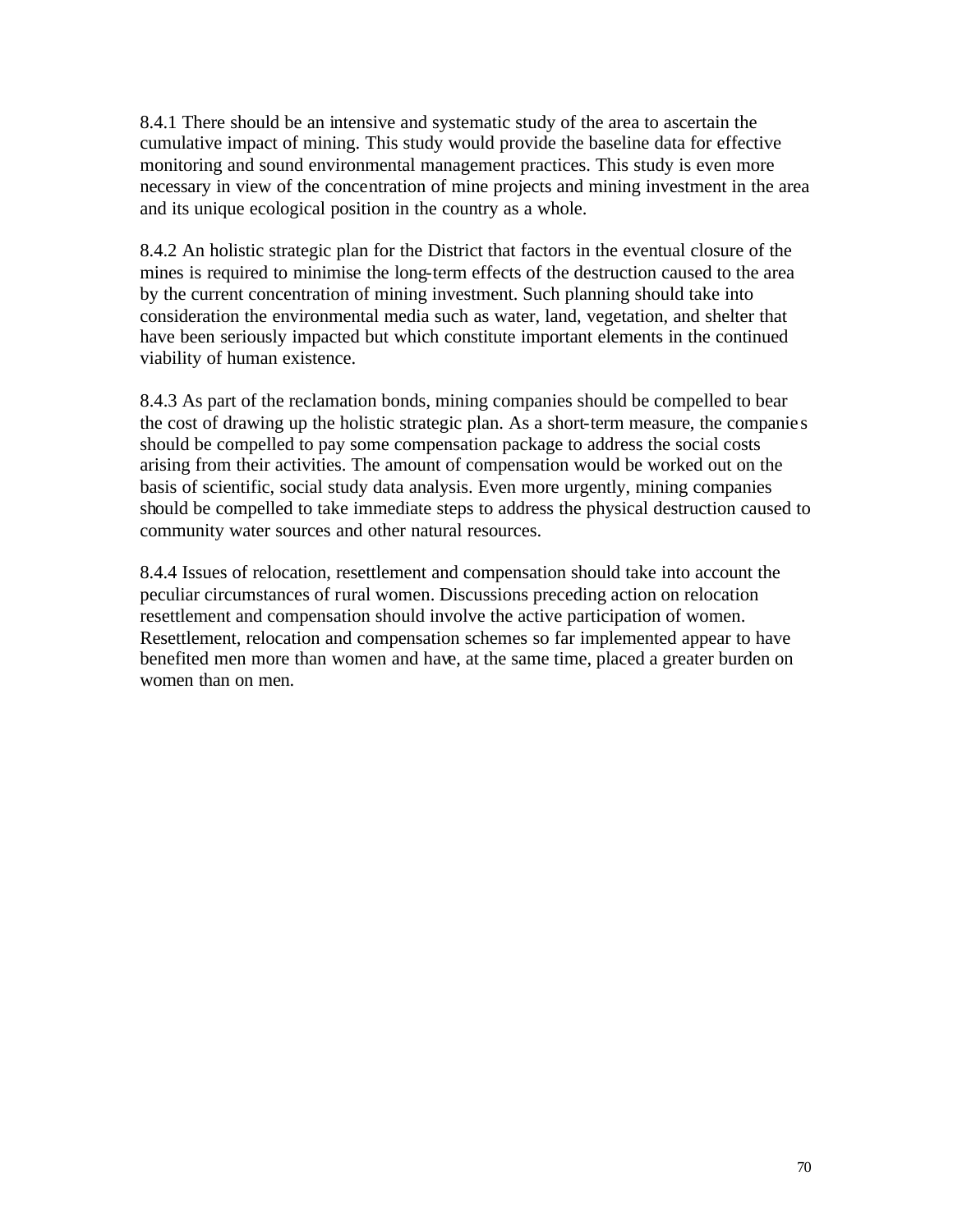8.4.1 There should be an intensive and systematic study of the area to ascertain the cumulative impact of mining. This study would provide the baseline data for effective monitoring and sound environmental management practices. This study is even more necessary in view of the concentration of mine projects and mining investment in the area and its unique ecological position in the country as a whole.

8.4.2 An holistic strategic plan for the District that factors in the eventual closure of the mines is required to minimise the long-term effects of the destruction caused to the area by the current concentration of mining investment. Such planning should take into consideration the environmental media such as water, land, vegetation, and shelter that have been seriously impacted but which constitute important elements in the continued viability of human existence.

8.4.3 As part of the reclamation bonds, mining companies should be compelled to bear the cost of drawing up the holistic strategic plan. As a short-term measure, the companies should be compelled to pay some compensation package to address the social costs arising from their activities. The amount of compensation would be worked out on the basis of scientific, social study data analysis. Even more urgently, mining companies should be compelled to take immediate steps to address the physical destruction caused to community water sources and other natural resources.

8.4.4 Issues of relocation, resettlement and compensation should take into account the peculiar circumstances of rural women. Discussions preceding action on relocation resettlement and compensation should involve the active participation of women. Resettlement, relocation and compensation schemes so far implemented appear to have benefited men more than women and have, at the same time, placed a greater burden on women than on men.